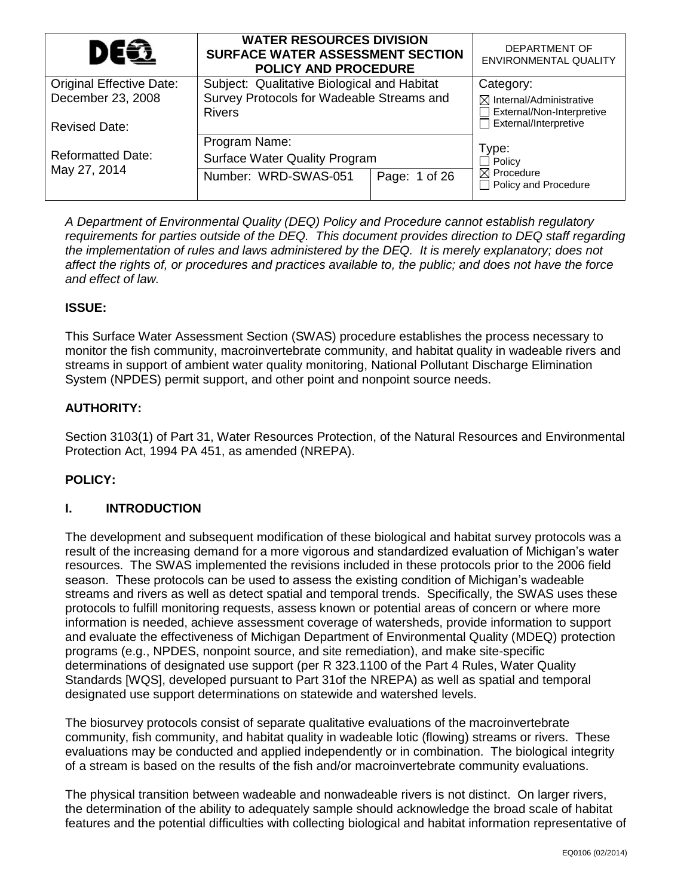| DEQ | WATER RESOURCES DIVISION SURFACE WATER ASSESSMENT SECTION POLICY AND PROCEDURE | | DEPARTMENT OF ENVIRONMENTAL QUALITY |
|---|---|---|---|
| Original Effective Date: December 23, 2008<br><br>Revised Date:<br><br>Reformatted Date: May 27, 2014 | Subject: Qualitative Biological and Habitat Survey Protocols for Wadeable Streams and Rivers | | Category:<br>☒ Internal/Administrative<br>☐ External/Non-Interpretive<br>☐ External/Interpretive |
| | Program Name: Surface Water Quality Program | | Type:<br>☐ Policy<br>☒ Procedure<br>☐ Policy and Procedure |
| | Number: WRD-SWAS-051 | Page: 1 of 26 | |

*A Department of Environmental Quality (DEQ) Policy and Procedure cannot establish regulatory requirements for parties outside of the DEQ. This document provides direction to DEQ staff regarding the implementation of rules and laws administered by the DEQ. It is merely explanatory; does not affect the rights of, or procedures and practices available to, the public; and does not have the force and effect of law.*

**ISSUE:**

This Surface Water Assessment Section (SWAS) procedure establishes the process necessary to monitor the fish community, macroinvertebrate community, and habitat quality in wadeable rivers and streams in support of ambient water quality monitoring, National Pollutant Discharge Elimination System (NPDES) permit support, and other point and nonpoint source needs.

**AUTHORITY:**

Section 3103(1) of Part 31, Water Resources Protection, of the Natural Resources and Environmental Protection Act, 1994 PA 451, as amended (NREPA).

**POLICY:**

## I. INTRODUCTION

The development and subsequent modification of these biological and habitat survey protocols was a result of the increasing demand for a more vigorous and standardized evaluation of Michigan's water resources. The SWAS implemented the revisions included in these protocols prior to the 2006 field season. These protocols can be used to assess the existing condition of Michigan's wadeable streams and rivers as well as detect spatial and temporal trends. Specifically, the SWAS uses these protocols to fulfill monitoring requests, assess known or potential areas of concern or where more information is needed, achieve assessment coverage of watersheds, provide information to support and evaluate the effectiveness of Michigan Department of Environmental Quality (MDEQ) protection programs (e.g., NPDES, nonpoint source, and site remediation), and make site-specific determinations of designated use support (per R 323.1100 of the Part 4 Rules, Water Quality Standards [WQS], developed pursuant to Part 31of the NREPA) as well as spatial and temporal designated use support determinations on statewide and watershed levels.

The biosurvey protocols consist of separate qualitative evaluations of the macroinvertebrate community, fish community, and habitat quality in wadeable lotic (flowing) streams or rivers. These evaluations may be conducted and applied independently or in combination. The biological integrity of a stream is based on the results of the fish and/or macroinvertebrate community evaluations.

The physical transition between wadeable and nonwadeable rivers is not distinct. On larger rivers, the determination of the ability to adequately sample should acknowledge the broad scale of habitat features and the potential difficulties with collecting biological and habitat information representative of

EQ0106 (02/2014)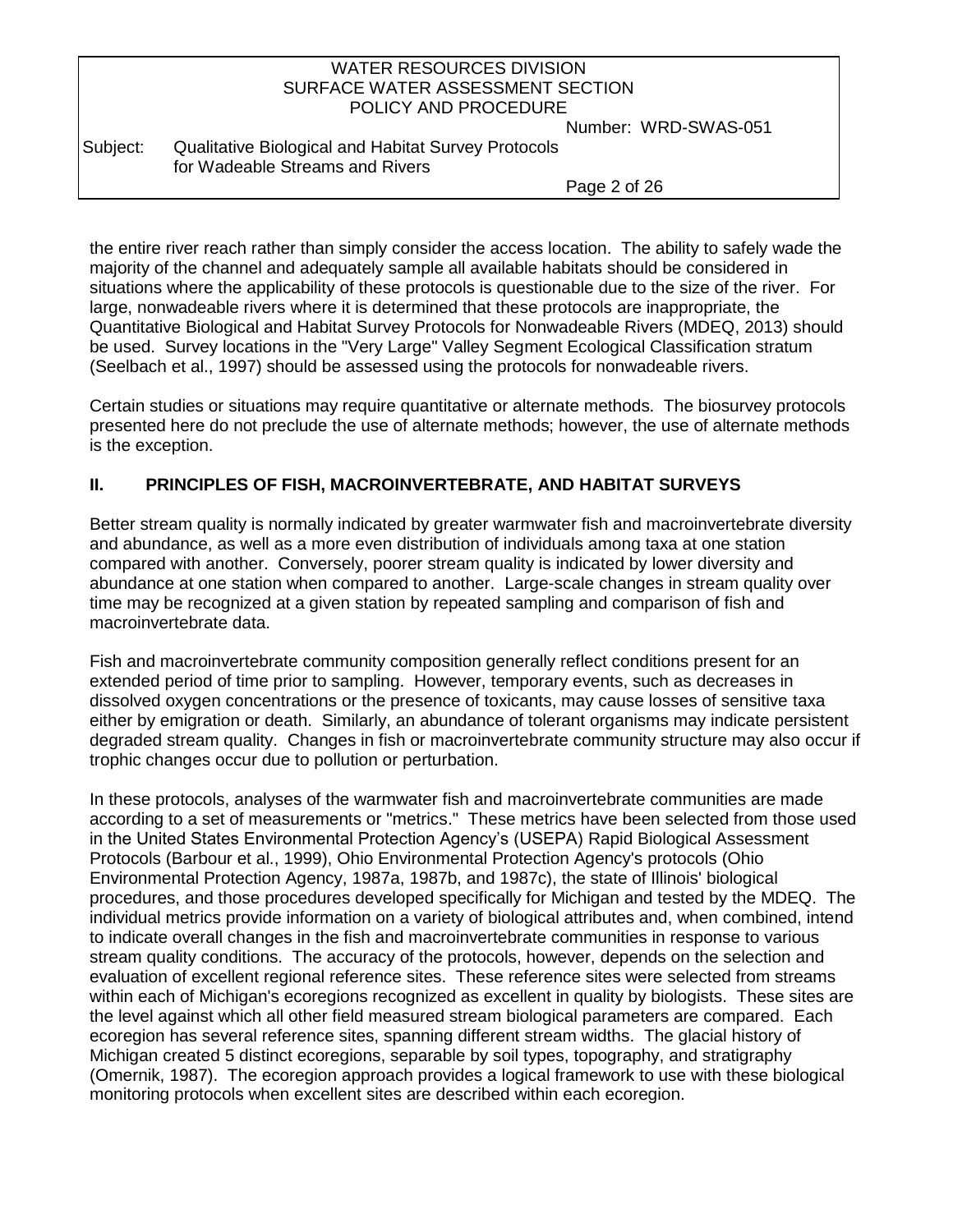the entire river reach rather than simply consider the access location. The ability to safely wade the majority of the channel and adequately sample all available habitats should be considered in situations where the applicability of these protocols is questionable due to the size of the river. For large, nonwadeable rivers where it is determined that these protocols are inappropriate, the Quantitative Biological and Habitat Survey Protocols for Nonwadeable Rivers (MDEQ, 2013) should be used. Survey locations in the "Very Large" Valley Segment Ecological Classification stratum (Seelbach et al., 1997) should be assessed using the protocols for nonwadeable rivers.

Certain studies or situations may require quantitative or alternate methods. The biosurvey protocols presented here do not preclude the use of alternate methods; however, the use of alternate methods is the exception.

## II. PRINCIPLES OF FISH, MACROINVERTEBRATE, AND HABITAT SURVEYS

Better stream quality is normally indicated by greater warmwater fish and macroinvertebrate diversity and abundance, as well as a more even distribution of individuals among taxa at one station compared with another. Conversely, poorer stream quality is indicated by lower diversity and abundance at one station when compared to another. Large-scale changes in stream quality over time may be recognized at a given station by repeated sampling and comparison of fish and macroinvertebrate data.

Fish and macroinvertebrate community composition generally reflect conditions present for an extended period of time prior to sampling. However, temporary events, such as decreases in dissolved oxygen concentrations or the presence of toxicants, may cause losses of sensitive taxa either by emigration or death. Similarly, an abundance of tolerant organisms may indicate persistent degraded stream quality. Changes in fish or macroinvertebrate community structure may also occur if trophic changes occur due to pollution or perturbation.

In these protocols, analyses of the warmwater fish and macroinvertebrate communities are made according to a set of measurements or "metrics." These metrics have been selected from those used in the United States Environmental Protection Agency's (USEPA) Rapid Biological Assessment Protocols (Barbour et al., 1999), Ohio Environmental Protection Agency's protocols (Ohio Environmental Protection Agency, 1987a, 1987b, and 1987c), the state of Illinois' biological procedures, and those procedures developed specifically for Michigan and tested by the MDEQ. The individual metrics provide information on a variety of biological attributes and, when combined, intend to indicate overall changes in the fish and macroinvertebrate communities in response to various stream quality conditions. The accuracy of the protocols, however, depends on the selection and evaluation of excellent regional reference sites. These reference sites were selected from streams within each of Michigan's ecoregions recognized as excellent in quality by biologists. These sites are the level against which all other field measured stream biological parameters are compared. Each ecoregion has several reference sites, spanning different stream widths. The glacial history of Michigan created 5 distinct ecoregions, separable by soil types, topography, and stratigraphy (Omernik, 1987). The ecoregion approach provides a logical framework to use with these biological monitoring protocols when excellent sites are described within each ecoregion.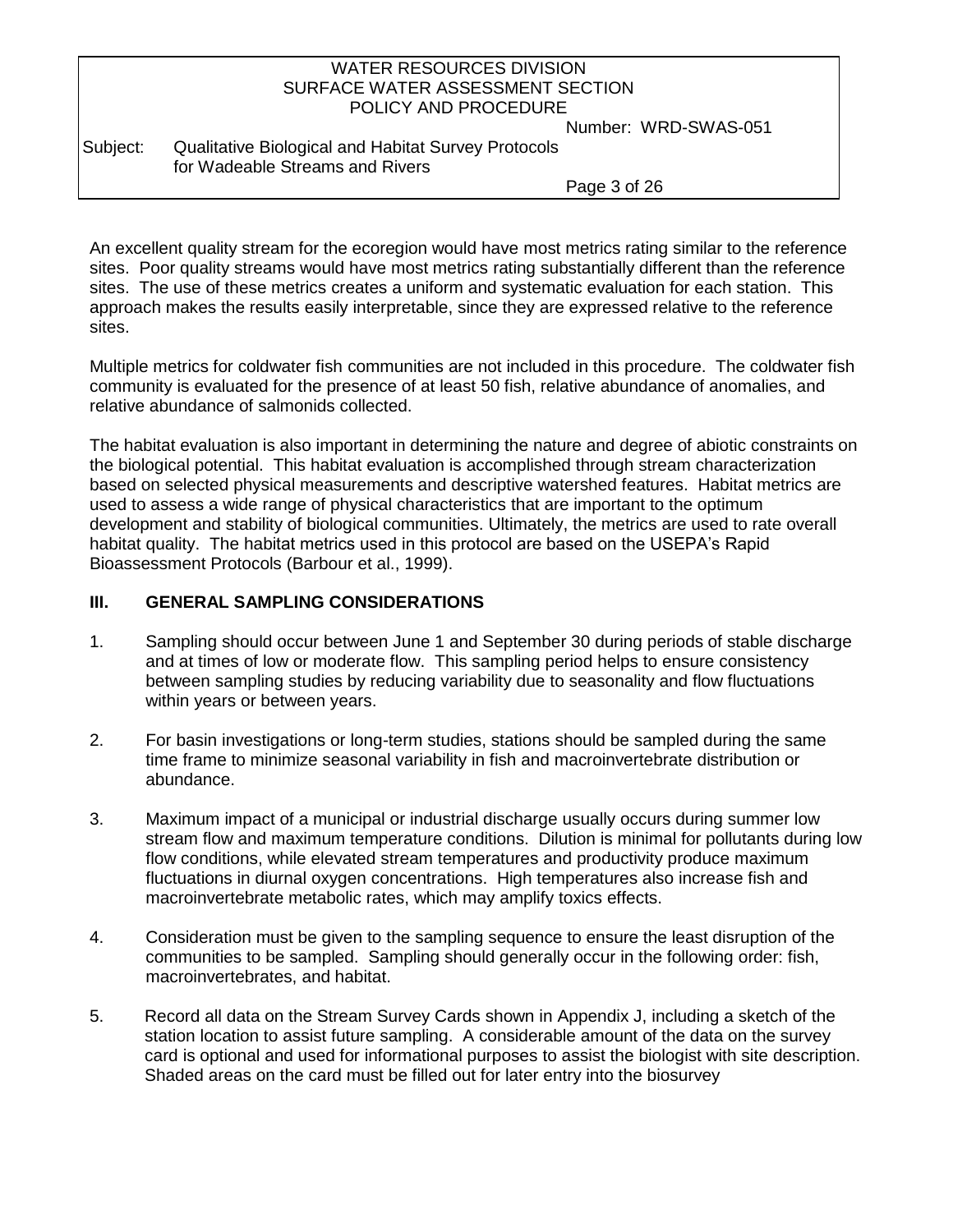An excellent quality stream for the ecoregion would have most metrics rating similar to the reference sites. Poor quality streams would have most metrics rating substantially different than the reference sites. The use of these metrics creates a uniform and systematic evaluation for each station. This approach makes the results easily interpretable, since they are expressed relative to the reference sites.

Multiple metrics for coldwater fish communities are not included in this procedure. The coldwater fish community is evaluated for the presence of at least 50 fish, relative abundance of anomalies, and relative abundance of salmonids collected.

The habitat evaluation is also important in determining the nature and degree of abiotic constraints on the biological potential. This habitat evaluation is accomplished through stream characterization based on selected physical measurements and descriptive watershed features. Habitat metrics are used to assess a wide range of physical characteristics that are important to the optimum development and stability of biological communities. Ultimately, the metrics are used to rate overall habitat quality. The habitat metrics used in this protocol are based on the USEPA's Rapid Bioassessment Protocols (Barbour et al., 1999).

## III. GENERAL SAMPLING CONSIDERATIONS

1. Sampling should occur between June 1 and September 30 during periods of stable discharge and at times of low or moderate flow. This sampling period helps to ensure consistency between sampling studies by reducing variability due to seasonality and flow fluctuations within years or between years.

2. For basin investigations or long-term studies, stations should be sampled during the same time frame to minimize seasonal variability in fish and macroinvertebrate distribution or abundance.

3. Maximum impact of a municipal or industrial discharge usually occurs during summer low stream flow and maximum temperature conditions. Dilution is minimal for pollutants during low flow conditions, while elevated stream temperatures and productivity produce maximum fluctuations in diurnal oxygen concentrations. High temperatures also increase fish and macroinvertebrate metabolic rates, which may amplify toxics effects.

4. Consideration must be given to the sampling sequence to ensure the least disruption of the communities to be sampled. Sampling should generally occur in the following order: fish, macroinvertebrates, and habitat.

5. Record all data on the Stream Survey Cards shown in Appendix J, including a sketch of the station location to assist future sampling. A considerable amount of the data on the survey card is optional and used for informational purposes to assist the biologist with site description. Shaded areas on the card must be filled out for later entry into the biosurvey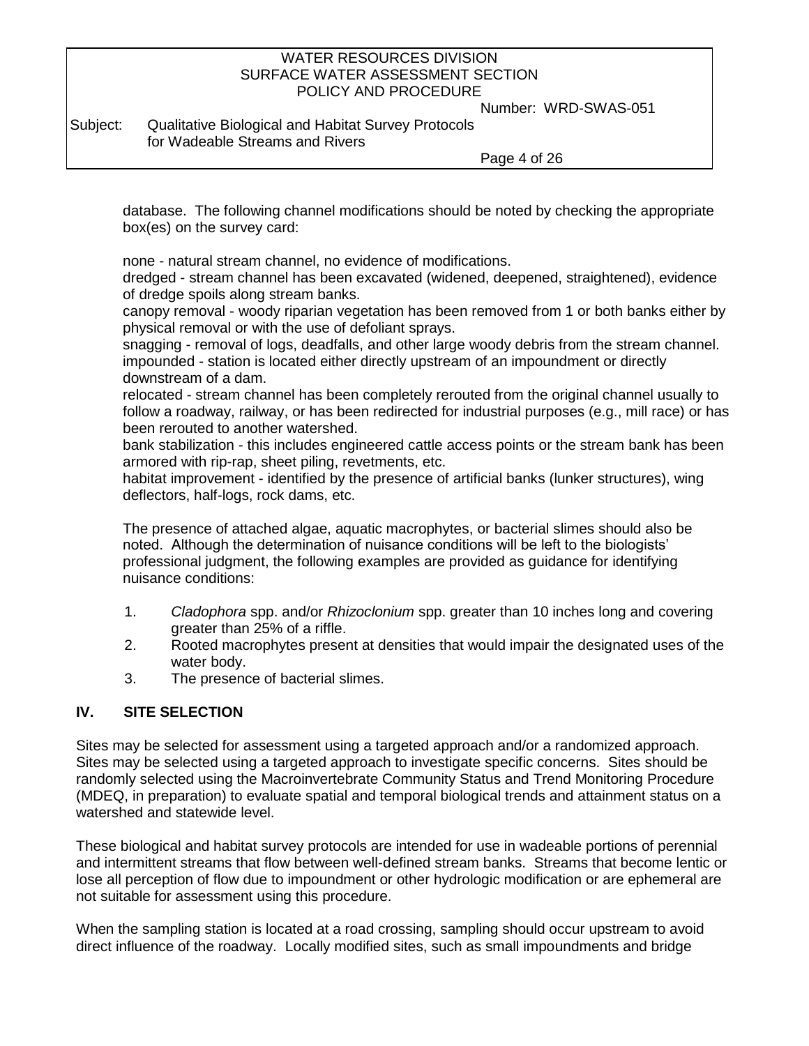database. The following channel modifications should be noted by checking the appropriate box(es) on the survey card:

none - natural stream channel, no evidence of modifications.
dredged - stream channel has been excavated (widened, deepened, straightened), evidence of dredge spoils along stream banks.
canopy removal - woody riparian vegetation has been removed from 1 or both banks either by physical removal or with the use of defoliant sprays.
snagging - removal of logs, deadfalls, and other large woody debris from the stream channel.
impounded - station is located either directly upstream of an impoundment or directly downstream of a dam.
relocated - stream channel has been completely rerouted from the original channel usually to follow a roadway, railway, or has been redirected for industrial purposes (e.g., mill race) or has been rerouted to another watershed.
bank stabilization - this includes engineered cattle access points or the stream bank has been armored with rip-rap, sheet piling, revetments, etc.
habitat improvement - identified by the presence of artificial banks (lunker structures), wing deflectors, half-logs, rock dams, etc.

The presence of attached algae, aquatic macrophytes, or bacterial slimes should also be noted. Although the determination of nuisance conditions will be left to the biologists' professional judgment, the following examples are provided as guidance for identifying nuisance conditions:

1. *Cladophora* spp. and/or *Rhizoclonium* spp. greater than 10 inches long and covering greater than 25% of a riffle.
2. Rooted macrophytes present at densities that would impair the designated uses of the water body.
3. The presence of bacterial slimes.

## IV. SITE SELECTION

Sites may be selected for assessment using a targeted approach and/or a randomized approach. Sites may be selected using a targeted approach to investigate specific concerns. Sites should be randomly selected using the Macroinvertebrate Community Status and Trend Monitoring Procedure (MDEQ, in preparation) to evaluate spatial and temporal biological trends and attainment status on a watershed and statewide level.

These biological and habitat survey protocols are intended for use in wadeable portions of perennial and intermittent streams that flow between well-defined stream banks. Streams that become lentic or lose all perception of flow due to impoundment or other hydrologic modification or are ephemeral are not suitable for assessment using this procedure.

When the sampling station is located at a road crossing, sampling should occur upstream to avoid direct influence of the roadway. Locally modified sites, such as small impoundments and bridge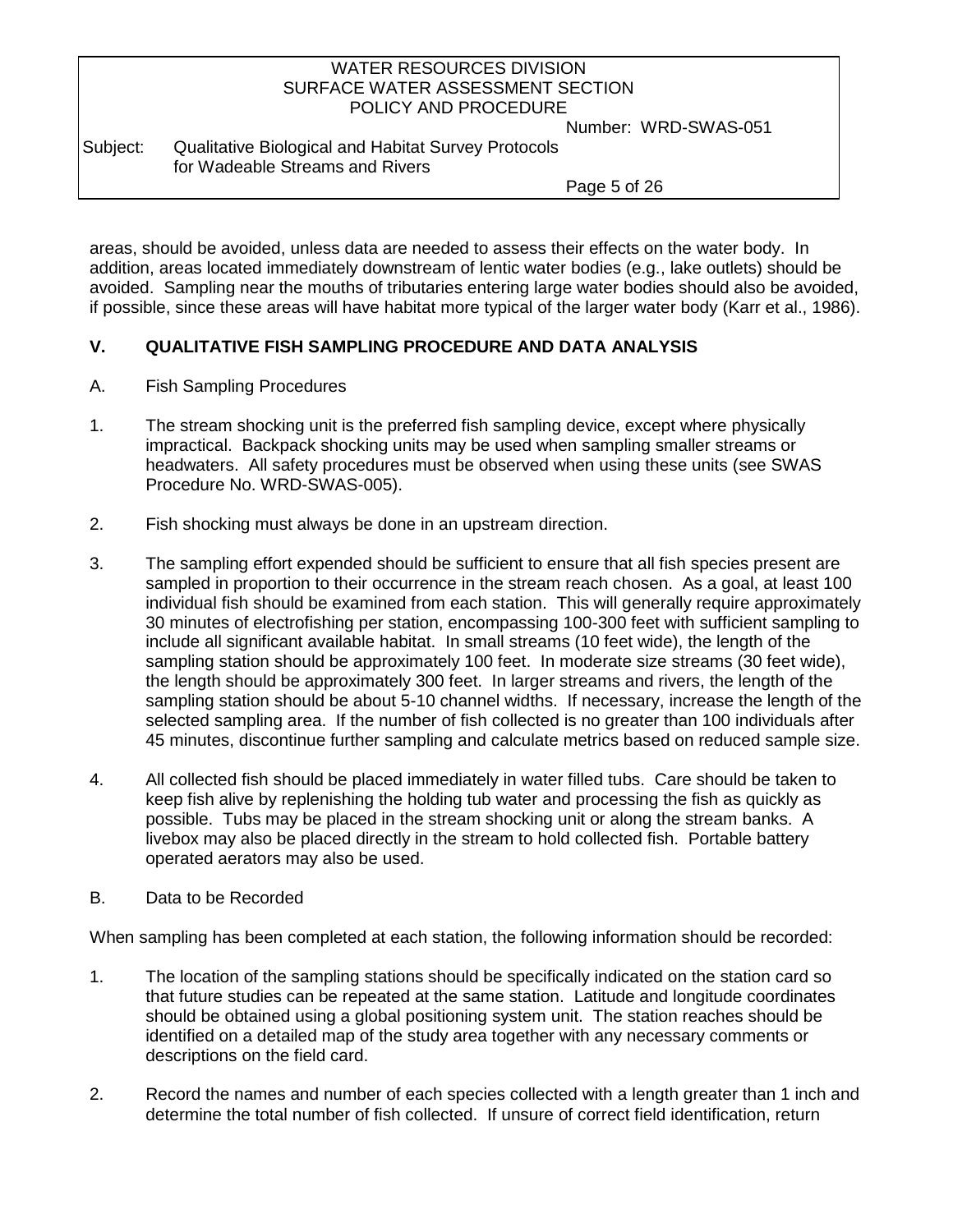areas, should be avoided, unless data are needed to assess their effects on the water body. In addition, areas located immediately downstream of lentic water bodies (e.g., lake outlets) should be avoided. Sampling near the mouths of tributaries entering large water bodies should also be avoided, if possible, since these areas will have habitat more typical of the larger water body (Karr et al., 1986).

## V. QUALITATIVE FISH SAMPLING PROCEDURE AND DATA ANALYSIS

### A. Fish Sampling Procedures

1. The stream shocking unit is the preferred fish sampling device, except where physically impractical. Backpack shocking units may be used when sampling smaller streams or headwaters. All safety procedures must be observed when using these units (see SWAS Procedure No. WRD-SWAS-005).

2. Fish shocking must always be done in an upstream direction.

3. The sampling effort expended should be sufficient to ensure that all fish species present are sampled in proportion to their occurrence in the stream reach chosen. As a goal, at least 100 individual fish should be examined from each station. This will generally require approximately 30 minutes of electrofishing per station, encompassing 100-300 feet with sufficient sampling to include all significant available habitat. In small streams (10 feet wide), the length of the sampling station should be approximately 100 feet. In moderate size streams (30 feet wide), the length should be approximately 300 feet. In larger streams and rivers, the length of the sampling station should be about 5-10 channel widths. If necessary, increase the length of the selected sampling area. If the number of fish collected is no greater than 100 individuals after 45 minutes, discontinue further sampling and calculate metrics based on reduced sample size.

4. All collected fish should be placed immediately in water filled tubs. Care should be taken to keep fish alive by replenishing the holding tub water and processing the fish as quickly as possible. Tubs may be placed in the stream shocking unit or along the stream banks. A livebox may also be placed directly in the stream to hold collected fish. Portable battery operated aerators may also be used.

### B. Data to be Recorded

When sampling has been completed at each station, the following information should be recorded:

1. The location of the sampling stations should be specifically indicated on the station card so that future studies can be repeated at the same station. Latitude and longitude coordinates should be obtained using a global positioning system unit. The station reaches should be identified on a detailed map of the study area together with any necessary comments or descriptions on the field card.

2. Record the names and number of each species collected with a length greater than 1 inch and determine the total number of fish collected. If unsure of correct field identification, return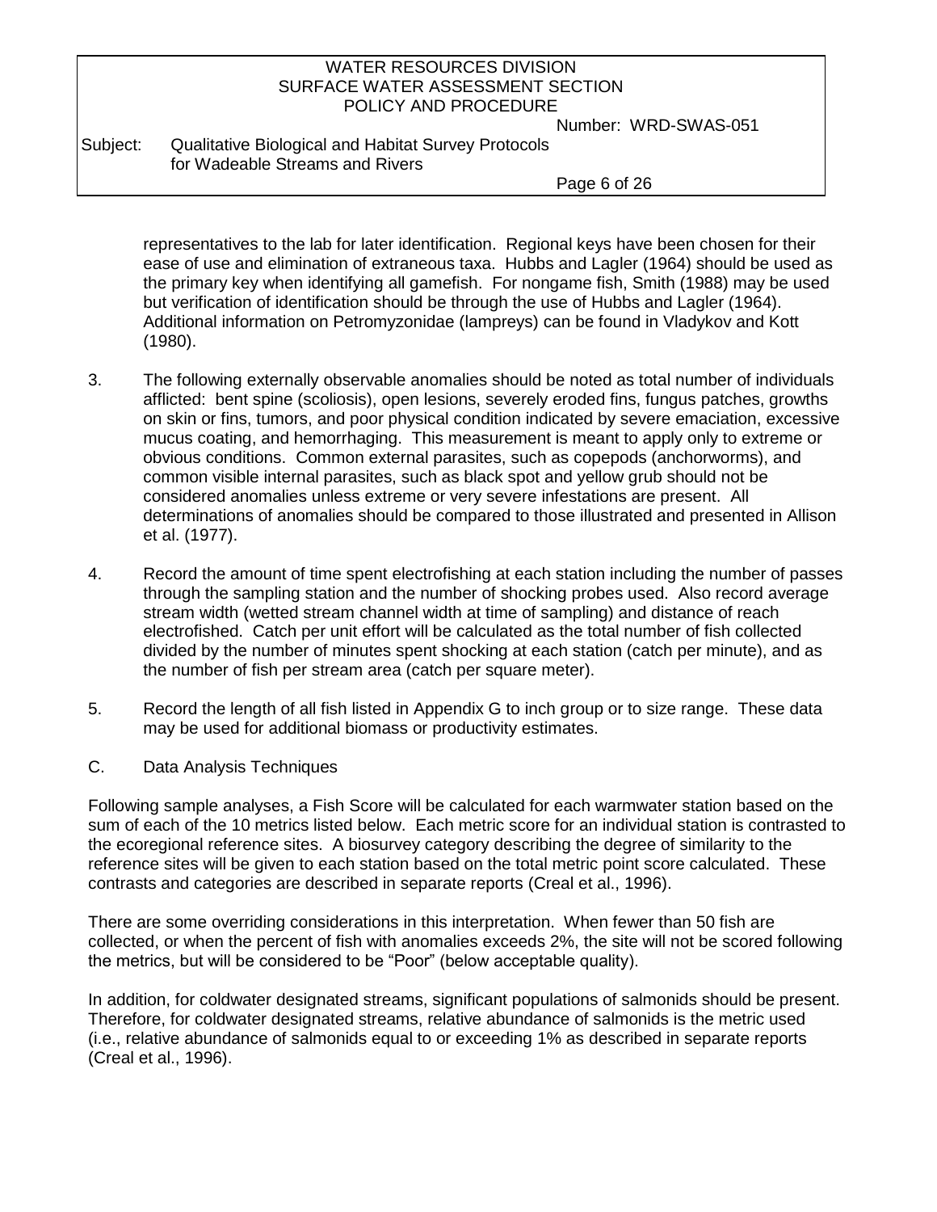representatives to the lab for later identification. Regional keys have been chosen for their ease of use and elimination of extraneous taxa. Hubbs and Lagler (1964) should be used as the primary key when identifying all gamefish. For nongame fish, Smith (1988) may be used but verification of identification should be through the use of Hubbs and Lagler (1964). Additional information on Petromyzonidae (lampreys) can be found in Vladykov and Kott (1980).

3. The following externally observable anomalies should be noted as total number of individuals afflicted: bent spine (scoliosis), open lesions, severely eroded fins, fungus patches, growths on skin or fins, tumors, and poor physical condition indicated by severe emaciation, excessive mucus coating, and hemorrhaging. This measurement is meant to apply only to extreme or obvious conditions. Common external parasites, such as copepods (anchorworms), and common visible internal parasites, such as black spot and yellow grub should not be considered anomalies unless extreme or very severe infestations are present. All determinations of anomalies should be compared to those illustrated and presented in Allison et al. (1977).

4. Record the amount of time spent electrofishing at each station including the number of passes through the sampling station and the number of shocking probes used. Also record average stream width (wetted stream channel width at time of sampling) and distance of reach electrofished. Catch per unit effort will be calculated as the total number of fish collected divided by the number of minutes spent shocking at each station (catch per minute), and as the number of fish per stream area (catch per square meter).

5. Record the length of all fish listed in Appendix G to inch group or to size range. These data may be used for additional biomass or productivity estimates.

C. Data Analysis Techniques

Following sample analyses, a Fish Score will be calculated for each warmwater station based on the sum of each of the 10 metrics listed below. Each metric score for an individual station is contrasted to the ecoregional reference sites. A biosurvey category describing the degree of similarity to the reference sites will be given to each station based on the total metric point score calculated. These contrasts and categories are described in separate reports (Creal et al., 1996).

There are some overriding considerations in this interpretation. When fewer than 50 fish are collected, or when the percent of fish with anomalies exceeds 2%, the site will not be scored following the metrics, but will be considered to be "Poor" (below acceptable quality).

In addition, for coldwater designated streams, significant populations of salmonids should be present. Therefore, for coldwater designated streams, relative abundance of salmonids is the metric used (i.e., relative abundance of salmonids equal to or exceeding 1% as described in separate reports (Creal et al., 1996).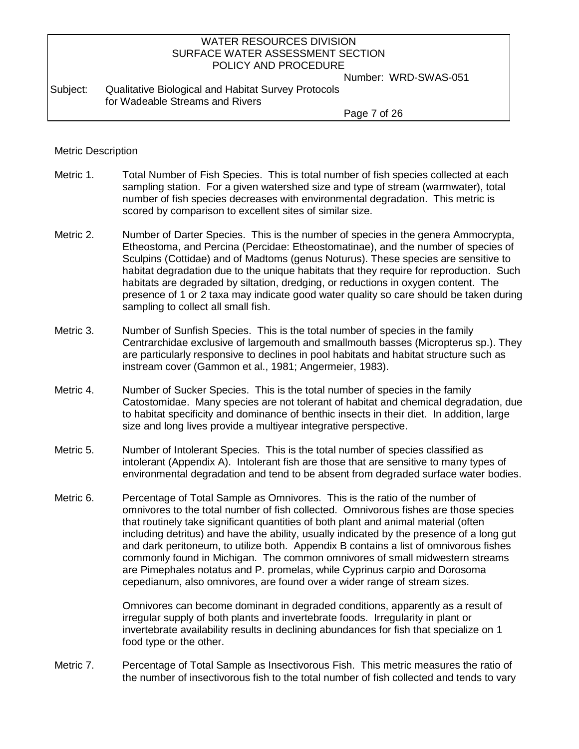Metric Description

Metric 1. Total Number of Fish Species. This is total number of fish species collected at each sampling station. For a given watershed size and type of stream (warmwater), total number of fish species decreases with environmental degradation. This metric is scored by comparison to excellent sites of similar size.

Metric 2. Number of Darter Species. This is the number of species in the genera Ammocrypta, Etheostoma, and Percina (Percidae: Etheostomatinae), and the number of species of Sculpins (Cottidae) and of Madtoms (genus Noturus). These species are sensitive to habitat degradation due to the unique habitats that they require for reproduction. Such habitats are degraded by siltation, dredging, or reductions in oxygen content. The presence of 1 or 2 taxa may indicate good water quality so care should be taken during sampling to collect all small fish.

Metric 3. Number of Sunfish Species. This is the total number of species in the family Centrarchidae exclusive of largemouth and smallmouth basses (Micropterus sp.). They are particularly responsive to declines in pool habitats and habitat structure such as instream cover (Gammon et al., 1981; Angermeier, 1983).

Metric 4. Number of Sucker Species. This is the total number of species in the family Catostomidae. Many species are not tolerant of habitat and chemical degradation, due to habitat specificity and dominance of benthic insects in their diet. In addition, large size and long lives provide a multiyear integrative perspective.

Metric 5. Number of Intolerant Species. This is the total number of species classified as intolerant (Appendix A). Intolerant fish are those that are sensitive to many types of environmental degradation and tend to be absent from degraded surface water bodies.

Metric 6. Percentage of Total Sample as Omnivores. This is the ratio of the number of omnivores to the total number of fish collected. Omnivorous fishes are those species that routinely take significant quantities of both plant and animal material (often including detritus) and have the ability, usually indicated by the presence of a long gut and dark peritoneum, to utilize both. Appendix B contains a list of omnivorous fishes commonly found in Michigan. The common omnivores of small midwestern streams are Pimephales notatus and P. promelas, while Cyprinus carpio and Dorosoma cepedianum, also omnivores, are found over a wider range of stream sizes.

Omnivores can become dominant in degraded conditions, apparently as a result of irregular supply of both plants and invertebrate foods. Irregularity in plant or invertebrate availability results in declining abundances for fish that specialize on 1 food type or the other.

Metric 7. Percentage of Total Sample as Insectivorous Fish. This metric measures the ratio of the number of insectivorous fish to the total number of fish collected and tends to vary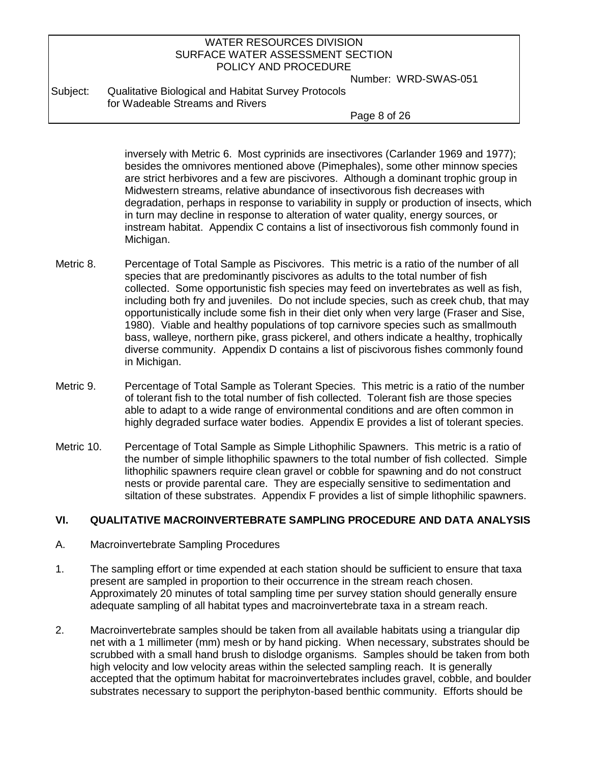inversely with Metric 6. Most cyprinids are insectivores (Carlander 1969 and 1977); besides the omnivores mentioned above (Pimephales), some other minnow species are strict herbivores and a few are piscivores. Although a dominant trophic group in Midwestern streams, relative abundance of insectivorous fish decreases with degradation, perhaps in response to variability in supply or production of insects, which in turn may decline in response to alteration of water quality, energy sources, or instream habitat. Appendix C contains a list of insectivorous fish commonly found in Michigan.

Metric 8. Percentage of Total Sample as Piscivores. This metric is a ratio of the number of all species that are predominantly piscivores as adults to the total number of fish collected. Some opportunistic fish species may feed on invertebrates as well as fish, including both fry and juveniles. Do not include species, such as creek chub, that may opportunistically include some fish in their diet only when very large (Fraser and Sise, 1980). Viable and healthy populations of top carnivore species such as smallmouth bass, walleye, northern pike, grass pickerel, and others indicate a healthy, trophically diverse community. Appendix D contains a list of piscivorous fishes commonly found in Michigan.

Metric 9. Percentage of Total Sample as Tolerant Species. This metric is a ratio of the number of tolerant fish to the total number of fish collected. Tolerant fish are those species able to adapt to a wide range of environmental conditions and are often common in highly degraded surface water bodies. Appendix E provides a list of tolerant species.

Metric 10. Percentage of Total Sample as Simple Lithophilic Spawners. This metric is a ratio of the number of simple lithophilic spawners to the total number of fish collected. Simple lithophilic spawners require clean gravel or cobble for spawning and do not construct nests or provide parental care. They are especially sensitive to sedimentation and siltation of these substrates. Appendix F provides a list of simple lithophilic spawners.

## VI. QUALITATIVE MACROINVERTEBRATE SAMPLING PROCEDURE AND DATA ANALYSIS

A. Macroinvertebrate Sampling Procedures

1. The sampling effort or time expended at each station should be sufficient to ensure that taxa present are sampled in proportion to their occurrence in the stream reach chosen. Approximately 20 minutes of total sampling time per survey station should generally ensure adequate sampling of all habitat types and macroinvertebrate taxa in a stream reach.

2. Macroinvertebrate samples should be taken from all available habitats using a triangular dip net with a 1 millimeter (mm) mesh or by hand picking. When necessary, substrates should be scrubbed with a small hand brush to dislodge organisms. Samples should be taken from both high velocity and low velocity areas within the selected sampling reach. It is generally accepted that the optimum habitat for macroinvertebrates includes gravel, cobble, and boulder substrates necessary to support the periphyton-based benthic community. Efforts should be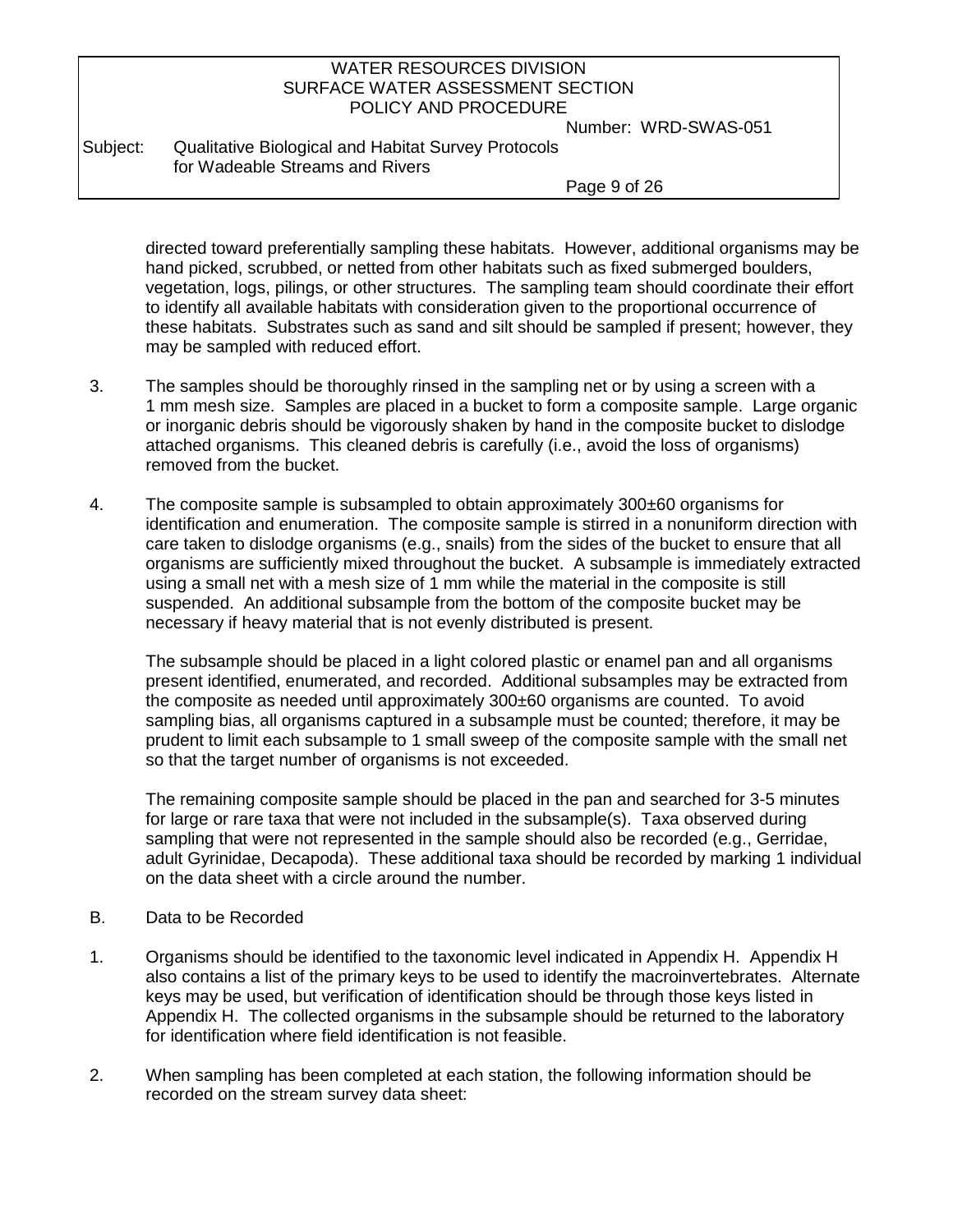directed toward preferentially sampling these habitats. However, additional organisms may be hand picked, scrubbed, or netted from other habitats such as fixed submerged boulders, vegetation, logs, pilings, or other structures. The sampling team should coordinate their effort to identify all available habitats with consideration given to the proportional occurrence of these habitats. Substrates such as sand and silt should be sampled if present; however, they may be sampled with reduced effort.

3. The samples should be thoroughly rinsed in the sampling net or by using a screen with a 1 mm mesh size. Samples are placed in a bucket to form a composite sample. Large organic or inorganic debris should be vigorously shaken by hand in the composite bucket to dislodge attached organisms. This cleaned debris is carefully (i.e., avoid the loss of organisms) removed from the bucket.

4. The composite sample is subsampled to obtain approximately 300±60 organisms for identification and enumeration. The composite sample is stirred in a nonuniform direction with care taken to dislodge organisms (e.g., snails) from the sides of the bucket to ensure that all organisms are sufficiently mixed throughout the bucket. A subsample is immediately extracted using a small net with a mesh size of 1 mm while the material in the composite is still suspended. An additional subsample from the bottom of the composite bucket may be necessary if heavy material that is not evenly distributed is present.

   The subsample should be placed in a light colored plastic or enamel pan and all organisms present identified, enumerated, and recorded. Additional subsamples may be extracted from the composite as needed until approximately 300±60 organisms are counted. To avoid sampling bias, all organisms captured in a subsample must be counted; therefore, it may be prudent to limit each subsample to 1 small sweep of the composite sample with the small net so that the target number of organisms is not exceeded.

   The remaining composite sample should be placed in the pan and searched for 3-5 minutes for large or rare taxa that were not included in the subsample(s). Taxa observed during sampling that were not represented in the sample should also be recorded (e.g., Gerridae, adult Gyrinidae, Decapoda). These additional taxa should be recorded by marking 1 individual on the data sheet with a circle around the number.

B. Data to be Recorded

1. Organisms should be identified to the taxonomic level indicated in Appendix H. Appendix H also contains a list of the primary keys to be used to identify the macroinvertebrates. Alternate keys may be used, but verification of identification should be through those keys listed in Appendix H. The collected organisms in the subsample should be returned to the laboratory for identification where field identification is not feasible.

2. When sampling has been completed at each station, the following information should be recorded on the stream survey data sheet: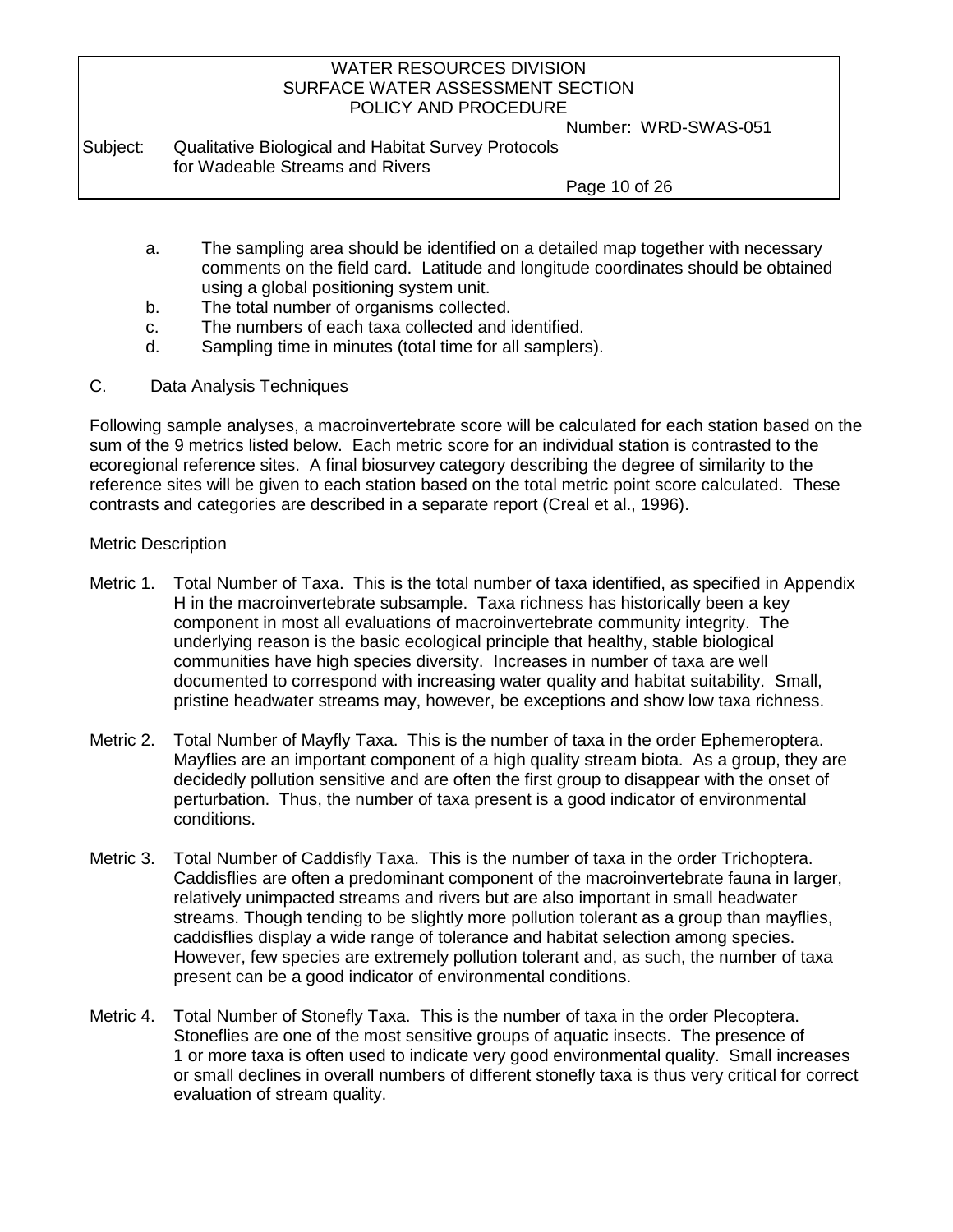a. The sampling area should be identified on a detailed map together with necessary comments on the field card. Latitude and longitude coordinates should be obtained using a global positioning system unit.
b. The total number of organisms collected.
c. The numbers of each taxa collected and identified.
d. Sampling time in minutes (total time for all samplers).

C. Data Analysis Techniques

Following sample analyses, a macroinvertebrate score will be calculated for each station based on the sum of the 9 metrics listed below. Each metric score for an individual station is contrasted to the ecoregional reference sites. A final biosurvey category describing the degree of similarity to the reference sites will be given to each station based on the total metric point score calculated. These contrasts and categories are described in a separate report (Creal et al., 1996).

Metric Description

Metric 1. Total Number of Taxa. This is the total number of taxa identified, as specified in Appendix H in the macroinvertebrate subsample. Taxa richness has historically been a key component in most all evaluations of macroinvertebrate community integrity. The underlying reason is the basic ecological principle that healthy, stable biological communities have high species diversity. Increases in number of taxa are well documented to correspond with increasing water quality and habitat suitability. Small, pristine headwater streams may, however, be exceptions and show low taxa richness.

Metric 2. Total Number of Mayfly Taxa. This is the number of taxa in the order Ephemeroptera. Mayflies are an important component of a high quality stream biota. As a group, they are decidedly pollution sensitive and are often the first group to disappear with the onset of perturbation. Thus, the number of taxa present is a good indicator of environmental conditions.

Metric 3. Total Number of Caddisfly Taxa. This is the number of taxa in the order Trichoptera. Caddisflies are often a predominant component of the macroinvertebrate fauna in larger, relatively unimpacted streams and rivers but are also important in small headwater streams. Though tending to be slightly more pollution tolerant as a group than mayflies, caddisflies display a wide range of tolerance and habitat selection among species. However, few species are extremely pollution tolerant and, as such, the number of taxa present can be a good indicator of environmental conditions.

Metric 4. Total Number of Stonefly Taxa. This is the number of taxa in the order Plecoptera. Stoneflies are one of the most sensitive groups of aquatic insects. The presence of 1 or more taxa is often used to indicate very good environmental quality. Small increases or small declines in overall numbers of different stonefly taxa is thus very critical for correct evaluation of stream quality.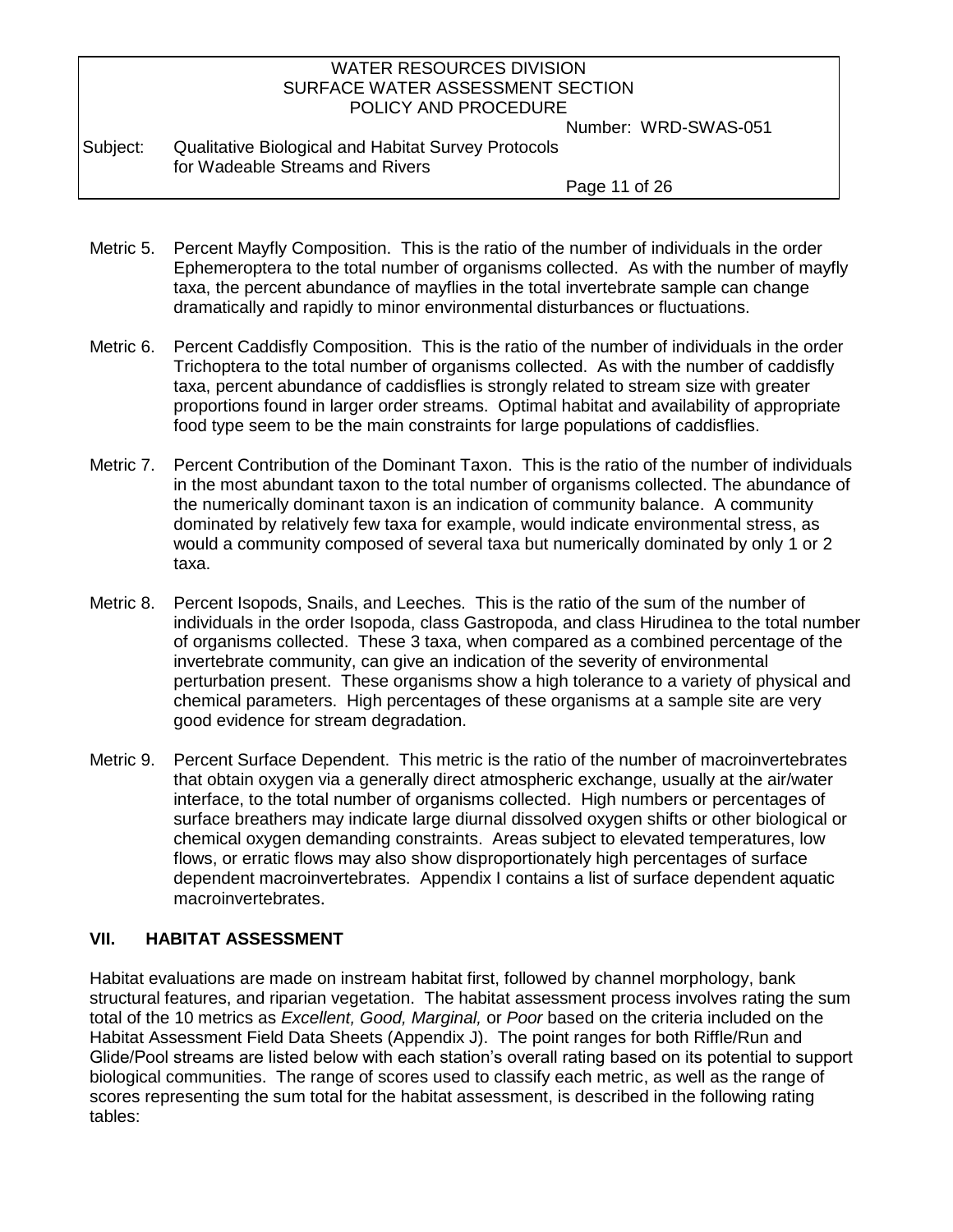Metric 5. Percent Mayfly Composition. This is the ratio of the number of individuals in the order Ephemeroptera to the total number of organisms collected. As with the number of mayfly taxa, the percent abundance of mayflies in the total invertebrate sample can change dramatically and rapidly to minor environmental disturbances or fluctuations.

Metric 6. Percent Caddisfly Composition. This is the ratio of the number of individuals in the order Trichoptera to the total number of organisms collected. As with the number of caddisfly taxa, percent abundance of caddisflies is strongly related to stream size with greater proportions found in larger order streams. Optimal habitat and availability of appropriate food type seem to be the main constraints for large populations of caddisflies.

Metric 7. Percent Contribution of the Dominant Taxon. This is the ratio of the number of individuals in the most abundant taxon to the total number of organisms collected. The abundance of the numerically dominant taxon is an indication of community balance. A community dominated by relatively few taxa for example, would indicate environmental stress, as would a community composed of several taxa but numerically dominated by only 1 or 2 taxa.

Metric 8. Percent Isopods, Snails, and Leeches. This is the ratio of the sum of the number of individuals in the order Isopoda, class Gastropoda, and class Hirudinea to the total number of organisms collected. These 3 taxa, when compared as a combined percentage of the invertebrate community, can give an indication of the severity of environmental perturbation present. These organisms show a high tolerance to a variety of physical and chemical parameters. High percentages of these organisms at a sample site are very good evidence for stream degradation.

Metric 9. Percent Surface Dependent. This metric is the ratio of the number of macroinvertebrates that obtain oxygen via a generally direct atmospheric exchange, usually at the air/water interface, to the total number of organisms collected. High numbers or percentages of surface breathers may indicate large diurnal dissolved oxygen shifts or other biological or chemical oxygen demanding constraints. Areas subject to elevated temperatures, low flows, or erratic flows may also show disproportionately high percentages of surface dependent macroinvertebrates. Appendix I contains a list of surface dependent aquatic macroinvertebrates.

## VII. HABITAT ASSESSMENT

Habitat evaluations are made on instream habitat first, followed by channel morphology, bank structural features, and riparian vegetation. The habitat assessment process involves rating the sum total of the 10 metrics as *Excellent, Good, Marginal,* or *Poor* based on the criteria included on the Habitat Assessment Field Data Sheets (Appendix J). The point ranges for both Riffle/Run and Glide/Pool streams are listed below with each station's overall rating based on its potential to support biological communities. The range of scores used to classify each metric, as well as the range of scores representing the sum total for the habitat assessment, is described in the following rating tables: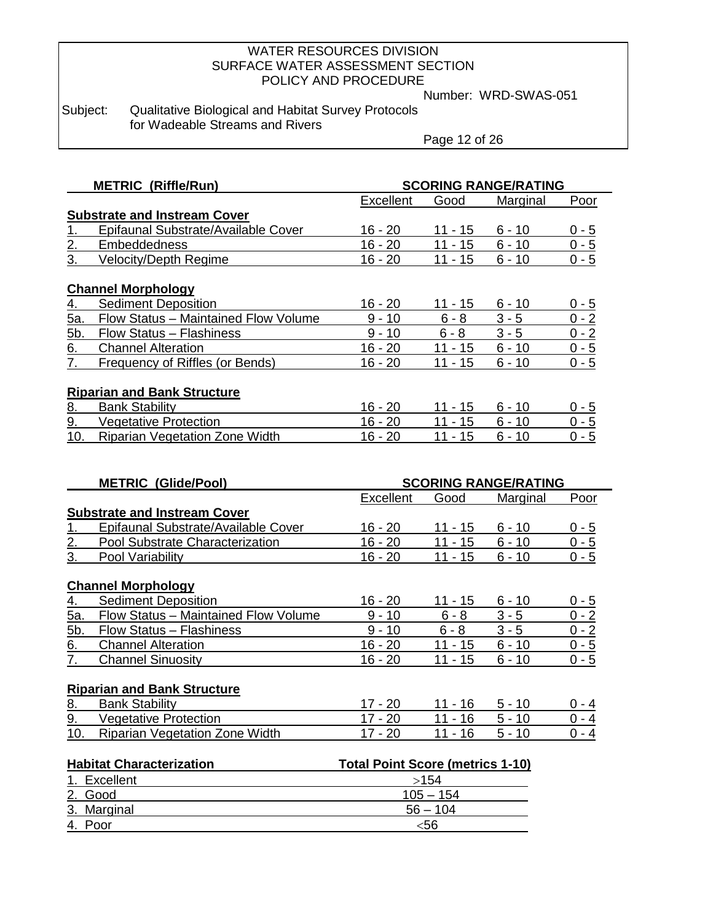| METRIC (Riffle/Run) | SCORING RANGE/RATING | | | |
|---|---|---|---|---|
| | Excellent | Good | Marginal | Poor |
| **Substrate and Instream Cover** | | | | |
| 1. Epifaunal Substrate/Available Cover | 16 - 20 | 11 - 15 | 6 - 10 | 0 - 5 |
| 2. Embeddedness | 16 - 20 | 11 - 15 | 6 - 10 | 0 - 5 |
| 3. Velocity/Depth Regime | 16 - 20 | 11 - 15 | 6 - 10 | 0 - 5 |
| **Channel Morphology** | | | | |
| 4. Sediment Deposition | 16 - 20 | 11 - 15 | 6 - 10 | 0 - 5 |
| 5a. Flow Status – Maintained Flow Volume | 9 - 10 | 6 - 8 | 3 - 5 | 0 - 2 |
| 5b. Flow Status – Flashiness | 9 - 10 | 6 - 8 | 3 - 5 | 0 - 2 |
| 6. Channel Alteration | 16 - 20 | 11 - 15 | 6 - 10 | 0 - 5 |
| 7. Frequency of Riffles (or Bends) | 16 - 20 | 11 - 15 | 6 - 10 | 0 - 5 |
| **Riparian and Bank Structure** | | | | |
| 8. Bank Stability | 16 - 20 | 11 - 15 | 6 - 10 | 0 - 5 |
| 9. Vegetative Protection | 16 - 20 | 11 - 15 | 6 - 10 | 0 - 5 |
| 10. Riparian Vegetation Zone Width | 16 - 20 | 11 - 15 | 6 - 10 | 0 - 5 |

| METRIC (Glide/Pool) | SCORING RANGE/RATING | | | |
|---|---|---|---|---|
| | Excellent | Good | Marginal | Poor |
| **Substrate and Instream Cover** | | | | |
| 1. Epifaunal Substrate/Available Cover | 16 - 20 | 11 - 15 | 6 - 10 | 0 - 5 |
| 2. Pool Substrate Characterization | 16 - 20 | 11 - 15 | 6 - 10 | 0 - 5 |
| 3. Pool Variability | 16 - 20 | 11 - 15 | 6 - 10 | 0 - 5 |
| **Channel Morphology** | | | | |
| 4. Sediment Deposition | 16 - 20 | 11 - 15 | 6 - 10 | 0 - 5 |
| 5a. Flow Status – Maintained Flow Volume | 9 - 10 | 6 - 8 | 3 - 5 | 0 - 2 |
| 5b. Flow Status – Flashiness | 9 - 10 | 6 - 8 | 3 - 5 | 0 - 2 |
| 6. Channel Alteration | 16 - 20 | 11 - 15 | 6 - 10 | 0 - 5 |
| 7. Channel Sinuosity | 16 - 20 | 11 - 15 | 6 - 10 | 0 - 5 |
| **Riparian and Bank Structure** | | | | |
| 8. Bank Stability | 17 - 20 | 11 - 16 | 5 - 10 | 0 - 4 |
| 9. Vegetative Protection | 17 - 20 | 11 - 16 | 5 - 10 | 0 - 4 |
| 10. Riparian Vegetation Zone Width | 17 - 20 | 11 - 16 | 5 - 10 | 0 - 4 |

| Habitat Characterization | Total Point Score (metrics 1-10) |
|---|---|
| 1. Excellent | >154 |
| 2. Good | 105 – 154 |
| 3. Marginal | 56 – 104 |
| 4. Poor | <56 |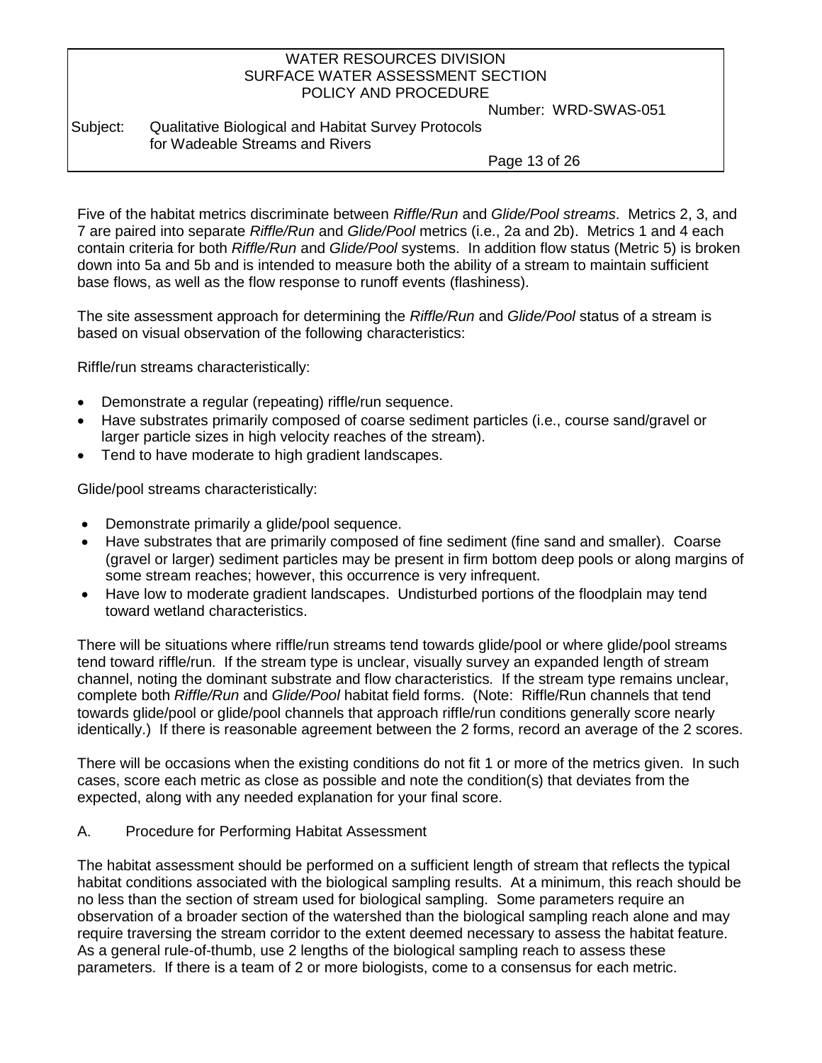Five of the habitat metrics discriminate between *Riffle/Run* and *Glide/Pool streams*. Metrics 2, 3, and 7 are paired into separate *Riffle/Run* and *Glide/Pool* metrics (i.e., 2a and 2b). Metrics 1 and 4 each contain criteria for both *Riffle/Run* and *Glide/Pool* systems. In addition flow status (Metric 5) is broken down into 5a and 5b and is intended to measure both the ability of a stream to maintain sufficient base flows, as well as the flow response to runoff events (flashiness).

The site assessment approach for determining the *Riffle/Run* and *Glide/Pool* status of a stream is based on visual observation of the following characteristics:

Riffle/run streams characteristically:

- Demonstrate a regular (repeating) riffle/run sequence.
- Have substrates primarily composed of coarse sediment particles (i.e., course sand/gravel or larger particle sizes in high velocity reaches of the stream).
- Tend to have moderate to high gradient landscapes.

Glide/pool streams characteristically:

- Demonstrate primarily a glide/pool sequence.
- Have substrates that are primarily composed of fine sediment (fine sand and smaller). Coarse (gravel or larger) sediment particles may be present in firm bottom deep pools or along margins of some stream reaches; however, this occurrence is very infrequent.
- Have low to moderate gradient landscapes. Undisturbed portions of the floodplain may tend toward wetland characteristics.

There will be situations where riffle/run streams tend towards glide/pool or where glide/pool streams tend toward riffle/run. If the stream type is unclear, visually survey an expanded length of stream channel, noting the dominant substrate and flow characteristics. If the stream type remains unclear, complete both *Riffle/Run* and *Glide/Pool* habitat field forms. (Note: Riffle/Run channels that tend towards glide/pool or glide/pool channels that approach riffle/run conditions generally score nearly identically.) If there is reasonable agreement between the 2 forms, record an average of the 2 scores.

There will be occasions when the existing conditions do not fit 1 or more of the metrics given. In such cases, score each metric as close as possible and note the condition(s) that deviates from the expected, along with any needed explanation for your final score.

A. Procedure for Performing Habitat Assessment

The habitat assessment should be performed on a sufficient length of stream that reflects the typical habitat conditions associated with the biological sampling results. At a minimum, this reach should be no less than the section of stream used for biological sampling. Some parameters require an observation of a broader section of the watershed than the biological sampling reach alone and may require traversing the stream corridor to the extent deemed necessary to assess the habitat feature. As a general rule-of-thumb, use 2 lengths of the biological sampling reach to assess these parameters. If there is a team of 2 or more biologists, come to a consensus for each metric.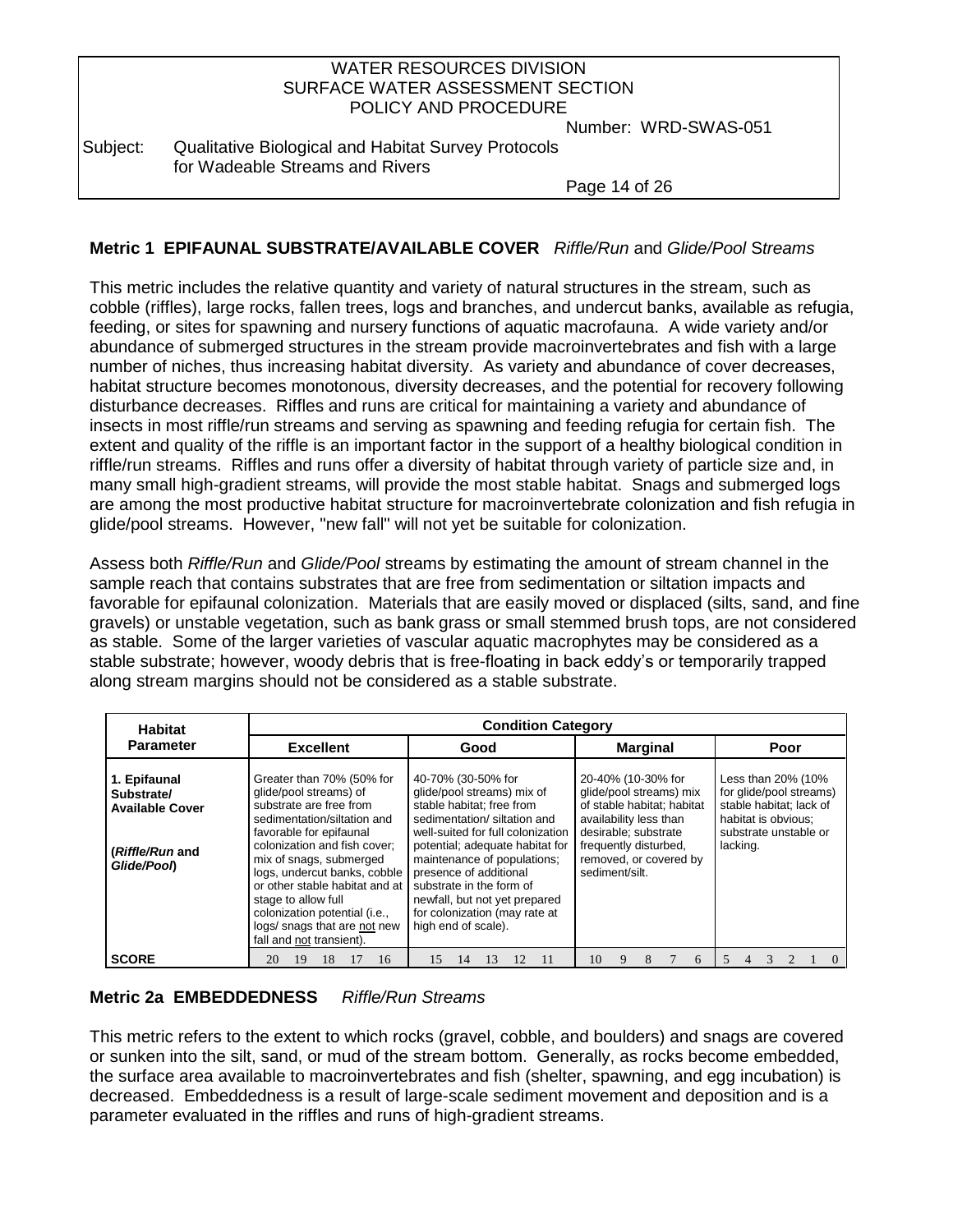**Metric 1 EPIFAUNAL SUBSTRATE/AVAILABLE COVER** *Riffle/Run* and *Glide/Pool Streams*

This metric includes the relative quantity and variety of natural structures in the stream, such as cobble (riffles), large rocks, fallen trees, logs and branches, and undercut banks, available as refugia, feeding, or sites for spawning and nursery functions of aquatic macrofauna. A wide variety and/or abundance of submerged structures in the stream provide macroinvertebrates and fish with a large number of niches, thus increasing habitat diversity. As variety and abundance of cover decreases, habitat structure becomes monotonous, diversity decreases, and the potential for recovery following disturbance decreases. Riffles and runs are critical for maintaining a variety and abundance of insects in most riffle/run streams and serving as spawning and feeding refugia for certain fish. The extent and quality of the riffle is an important factor in the support of a healthy biological condition in riffle/run streams. Riffles and runs offer a diversity of habitat through variety of particle size and, in many small high-gradient streams, will provide the most stable habitat. Snags and submerged logs are among the most productive habitat structure for macroinvertebrate colonization and fish refugia in glide/pool streams. However, "new fall" will not yet be suitable for colonization.

Assess both *Riffle/Run* and *Glide/Pool* streams by estimating the amount of stream channel in the sample reach that contains substrates that are free from sedimentation or siltation impacts and favorable for epifaunal colonization. Materials that are easily moved or displaced (silts, sand, and fine gravels) or unstable vegetation, such as bank grass or small stemmed brush tops, are not considered as stable. Some of the larger varieties of vascular aquatic macrophytes may be considered as a stable substrate; however, woody debris that is free-floating in back eddy's or temporarily trapped along stream margins should not be considered as a stable substrate.

| Habitat Parameter | Condition Category | | | |
|---|---|---|---|---|
| | **Excellent** | **Good** | **Marginal** | **Poor** |
| **1. Epifaunal Substrate/ Available Cover** (*Riffle/Run* and *Glide/Pool*) | Greater than 70% (50% for glide/pool streams) of substrate are free from sedimentation/siltation and favorable for epifaunal colonization and fish cover; mix of snags, submerged logs, undercut banks, cobble or other stable habitat and at stage to allow full colonization potential (i.e., logs/ snags that are not new fall and not transient). | 40-70% (30-50% for glide/pool streams) mix of stable habitat; free from sedimentation/ siltation and well-suited for full colonization potential; adequate habitat for maintenance of populations; presence of additional substrate in the form of newfall, but not yet prepared for colonization (may rate at high end of scale). | 20-40% (10-30% for glide/pool streams) mix of stable habitat; habitat availability less than desirable; substrate frequently disturbed, removed, or covered by sediment/silt. | Less than 20% (10% for glide/pool streams) stable habitat; lack of habitat is obvious; substrate unstable or lacking. |
| **SCORE** | 20 19 18 17 16 | 15 14 13 12 11 | 10 9 8 7 6 | 5 4 3 2 1 0 |

**Metric 2a EMBEDDEDNESS** *Riffle/Run Streams*

This metric refers to the extent to which rocks (gravel, cobble, and boulders) and snags are covered or sunken into the silt, sand, or mud of the stream bottom. Generally, as rocks become embedded, the surface area available to macroinvertebrates and fish (shelter, spawning, and egg incubation) is decreased. Embeddedness is a result of large-scale sediment movement and deposition and is a parameter evaluated in the riffles and runs of high-gradient streams.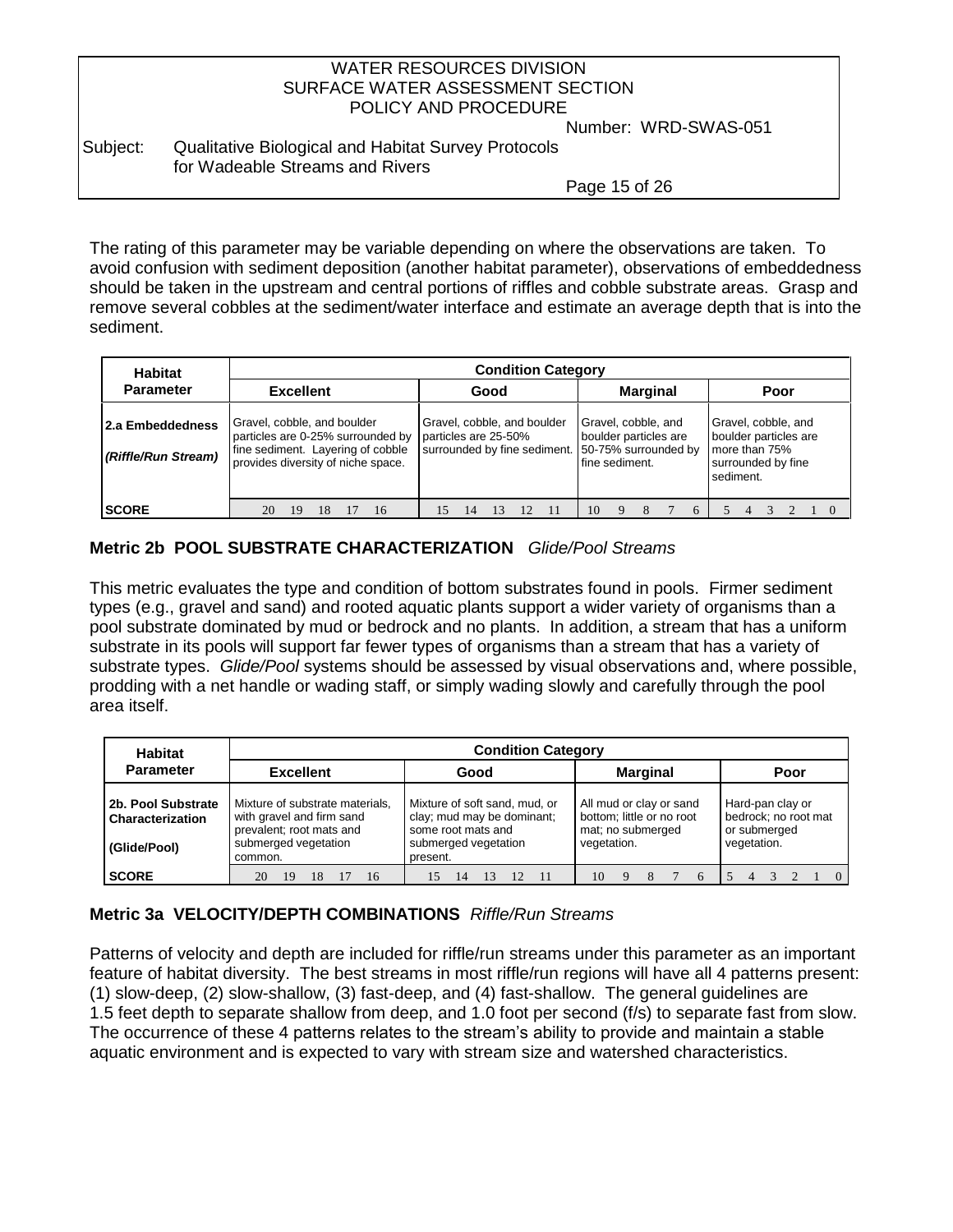The rating of this parameter may be variable depending on where the observations are taken. To avoid confusion with sediment deposition (another habitat parameter), observations of embeddedness should be taken in the upstream and central portions of riffles and cobble substrate areas. Grasp and remove several cobbles at the sediment/water interface and estimate an average depth that is into the sediment.

| Habitat Parameter | Condition Category | | | |
|---|---|---|---|---|
| | **Excellent** | **Good** | **Marginal** | **Poor** |
| **2.a Embeddedness** *(Riffle/Run Stream)* | Gravel, cobble, and boulder particles are 0-25% surrounded by fine sediment. Layering of cobble provides diversity of niche space. | Gravel, cobble, and boulder particles are 25-50% surrounded by fine sediment. | Gravel, cobble, and boulder particles are 50-75% surrounded by fine sediment. | Gravel, cobble, and boulder particles are more than 75% surrounded by fine sediment. |
| **SCORE** | 20 19 18 17 16 | 15 14 13 12 11 | 10 9 8 7 6 | 5 4 3 2 1 0 |

### Metric 2b POOL SUBSTRATE CHARACTERIZATION *Glide/Pool Streams*

This metric evaluates the type and condition of bottom substrates found in pools. Firmer sediment types (e.g., gravel and sand) and rooted aquatic plants support a wider variety of organisms than a pool substrate dominated by mud or bedrock and no plants. In addition, a stream that has a uniform substrate in its pools will support far fewer types of organisms than a stream that has a variety of substrate types. *Glide/Pool* systems should be assessed by visual observations and, where possible, prodding with a net handle or wading staff, or simply wading slowly and carefully through the pool area itself.

| Habitat Parameter | Condition Category | | | |
|---|---|---|---|---|
| | **Excellent** | **Good** | **Marginal** | **Poor** |
| **2b. Pool Substrate Characterization** **(Glide/Pool)** | Mixture of substrate materials, with gravel and firm sand prevalent; root mats and submerged vegetation common. | Mixture of soft sand, mud, or clay; mud may be dominant; some root mats and submerged vegetation present. | All mud or clay or sand bottom; little or no root mat; no submerged vegetation. | Hard-pan clay or bedrock; no root mat or submerged vegetation. |
| **SCORE** | 20 19 18 17 16 | 15 14 13 12 11 | 10 9 8 7 6 | 5 4 3 2 1 0 |

### Metric 3a VELOCITY/DEPTH COMBINATIONS *Riffle/Run Streams*

Patterns of velocity and depth are included for riffle/run streams under this parameter as an important feature of habitat diversity. The best streams in most riffle/run regions will have all 4 patterns present: (1) slow-deep, (2) slow-shallow, (3) fast-deep, and (4) fast-shallow. The general guidelines are 1.5 feet depth to separate shallow from deep, and 1.0 foot per second (f/s) to separate fast from slow. The occurrence of these 4 patterns relates to the stream's ability to provide and maintain a stable aquatic environment and is expected to vary with stream size and watershed characteristics.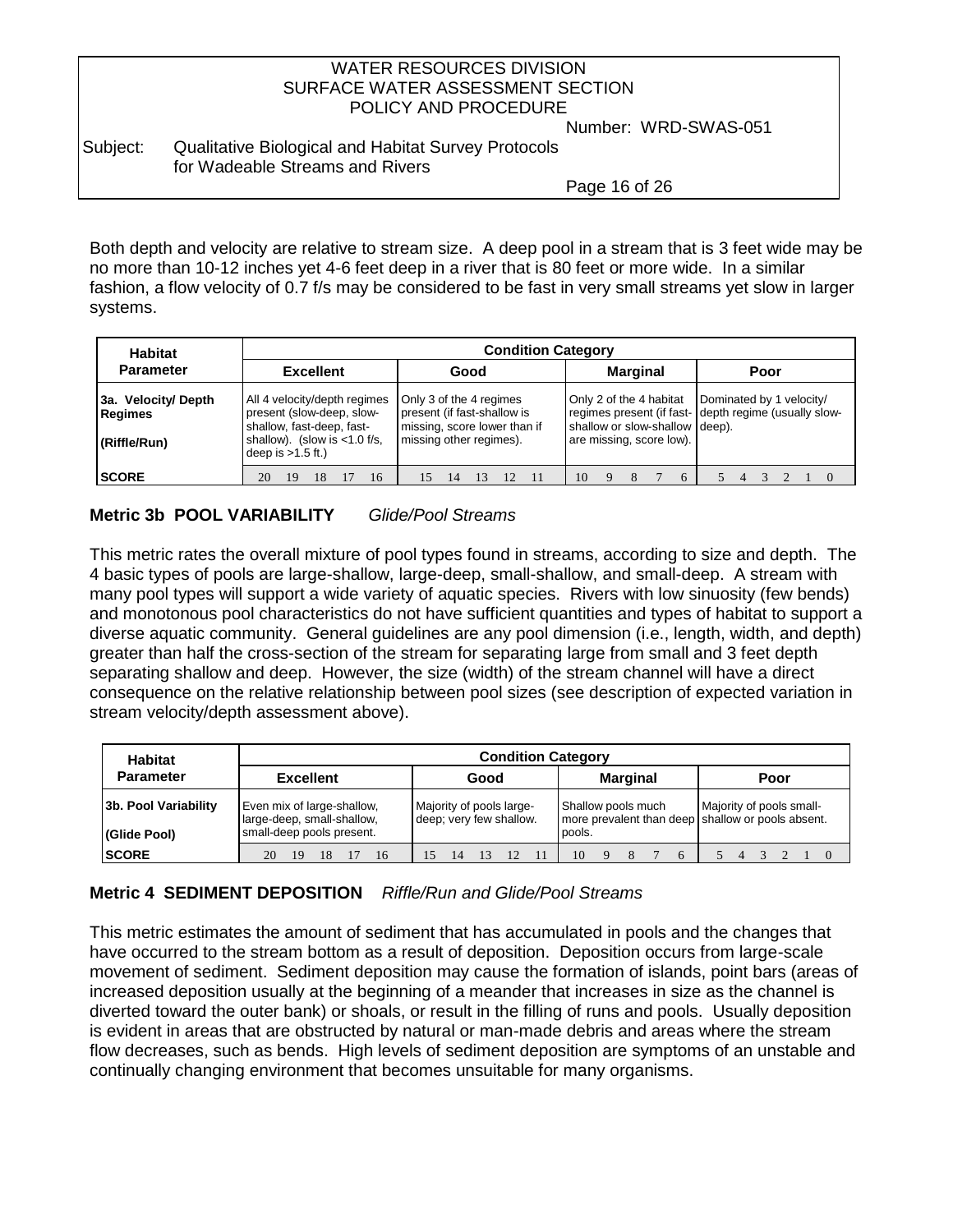Both depth and velocity are relative to stream size. A deep pool in a stream that is 3 feet wide may be no more than 10-12 inches yet 4-6 feet deep in a river that is 80 feet or more wide. In a similar fashion, a flow velocity of 0.7 f/s may be considered to be fast in very small streams yet slow in larger systems.

| Habitat Parameter | Condition Category | | | |
|---|---|---|---|---|
| | **Excellent** | **Good** | **Marginal** | **Poor** |
| **3a. Velocity/ Depth Regimes** **(Riffle/Run)** | All 4 velocity/depth regimes present (slow-deep, slow-shallow, fast-deep, fast-shallow). (slow is <1.0 f/s, deep is >1.5 ft.) | Only 3 of the 4 regimes present (if fast-shallow is missing, score lower than if missing other regimes). | Only 2 of the 4 habitat regimes present (if fast-shallow or slow-shallow are missing, score low). | Dominated by 1 velocity/ depth regime (usually slow-deep). |
| **SCORE** | 20 19 18 17 16 | 15 14 13 12 11 | 10 9 8 7 6 | 5 4 3 2 1 0 |

### Metric 3b POOL VARIABILITY *Glide/Pool Streams*

This metric rates the overall mixture of pool types found in streams, according to size and depth. The 4 basic types of pools are large-shallow, large-deep, small-shallow, and small-deep. A stream with many pool types will support a wide variety of aquatic species. Rivers with low sinuosity (few bends) and monotonous pool characteristics do not have sufficient quantities and types of habitat to support a diverse aquatic community. General guidelines are any pool dimension (i.e., length, width, and depth) greater than half the cross-section of the stream for separating large from small and 3 feet depth separating shallow and deep. However, the size (width) of the stream channel will have a direct consequence on the relative relationship between pool sizes (see description of expected variation in stream velocity/depth assessment above).

| Habitat Parameter | Condition Category | | | |
|---|---|---|---|---|
| | **Excellent** | **Good** | **Marginal** | **Poor** |
| **3b. Pool Variability** **(Glide Pool)** | Even mix of large-shallow, large-deep, small-shallow, small-deep pools present. | Majority of pools large-deep; very few shallow. | Shallow pools much more prevalent than deep pools. | Majority of pools small-shallow or pools absent. |
| **SCORE** | 20 19 18 17 16 | 15 14 13 12 11 | 10 9 8 7 6 | 5 4 3 2 1 0 |

### Metric 4 SEDIMENT DEPOSITION *Riffle/Run and Glide/Pool Streams*

This metric estimates the amount of sediment that has accumulated in pools and the changes that have occurred to the stream bottom as a result of deposition. Deposition occurs from large-scale movement of sediment. Sediment deposition may cause the formation of islands, point bars (areas of increased deposition usually at the beginning of a meander that increases in size as the channel is diverted toward the outer bank) or shoals, or result in the filling of runs and pools. Usually deposition is evident in areas that are obstructed by natural or man-made debris and areas where the stream flow decreases, such as bends. High levels of sediment deposition are symptoms of an unstable and continually changing environment that becomes unsuitable for many organisms.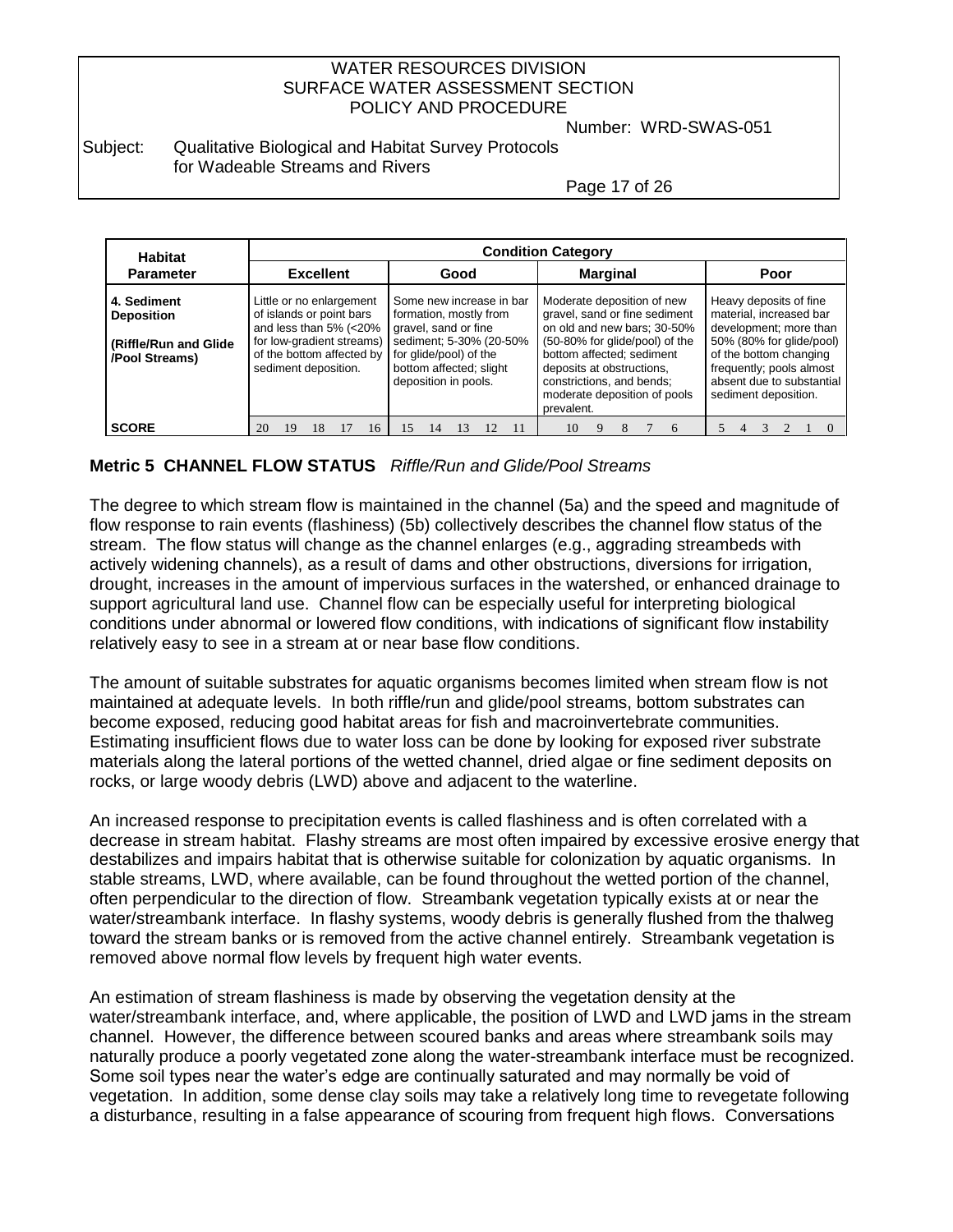| Habitat Parameter | Condition Category | | | |
|---|---|---|---|---|
| | Excellent | Good | Marginal | Poor |
| **4. Sediment Deposition** **(Riffle/Run and Glide /Pool Streams)** | Little or no enlargement of islands or point bars and less than 5% (<20% for low-gradient streams) of the bottom affected by sediment deposition. | Some new increase in bar formation, mostly from gravel, sand or fine sediment; 5-30% (20-50% for glide/pool) of the bottom affected; slight deposition in pools. | Moderate deposition of new gravel, sand or fine sediment on old and new bars; 30-50% (50-80% for glide/pool) of the bottom affected; sediment deposits at obstructions, constrictions, and bends; moderate deposition of pools prevalent. | Heavy deposits of fine material, increased bar development; more than 50% (80% for glide/pool) of the bottom changing frequently; pools almost absent due to substantial sediment deposition. |
| **SCORE** | 20 19 18 17 16 | 15 14 13 12 11 | 10 9 8 7 6 | 5 4 3 2 1 0 |

**Metric 5 CHANNEL FLOW STATUS** *Riffle/Run and Glide/Pool Streams*

The degree to which stream flow is maintained in the channel (5a) and the speed and magnitude of flow response to rain events (flashiness) (5b) collectively describes the channel flow status of the stream. The flow status will change as the channel enlarges (e.g., aggrading streambeds with actively widening channels), as a result of dams and other obstructions, diversions for irrigation, drought, increases in the amount of impervious surfaces in the watershed, or enhanced drainage to support agricultural land use. Channel flow can be especially useful for interpreting biological conditions under abnormal or lowered flow conditions, with indications of significant flow instability relatively easy to see in a stream at or near base flow conditions.

The amount of suitable substrates for aquatic organisms becomes limited when stream flow is not maintained at adequate levels. In both riffle/run and glide/pool streams, bottom substrates can become exposed, reducing good habitat areas for fish and macroinvertebrate communities. Estimating insufficient flows due to water loss can be done by looking for exposed river substrate materials along the lateral portions of the wetted channel, dried algae or fine sediment deposits on rocks, or large woody debris (LWD) above and adjacent to the waterline.

An increased response to precipitation events is called flashiness and is often correlated with a decrease in stream habitat. Flashy streams are most often impaired by excessive erosive energy that destabilizes and impairs habitat that is otherwise suitable for colonization by aquatic organisms. In stable streams, LWD, where available, can be found throughout the wetted portion of the channel, often perpendicular to the direction of flow. Streambank vegetation typically exists at or near the water/streambank interface. In flashy systems, woody debris is generally flushed from the thalweg toward the stream banks or is removed from the active channel entirely. Streambank vegetation is removed above normal flow levels by frequent high water events.

An estimation of stream flashiness is made by observing the vegetation density at the water/streambank interface, and, where applicable, the position of LWD and LWD jams in the stream channel. However, the difference between scoured banks and areas where streambank soils may naturally produce a poorly vegetated zone along the water-streambank interface must be recognized. Some soil types near the water's edge are continually saturated and may normally be void of vegetation. In addition, some dense clay soils may take a relatively long time to revegetate following a disturbance, resulting in a false appearance of scouring from frequent high flows. Conversations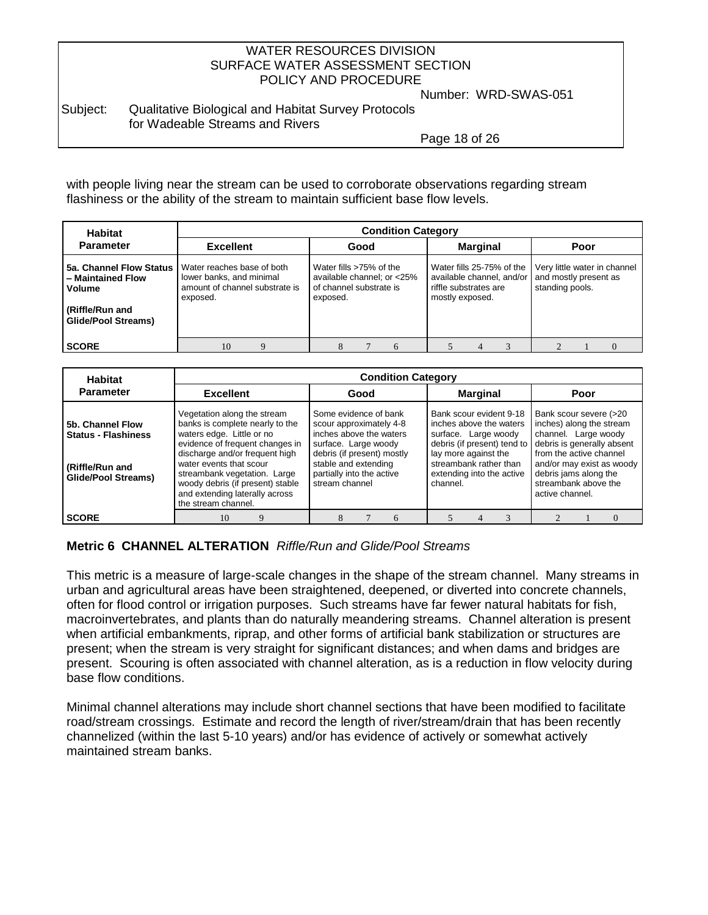with people living near the stream can be used to corroborate observations regarding stream flashiness or the ability of the stream to maintain sufficient base flow levels.

| Habitat Parameter | Condition Category | | | |
|---|---|---|---|---|
| | Excellent | Good | Marginal | Poor |
| **5a. Channel Flow Status – Maintained Flow Volume** **(Riffle/Run and Glide/Pool Streams)** | Water reaches base of both lower banks, and minimal amount of channel substrate is exposed. | Water fills >75% of the available channel; or <25% of channel substrate is exposed. | Water fills 25-75% of the available channel, and/or riffle substrates are mostly exposed. | Very little water in channel and mostly present as standing pools. |
| **SCORE** | 10 9 | 8 7 6 | 5 4 3 | 2 1 0 |

| Habitat Parameter | Condition Category | | | |
|---|---|---|---|---|
| | Excellent | Good | Marginal | Poor |
| **5b. Channel Flow Status - Flashiness** **(Riffle/Run and Glide/Pool Streams)** | Vegetation along the stream banks is complete nearly to the waters edge. Little or no evidence of frequent changes in discharge and/or frequent high water events that scour streambank vegetation. Large woody debris (if present) stable and extending laterally across the stream channel. | Some evidence of bank scour approximately 4-8 inches above the waters surface. Large woody debris (if present) mostly stable and extending partially into the active stream channel | Bank scour evident 9-18 inches above the waters surface. Large woody debris (if present) tend to lay more against the streambank rather than extending into the active channel. | Bank scour severe (>20 inches) along the stream channel. Large woody debris is generally absent from the active channel and/or may exist as woody debris jams along the streambank above the active channel. |
| **SCORE** | 10 9 | 8 7 6 | 5 4 3 | 2 1 0 |

### Metric 6 CHANNEL ALTERATION *Riffle/Run and Glide/Pool Streams*

This metric is a measure of large-scale changes in the shape of the stream channel. Many streams in urban and agricultural areas have been straightened, deepened, or diverted into concrete channels, often for flood control or irrigation purposes. Such streams have far fewer natural habitats for fish, macroinvertebrates, and plants than do naturally meandering streams. Channel alteration is present when artificial embankments, riprap, and other forms of artificial bank stabilization or structures are present; when the stream is very straight for significant distances; and when dams and bridges are present. Scouring is often associated with channel alteration, as is a reduction in flow velocity during base flow conditions.

Minimal channel alterations may include short channel sections that have been modified to facilitate road/stream crossings. Estimate and record the length of river/stream/drain that has been recently channelized (within the last 5-10 years) and/or has evidence of actively or somewhat actively maintained stream banks.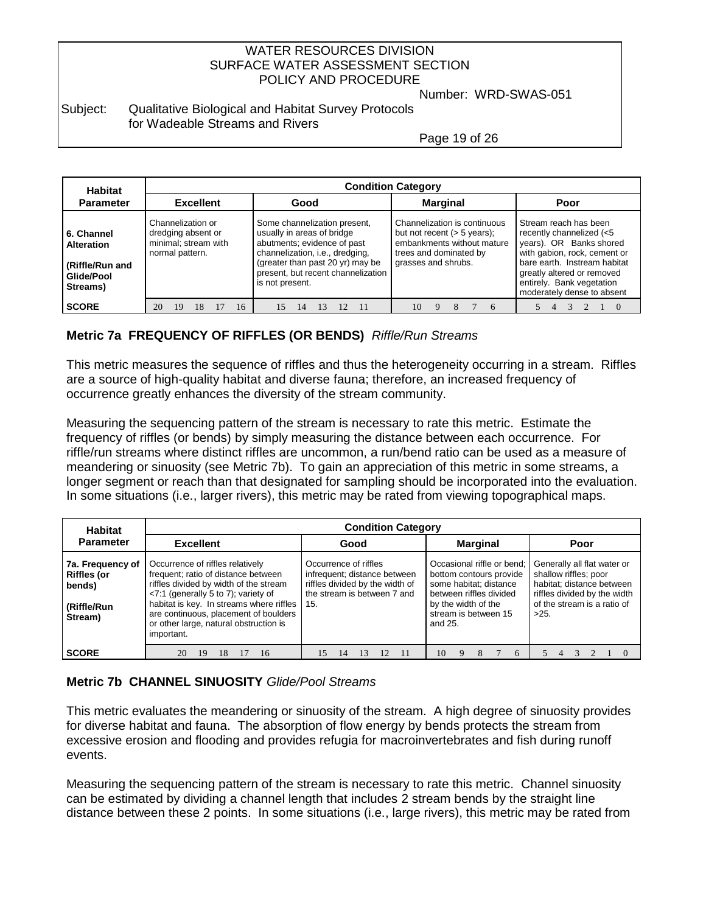| Habitat Parameter | Condition Category | | | |
|---|---|---|---|---|
| | Excellent | Good | Marginal | Poor |
| **6. Channel Alteration** **(Riffle/Run and Glide/Pool Streams)** | Channelization or dredging absent or minimal; stream with normal pattern. | Some channelization present, usually in areas of bridge abutments; evidence of past channelization, i.e., dredging, (greater than past 20 yr) may be present, but recent channelization is not present. | Channelization is continuous but not recent (> 5 years); embankments without mature trees and dominated by grasses and shrubs. | Stream reach has been recently channelized (<5 years). OR Banks shored with gabion, rock, cement or bare earth. Instream habitat greatly altered or removed entirely. Bank vegetation moderately dense to absent |
| **SCORE** | 20 19 18 17 16 | 15 14 13 12 11 | 10 9 8 7 6 | 5 4 3 2 1 0 |

### Metric 7a FREQUENCY OF RIFFLES (OR BENDS) *Riffle/Run Streams*

This metric measures the sequence of riffles and thus the heterogeneity occurring in a stream. Riffles are a source of high-quality habitat and diverse fauna; therefore, an increased frequency of occurrence greatly enhances the diversity of the stream community.

Measuring the sequencing pattern of the stream is necessary to rate this metric. Estimate the frequency of riffles (or bends) by simply measuring the distance between each occurrence. For riffle/run streams where distinct riffles are uncommon, a run/bend ratio can be used as a measure of meandering or sinuosity (see Metric 7b). To gain an appreciation of this metric in some streams, a longer segment or reach than that designated for sampling should be incorporated into the evaluation. In some situations (i.e., larger rivers), this metric may be rated from viewing topographical maps.

| Habitat Parameter | Condition Category | | | |
|---|---|---|---|---|
| | Excellent | Good | Marginal | Poor |
| **7a. Frequency of Riffles (or bends)** **(Riffle/Run Stream)** | Occurrence of riffles relatively frequent; ratio of distance between riffles divided by width of the stream <7:1 (generally 5 to 7); variety of habitat is key. In streams where riffles are continuous, placement of boulders or other large, natural obstruction is important. | Occurrence of riffles infrequent; distance between riffles divided by the width of the stream is between 7 and 15. | Occasional riffle or bend; bottom contours provide some habitat; distance between riffles divided by the width of the stream is between 15 and 25. | Generally all flat water or shallow riffles; poor habitat; distance between riffles divided by the width of the stream is a ratio of >25. |
| **SCORE** | 20 19 18 17 16 | 15 14 13 12 11 | 10 9 8 7 6 | 5 4 3 2 1 0 |

### Metric 7b CHANNEL SINUOSITY *Glide/Pool Streams*

This metric evaluates the meandering or sinuosity of the stream. A high degree of sinuosity provides for diverse habitat and fauna. The absorption of flow energy by bends protects the stream from excessive erosion and flooding and provides refugia for macroinvertebrates and fish during runoff events.

Measuring the sequencing pattern of the stream is necessary to rate this metric. Channel sinuosity can be estimated by dividing a channel length that includes 2 stream bends by the straight line distance between these 2 points. In some situations (i.e., large rivers), this metric may be rated from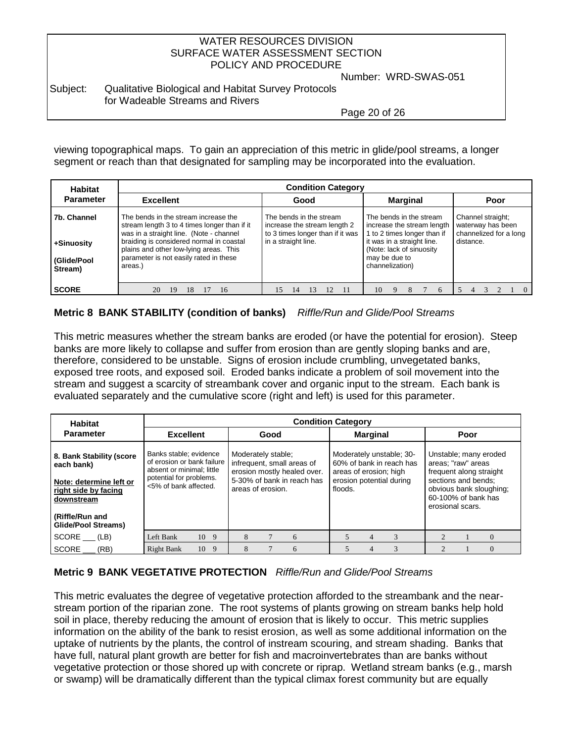viewing topographical maps. To gain an appreciation of this metric in glide/pool streams, a longer segment or reach than that designated for sampling may be incorporated into the evaluation.

| Habitat Parameter | Condition Category | | | |
|---|---|---|---|---|
| | **Excellent** | **Good** | **Marginal** | **Poor** |
| **7b. Channel +Sinuosity (Glide/Pool Stream)** | The bends in the stream increase the stream length 3 to 4 times longer than if it was in a straight line. (Note - channel braiding is considered normal in coastal plains and other low-lying areas. This parameter is not easily rated in these areas.) | The bends in the stream increase the stream length 2 to 3 times longer than if it was in a straight line. | The bends in the stream increase the stream length 1 to 2 times longer than if it was in a straight line. (Note: lack of sinuosity may be due to channelization) | Channel straight; waterway has been channelized for a long distance. |
| **SCORE** | 20 19 18 17 16 | 15 14 13 12 11 | 10 9 8 7 6 | 5 4 3 2 1 0 |

### Metric 8 BANK STABILITY (condition of banks) *Riffle/Run and Glide/Pool Streams*

This metric measures whether the stream banks are eroded (or have the potential for erosion). Steep banks are more likely to collapse and suffer from erosion than are gently sloping banks and are, therefore, considered to be unstable. Signs of erosion include crumbling, unvegetated banks, exposed tree roots, and exposed soil. Eroded banks indicate a problem of soil movement into the stream and suggest a scarcity of streambank cover and organic input to the stream. Each bank is evaluated separately and the cumulative score (right and left) is used for this parameter.

| Habitat Parameter | Condition Category | | | |
|---|---|---|---|---|
| | **Excellent** | **Good** | **Marginal** | **Poor** |
| **8. Bank Stability (score each bank)** <br> **Note: determine left or right side by facing downstream** <br> **(Riffle/Run and Glide/Pool Streams)** | Banks stable; evidence of erosion or bank failure absent or minimal; little potential for problems. <5% of bank affected. | Moderately stable; infrequent, small areas of erosion mostly healed over. 5-30% of bank in reach has areas of erosion. | Moderately unstable; 30-60% of bank in reach has areas of erosion; high erosion potential during floods. | Unstable; many eroded areas; "raw" areas frequent along straight sections and bends; obvious bank sloughing; 60-100% of bank has erosional scars. |
| SCORE ___ (LB) | Left Bank 10 9 | 8 7 6 | 5 4 3 | 2 1 0 |
| SCORE ___ (RB) | Right Bank 10 9 | 8 7 6 | 5 4 3 | 2 1 0 |

### Metric 9 BANK VEGETATIVE PROTECTION *Riffle/Run and Glide/Pool Streams*

This metric evaluates the degree of vegetative protection afforded to the streambank and the near-stream portion of the riparian zone. The root systems of plants growing on stream banks help hold soil in place, thereby reducing the amount of erosion that is likely to occur. This metric supplies information on the ability of the bank to resist erosion, as well as some additional information on the uptake of nutrients by the plants, the control of instream scouring, and stream shading. Banks that have full, natural plant growth are better for fish and macroinvertebrates than are banks without vegetative protection or those shored up with concrete or riprap. Wetland stream banks (e.g., marsh or swamp) will be dramatically different than the typical climax forest community but are equally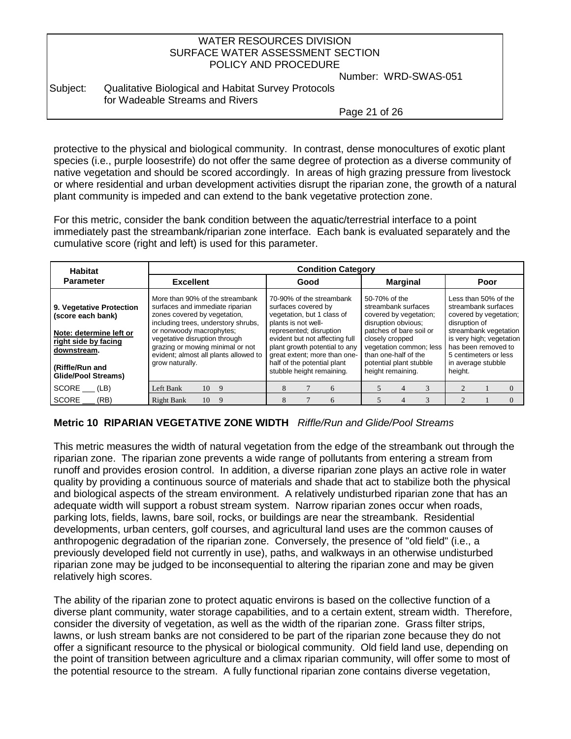protective to the physical and biological community. In contrast, dense monocultures of exotic plant species (i.e., purple loosestrife) do not offer the same degree of protection as a diverse community of native vegetation and should be scored accordingly. In areas of high grazing pressure from livestock or where residential and urban development activities disrupt the riparian zone, the growth of a natural plant community is impeded and can extend to the bank vegetative protection zone.

For this metric, consider the bank condition between the aquatic/terrestrial interface to a point immediately past the streambank/riparian zone interface. Each bank is evaluated separately and the cumulative score (right and left) is used for this parameter.

| Habitat Parameter | Condition Category | | | | | | | | | | |
|---|---|---|---|---|---|---|---|---|---|---|---|
| | Excellent | | Good | | | Marginal | | | Poor | | |
| **9. Vegetative Protection (score each bank)**<br><br>**Note: determine left or right side by facing downstream.**<br><br>**(Riffle/Run and Glide/Pool Streams)** | More than 90% of the streambank surfaces and immediate riparian zones covered by vegetation, including trees, understory shrubs, or nonwoody macrophytes; vegetative disruption through grazing or mowing minimal or not evident; almost all plants allowed to grow naturally. | | 70-90% of the streambank surfaces covered by vegetation, but 1 class of plants is not well-represented; disruption evident but not affecting full plant growth potential to any great extent; more than one-half of the potential plant stubble height remaining. | | | 50-70% of the streambank surfaces covered by vegetation; disruption obvious; patches of bare soil or closely cropped vegetation common; less than one-half of the potential plant stubble height remaining. | | | Less than 50% of the streambank surfaces covered by vegetation; disruption of streambank vegetation is very high; vegetation has been removed to 5 centimeters or less in average stubble height. | | |
| SCORE ___ (LB) | Left Bank 10 | 9 | 8 | 7 | 6 | 5 | 4 | 3 | 2 | 1 | 0 |
| SCORE ___ (RB) | Right Bank 10 | 9 | 8 | 7 | 6 | 5 | 4 | 3 | 2 | 1 | 0 |

## Metric 10 RIPARIAN VEGETATIVE ZONE WIDTH *Riffle/Run and Glide/Pool Streams*

This metric measures the width of natural vegetation from the edge of the streambank out through the riparian zone. The riparian zone prevents a wide range of pollutants from entering a stream from runoff and provides erosion control. In addition, a diverse riparian zone plays an active role in water quality by providing a continuous source of materials and shade that act to stabilize both the physical and biological aspects of the stream environment. A relatively undisturbed riparian zone that has an adequate width will support a robust stream system. Narrow riparian zones occur when roads, parking lots, fields, lawns, bare soil, rocks, or buildings are near the streambank. Residential developments, urban centers, golf courses, and agricultural land uses are the common causes of anthropogenic degradation of the riparian zone. Conversely, the presence of "old field" (i.e., a previously developed field not currently in use), paths, and walkways in an otherwise undisturbed riparian zone may be judged to be inconsequential to altering the riparian zone and may be given relatively high scores.

The ability of the riparian zone to protect aquatic environs is based on the collective function of a diverse plant community, water storage capabilities, and to a certain extent, stream width. Therefore, consider the diversity of vegetation, as well as the width of the riparian zone. Grass filter strips, lawns, or lush stream banks are not considered to be part of the riparian zone because they do not offer a significant resource to the physical or biological community. Old field land use, depending on the point of transition between agriculture and a climax riparian community, will offer some to most of the potential resource to the stream. A fully functional riparian zone contains diverse vegetation,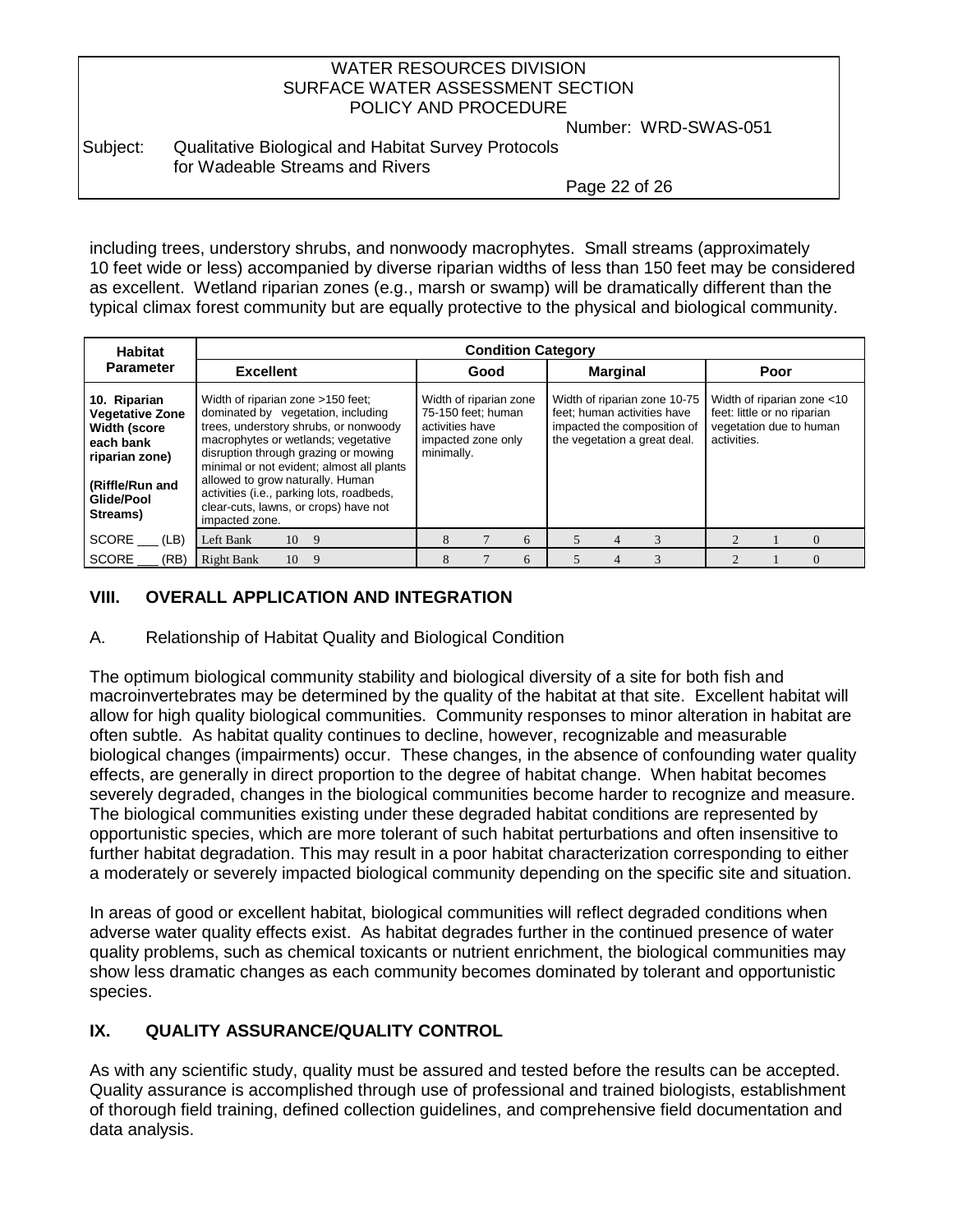including trees, understory shrubs, and nonwoody macrophytes. Small streams (approximately 10 feet wide or less) accompanied by diverse riparian widths of less than 150 feet may be considered as excellent. Wetland riparian zones (e.g., marsh or swamp) will be dramatically different than the typical climax forest community but are equally protective to the physical and biological community.

| Habitat Parameter | Condition Category | | | | | | | | | | | |
|---|---|---|---|---|---|---|---|---|---|---|---|---|
| | Excellent | | Good | | | Marginal | | | Poor | | | |
| **10. Riparian Vegetative Zone Width (score each bank riparian zone)**<br><br>**(Riffle/Run and Glide/Pool Streams)** | Width of riparian zone >150 feet; dominated by vegetation, including trees, understory shrubs, or nonwoody macrophytes or wetlands; vegetative disruption through grazing or mowing minimal or not evident; almost all plants allowed to grow naturally. Human activities (i.e., parking lots, roadbeds, clear-cuts, lawns, or crops) have not impacted zone. | | Width of riparian zone 75-150 feet; human activities have impacted zone only minimally. | | | Width of riparian zone 10-75 feet; human activities have impacted the composition of the vegetation a great deal. | | | Width of riparian zone <10 feet: little or no riparian vegetation due to human activities. | | | |
| SCORE ___ (LB) | Left Bank | 10 9 | 8 | 7 | 6 | 5 | 4 | 3 | 2 | 1 | 0 | |
| SCORE ___ (RB) | Right Bank | 10 9 | 8 | 7 | 6 | 5 | 4 | 3 | 2 | 1 | 0 | |

## VIII. OVERALL APPLICATION AND INTEGRATION

A. Relationship of Habitat Quality and Biological Condition

The optimum biological community stability and biological diversity of a site for both fish and macroinvertebrates may be determined by the quality of the habitat at that site. Excellent habitat will allow for high quality biological communities. Community responses to minor alteration in habitat are often subtle. As habitat quality continues to decline, however, recognizable and measurable biological changes (impairments) occur. These changes, in the absence of confounding water quality effects, are generally in direct proportion to the degree of habitat change. When habitat becomes severely degraded, changes in the biological communities become harder to recognize and measure. The biological communities existing under these degraded habitat conditions are represented by opportunistic species, which are more tolerant of such habitat perturbations and often insensitive to further habitat degradation. This may result in a poor habitat characterization corresponding to either a moderately or severely impacted biological community depending on the specific site and situation.

In areas of good or excellent habitat, biological communities will reflect degraded conditions when adverse water quality effects exist. As habitat degrades further in the continued presence of water quality problems, such as chemical toxicants or nutrient enrichment, the biological communities may show less dramatic changes as each community becomes dominated by tolerant and opportunistic species.

## IX. QUALITY ASSURANCE/QUALITY CONTROL

As with any scientific study, quality must be assured and tested before the results can be accepted. Quality assurance is accomplished through use of professional and trained biologists, establishment of thorough field training, defined collection guidelines, and comprehensive field documentation and data analysis.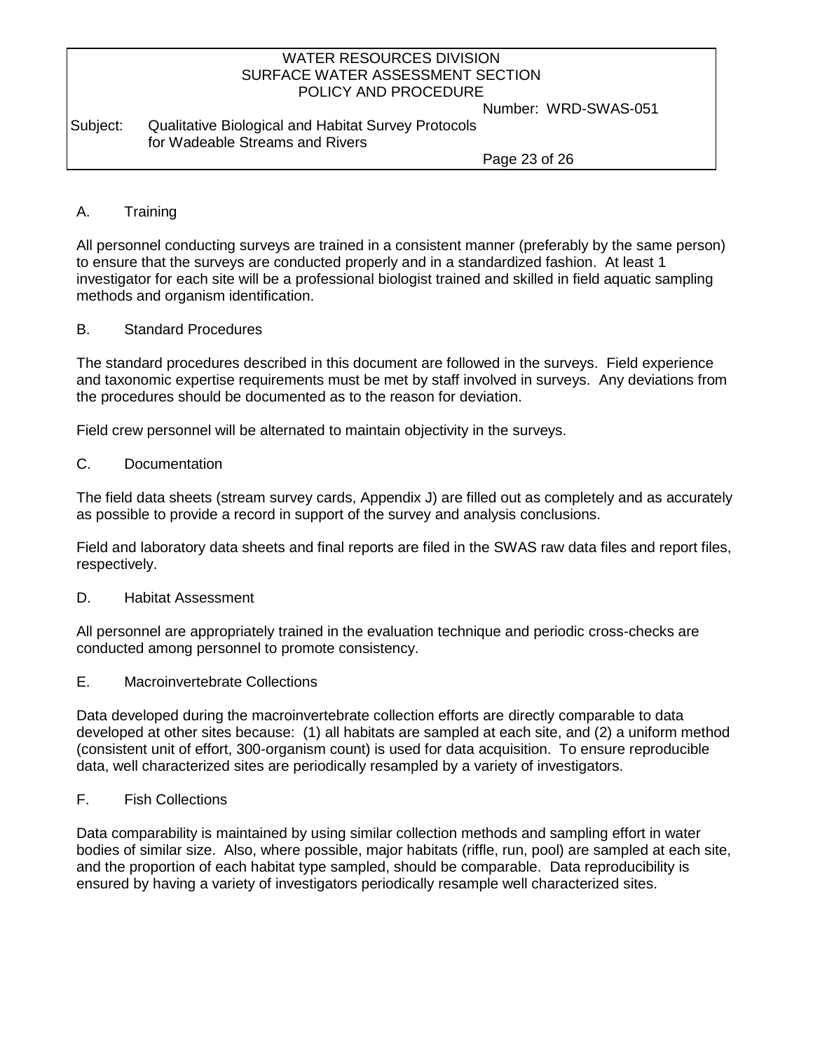## A. Training

All personnel conducting surveys are trained in a consistent manner (preferably by the same person) to ensure that the surveys are conducted properly and in a standardized fashion. At least 1 investigator for each site will be a professional biologist trained and skilled in field aquatic sampling methods and organism identification.

## B. Standard Procedures

The standard procedures described in this document are followed in the surveys. Field experience and taxonomic expertise requirements must be met by staff involved in surveys. Any deviations from the procedures should be documented as to the reason for deviation.

Field crew personnel will be alternated to maintain objectivity in the surveys.

## C. Documentation

The field data sheets (stream survey cards, Appendix J) are filled out as completely and as accurately as possible to provide a record in support of the survey and analysis conclusions.

Field and laboratory data sheets and final reports are filed in the SWAS raw data files and report files, respectively.

## D. Habitat Assessment

All personnel are appropriately trained in the evaluation technique and periodic cross-checks are conducted among personnel to promote consistency.

## E. Macroinvertebrate Collections

Data developed during the macroinvertebrate collection efforts are directly comparable to data developed at other sites because: (1) all habitats are sampled at each site, and (2) a uniform method (consistent unit of effort, 300-organism count) is used for data acquisition. To ensure reproducible data, well characterized sites are periodically resampled by a variety of investigators.

## F. Fish Collections

Data comparability is maintained by using similar collection methods and sampling effort in water bodies of similar size. Also, where possible, major habitats (riffle, run, pool) are sampled at each site, and the proportion of each habitat type sampled, should be comparable. Data reproducibility is ensured by having a variety of investigators periodically resample well characterized sites.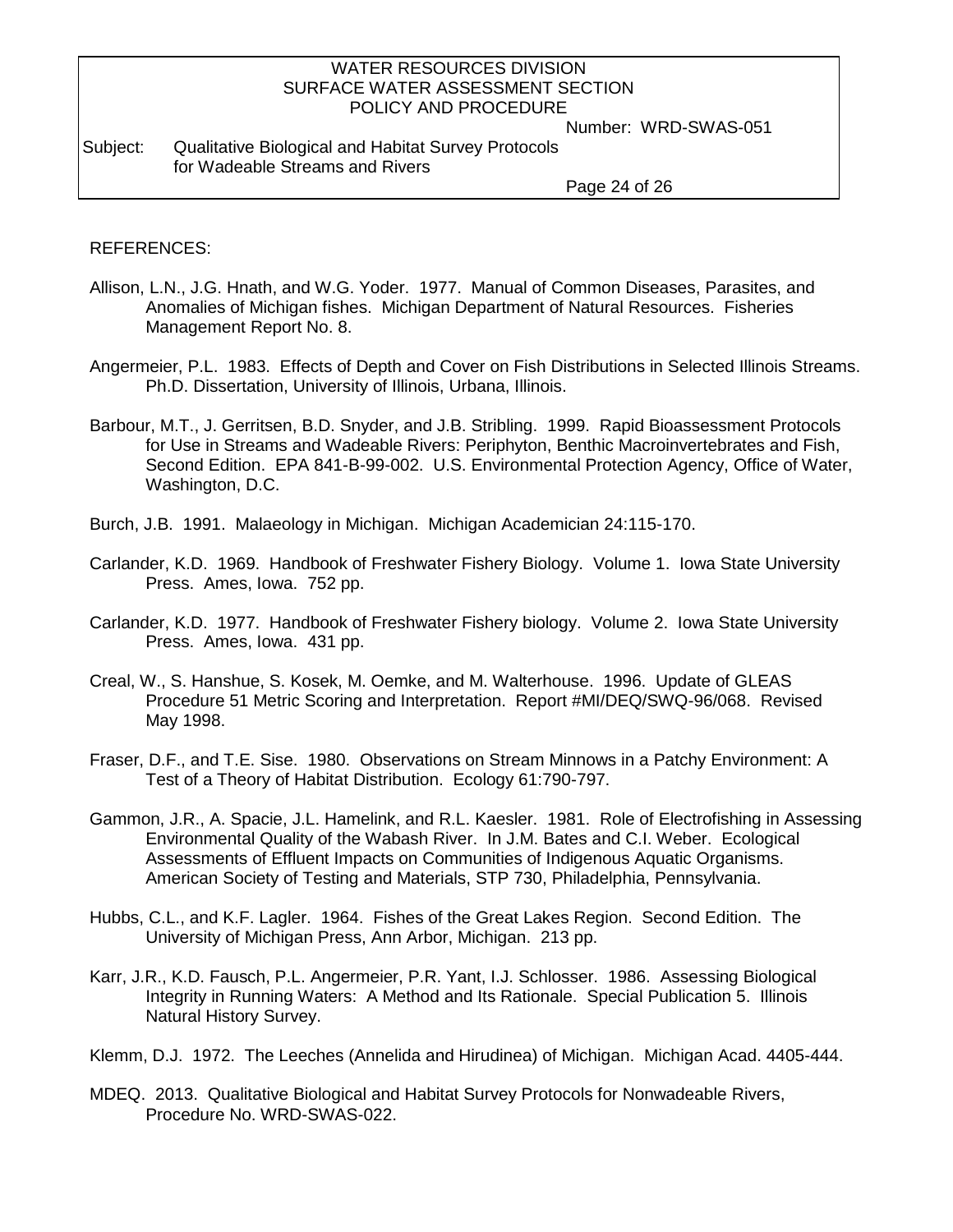REFERENCES:

Allison, L.N., J.G. Hnath, and W.G. Yoder. 1977. Manual of Common Diseases, Parasites, and Anomalies of Michigan fishes. Michigan Department of Natural Resources. Fisheries Management Report No. 8.

Angermeier, P.L. 1983. Effects of Depth and Cover on Fish Distributions in Selected Illinois Streams. Ph.D. Dissertation, University of Illinois, Urbana, Illinois.

Barbour, M.T., J. Gerritsen, B.D. Snyder, and J.B. Stribling. 1999. Rapid Bioassessment Protocols for Use in Streams and Wadeable Rivers: Periphyton, Benthic Macroinvertebrates and Fish, Second Edition. EPA 841-B-99-002. U.S. Environmental Protection Agency, Office of Water, Washington, D.C.

Burch, J.B. 1991. Malaeology in Michigan. Michigan Academician 24:115-170.

Carlander, K.D. 1969. Handbook of Freshwater Fishery Biology. Volume 1. Iowa State University Press. Ames, Iowa. 752 pp.

Carlander, K.D. 1977. Handbook of Freshwater Fishery biology. Volume 2. Iowa State University Press. Ames, Iowa. 431 pp.

Creal, W., S. Hanshue, S. Kosek, M. Oemke, and M. Walterhouse. 1996. Update of GLEAS Procedure 51 Metric Scoring and Interpretation. Report #MI/DEQ/SWQ-96/068. Revised May 1998.

Fraser, D.F., and T.E. Sise. 1980. Observations on Stream Minnows in a Patchy Environment: A Test of a Theory of Habitat Distribution. Ecology 61:790-797.

Gammon, J.R., A. Spacie, J.L. Hamelink, and R.L. Kaesler. 1981. Role of Electrofishing in Assessing Environmental Quality of the Wabash River. In J.M. Bates and C.I. Weber. Ecological Assessments of Effluent Impacts on Communities of Indigenous Aquatic Organisms. American Society of Testing and Materials, STP 730, Philadelphia, Pennsylvania.

Hubbs, C.L., and K.F. Lagler. 1964. Fishes of the Great Lakes Region. Second Edition. The University of Michigan Press, Ann Arbor, Michigan. 213 pp.

Karr, J.R., K.D. Fausch, P.L. Angermeier, P.R. Yant, I.J. Schlosser. 1986. Assessing Biological Integrity in Running Waters: A Method and Its Rationale. Special Publication 5. Illinois Natural History Survey.

Klemm, D.J. 1972. The Leeches (Annelida and Hirudinea) of Michigan. Michigan Acad. 4405-444.

MDEQ. 2013. Qualitative Biological and Habitat Survey Protocols for Nonwadeable Rivers, Procedure No. WRD-SWAS-022.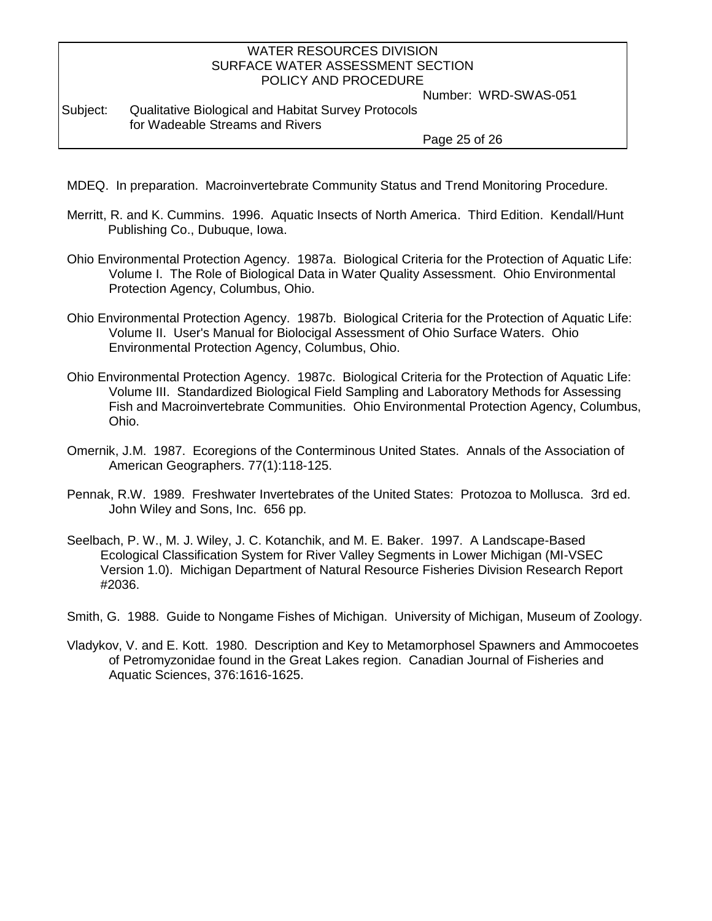MDEQ. In preparation. Macroinvertebrate Community Status and Trend Monitoring Procedure.

Merritt, R. and K. Cummins. 1996. Aquatic Insects of North America. Third Edition. Kendall/Hunt Publishing Co., Dubuque, Iowa.

Ohio Environmental Protection Agency. 1987a. Biological Criteria for the Protection of Aquatic Life: Volume I. The Role of Biological Data in Water Quality Assessment. Ohio Environmental Protection Agency, Columbus, Ohio.

Ohio Environmental Protection Agency. 1987b. Biological Criteria for the Protection of Aquatic Life: Volume II. User's Manual for Biolocigal Assessment of Ohio Surface Waters. Ohio Environmental Protection Agency, Columbus, Ohio.

Ohio Environmental Protection Agency. 1987c. Biological Criteria for the Protection of Aquatic Life: Volume III. Standardized Biological Field Sampling and Laboratory Methods for Assessing Fish and Macroinvertebrate Communities. Ohio Environmental Protection Agency, Columbus, Ohio.

Omernik, J.M. 1987. Ecoregions of the Conterminous United States. Annals of the Association of American Geographers. 77(1):118-125.

Pennak, R.W. 1989. Freshwater Invertebrates of the United States: Protozoa to Mollusca. 3rd ed. John Wiley and Sons, Inc. 656 pp.

Seelbach, P. W., M. J. Wiley, J. C. Kotanchik, and M. E. Baker. 1997. A Landscape-Based Ecological Classification System for River Valley Segments in Lower Michigan (MI-VSEC Version 1.0). Michigan Department of Natural Resource Fisheries Division Research Report #2036.

Smith, G. 1988. Guide to Nongame Fishes of Michigan. University of Michigan, Museum of Zoology.

Vladykov, V. and E. Kott. 1980. Description and Key to Metamorphosel Spawners and Ammocoetes of Petromyzonidae found in the Great Lakes region. Canadian Journal of Fisheries and Aquatic Sciences, 376:1616-1625.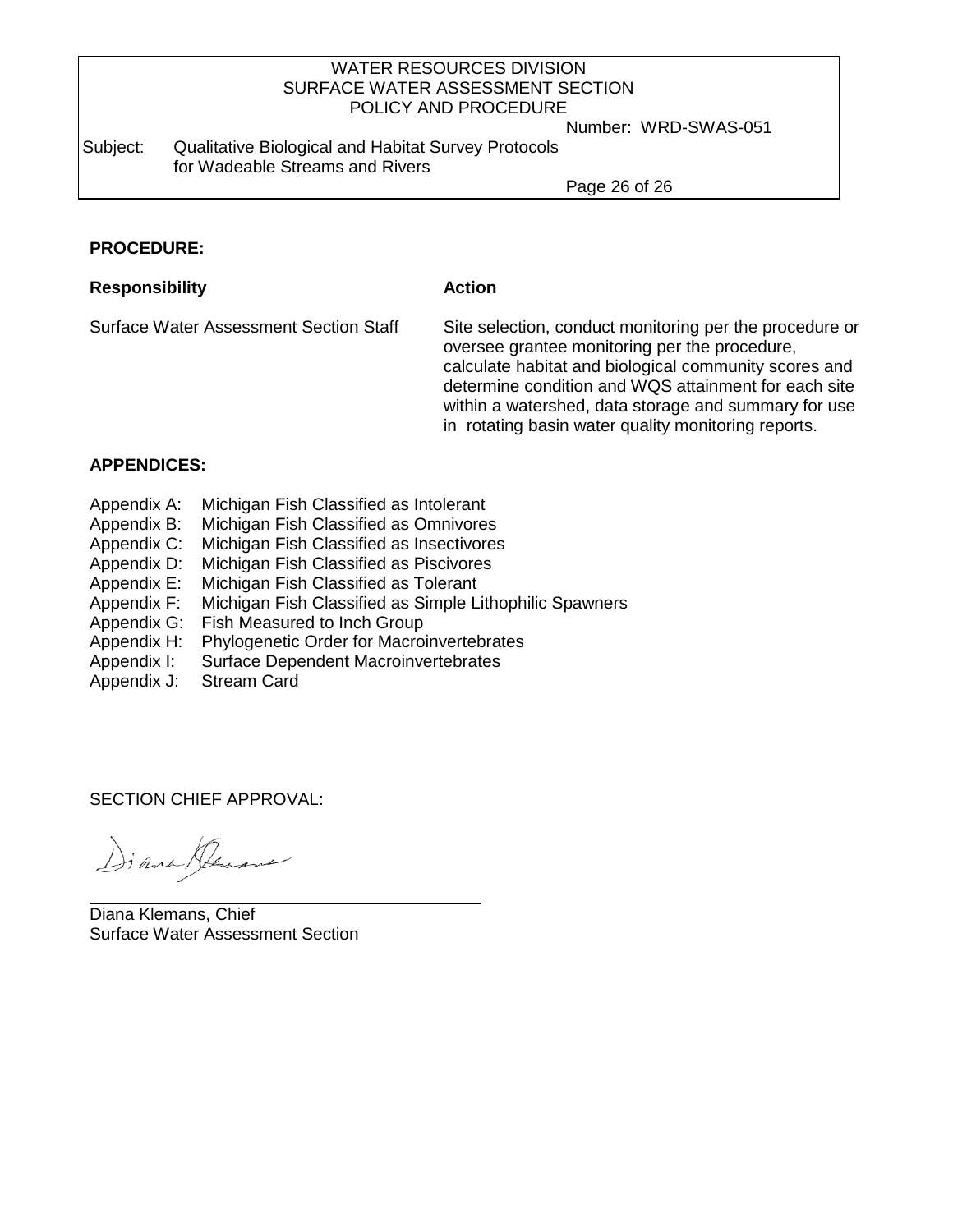**PROCEDURE:**

| Responsibility | Action |
| --- | --- |
| Surface Water Assessment Section Staff | Site selection, conduct monitoring per the procedure or oversee grantee monitoring per the procedure, calculate habitat and biological community scores and determine condition and WQS attainment for each site within a watershed, data storage and summary for use in rotating basin water quality monitoring reports. |

**APPENDICES:**

Appendix A: Michigan Fish Classified as Intolerant
Appendix B: Michigan Fish Classified as Omnivores
Appendix C: Michigan Fish Classified as Insectivores
Appendix D: Michigan Fish Classified as Piscivores
Appendix E: Michigan Fish Classified as Tolerant
Appendix F: Michigan Fish Classified as Simple Lithophilic Spawners
Appendix G: Fish Measured to Inch Group
Appendix H: Phylogenetic Order for Macroinvertebrates
Appendix I: Surface Dependent Macroinvertebrates
Appendix J: Stream Card

SECTION CHIEF APPROVAL:

Diana Klemans, Chief
Surface Water Assessment Section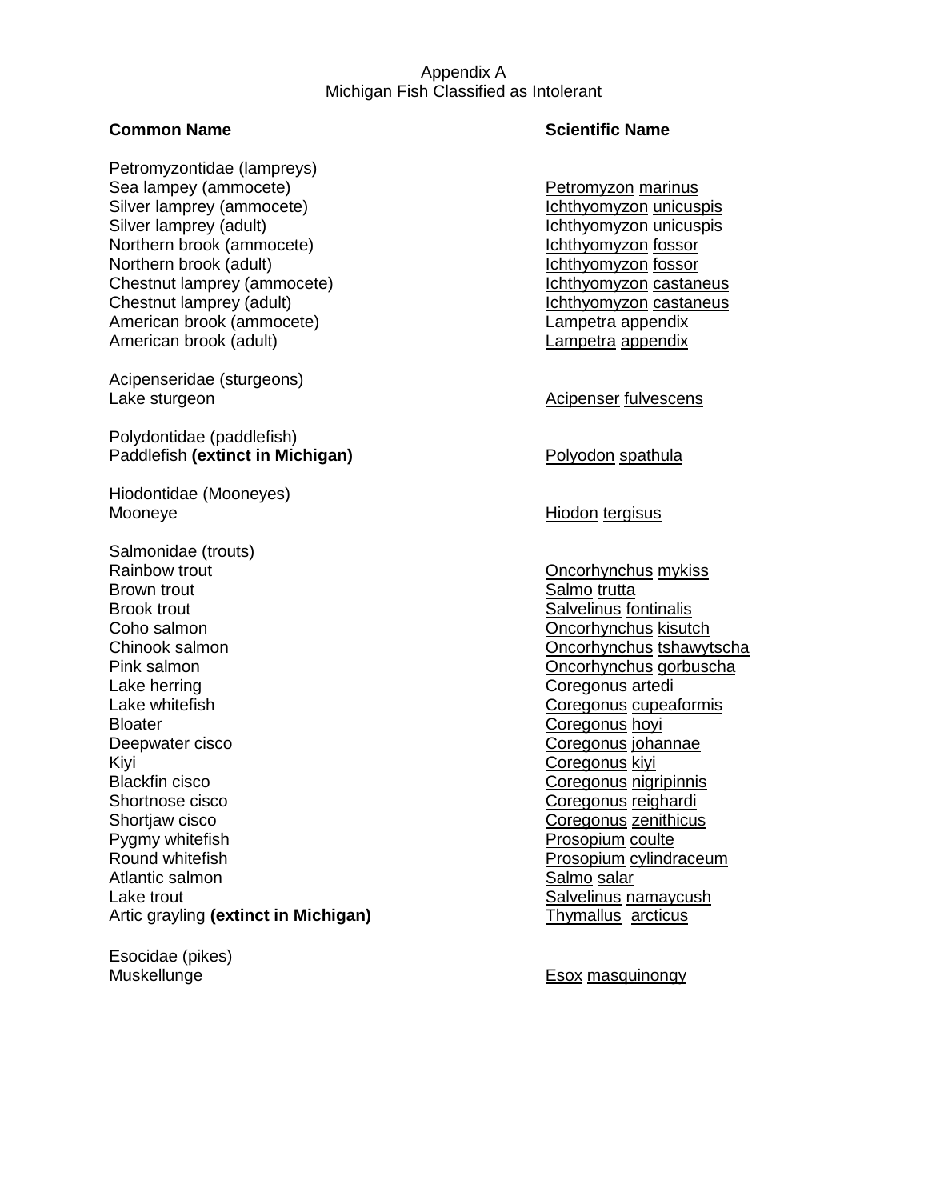Appendix A
Michigan Fish Classified as Intolerant

| Common Name | Scientific Name |
|---|---|
| Petromyzontidae (lampreys) | |
| Sea lampey (ammocete) | Petromyzon marinus |
| Silver lamprey (ammocete) | Ichthyomyzon unicuspis |
| Silver lamprey (adult) | Ichthyomyzon unicuspis |
| Northern brook (ammocete) | Ichthyomyzon fossor |
| Northern brook (adult) | Ichthyomyzon fossor |
| Chestnut lamprey (ammocete) | Ichthyomyzon castaneus |
| Chestnut lamprey (adult) | Ichthyomyzon castaneus |
| American brook (ammocete) | Lampetra appendix |
| American brook (adult) | Lampetra appendix |
| Acipenseridae (sturgeons) | |
| Lake sturgeon | Acipenser fulvescens |
| Polydontidae (paddlefish) | |
| Paddlefish **(extinct in Michigan)** | Polyodon spathula |
| Hiodontidae (Mooneyes) | |
| Mooneye | Hiodon tergisus |
| Salmonidae (trouts) | |
| Rainbow trout | Oncorhynchus mykiss |
| Brown trout | Salmo trutta |
| Brook trout | Salvelinus fontinalis |
| Coho salmon | Oncorhynchus kisutch |
| Chinook salmon | Oncorhynchus tshawytscha |
| Pink salmon | Oncorhynchus gorbuscha |
| Lake herring | Coregonus artedi |
| Lake whitefish | Coregonus cupeaformis |
| Bloater | Coregonus hoyi |
| Deepwater cisco | Coregonus johannae |
| Kiyi | Coregonus kiyi |
| Blackfin cisco | Coregonus nigripinnis |
| Shortnose cisco | Coregonus reighardi |
| Shortjaw cisco | Coregonus zenithicus |
| Pygmy whitefish | Prosopium coulte |
| Round whitefish | Prosopium cylindraceum |
| Atlantic salmon | Salmo salar |
| Lake trout | Salvelinus namaycush |
| Artic grayling **(extinct in Michigan)** | Thymallus arcticus |
| Esocidae (pikes) | |
| Muskellunge | Esox masquinongy |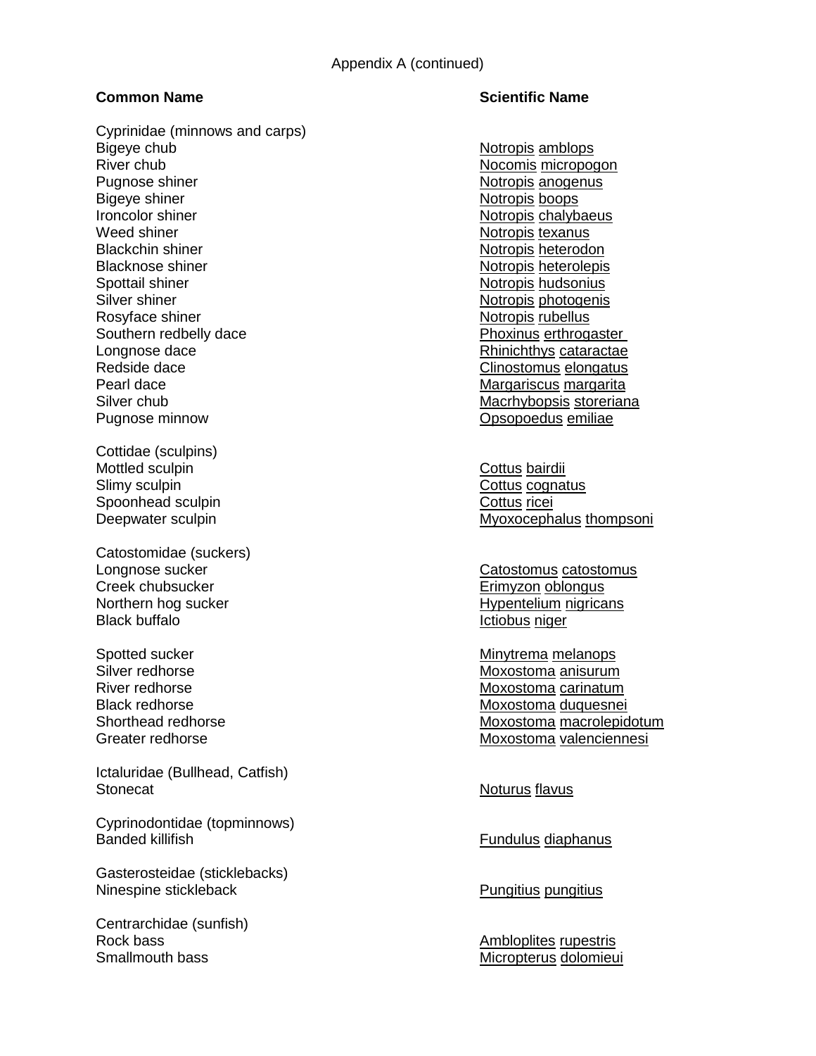Appendix A (continued)

| Common Name | Scientific Name |
|---|---|
| Cyprinidae (minnows and carps) | |
| Bigeye chub | Notropis amblops |
| River chub | Nocomis micropogon |
| Pugnose shiner | Notropis anogenus |
| Bigeye shiner | Notropis boops |
| Ironcolor shiner | Notropis chalybaeus |
| Weed shiner | Notropis texanus |
| Blackchin shiner | Notropis heterodon |
| Blacknose shiner | Notropis heterolepis |
| Spottail shiner | Notropis hudsonius |
| Silver shiner | Notropis photogenis |
| Rosyface shiner | Notropis rubellus |
| Southern redbelly dace | Phoxinus erthrogaster |
| Longnose dace | Rhinichthys cataractae |
| Redside dace | Clinostomus elongatus |
| Pearl dace | Margariscus margarita |
| Silver chub | Macrhybopsis storeriana |
| Pugnose minnow | Opsopoedus emiliae |
| Cottidae (sculpins) | |
| Mottled sculpin | Cottus bairdii |
| Slimy sculpin | Cottus cognatus |
| Spoonhead sculpin | Cottus ricei |
| Deepwater sculpin | Myoxocephalus thompsoni |
| Catostomidae (suckers) | |
| Longnose sucker | Catostomus catostomus |
| Creek chubsucker | Erimyzon oblongus |
| Northern hog sucker | Hypentelium nigricans |
| Black buffalo | Ictiobus niger |
| Spotted sucker | Minytrema melanops |
| Silver redhorse | Moxostoma anisurum |
| River redhorse | Moxostoma carinatum |
| Black redhorse | Moxostoma duquesnei |
| Shorthead redhorse | Moxostoma macrolepidotum |
| Greater redhorse | Moxostoma valenciennesi |
| Ictaluridae (Bullhead, Catfish) | |
| Stonecat | Noturus flavus |
| Cyprinodontidae (topminnows) | |
| Banded killifish | Fundulus diaphanus |
| Gasterosteidae (sticklebacks) | |
| Ninespine stickleback | Pungitius pungitius |
| Centrarchidae (sunfish) | |
| Rock bass | Ambloplites rupestris |
| Smallmouth bass | Micropterus dolomieui |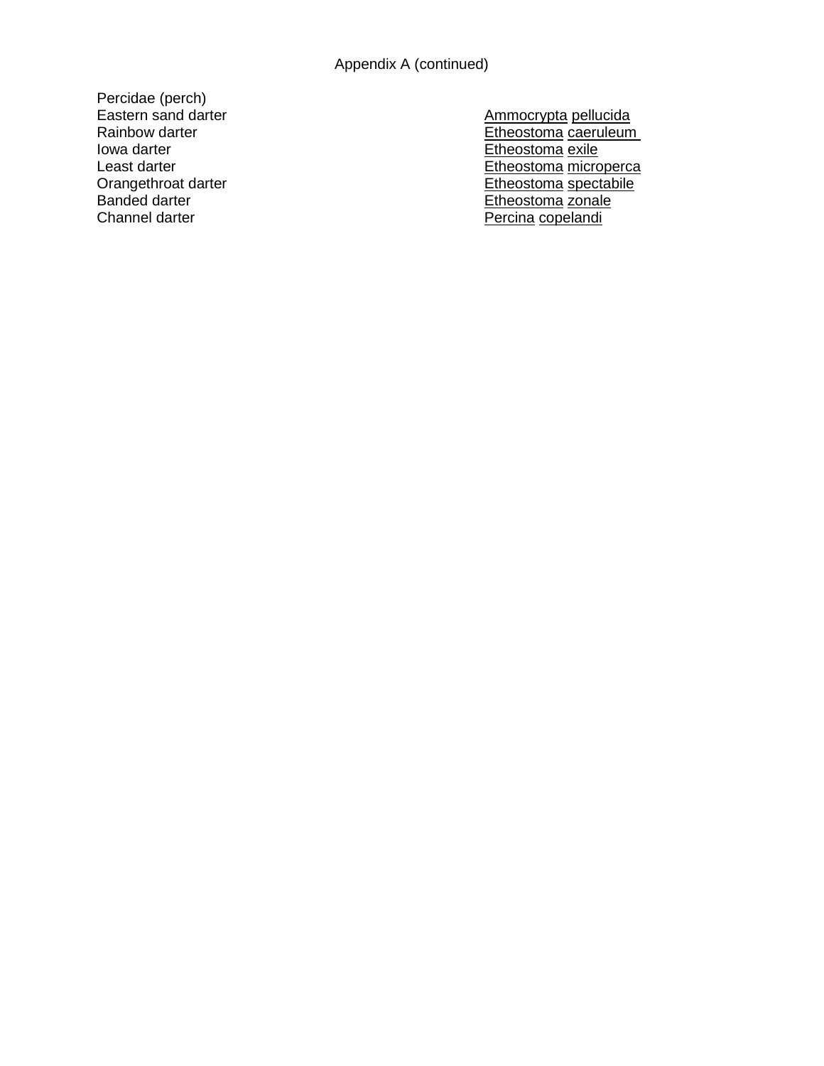Appendix A (continued)

| Percidae (perch) | |
|---|---|
| Eastern sand darter | Ammocrypta pellucida |
| Rainbow darter | Etheostoma caeruleum |
| Iowa darter | Etheostoma exile |
| Least darter | Etheostoma microperca |
| Orangethroat darter | Etheostoma spectabile |
| Banded darter | Etheostoma zonale |
| Channel darter | Percina copelandi |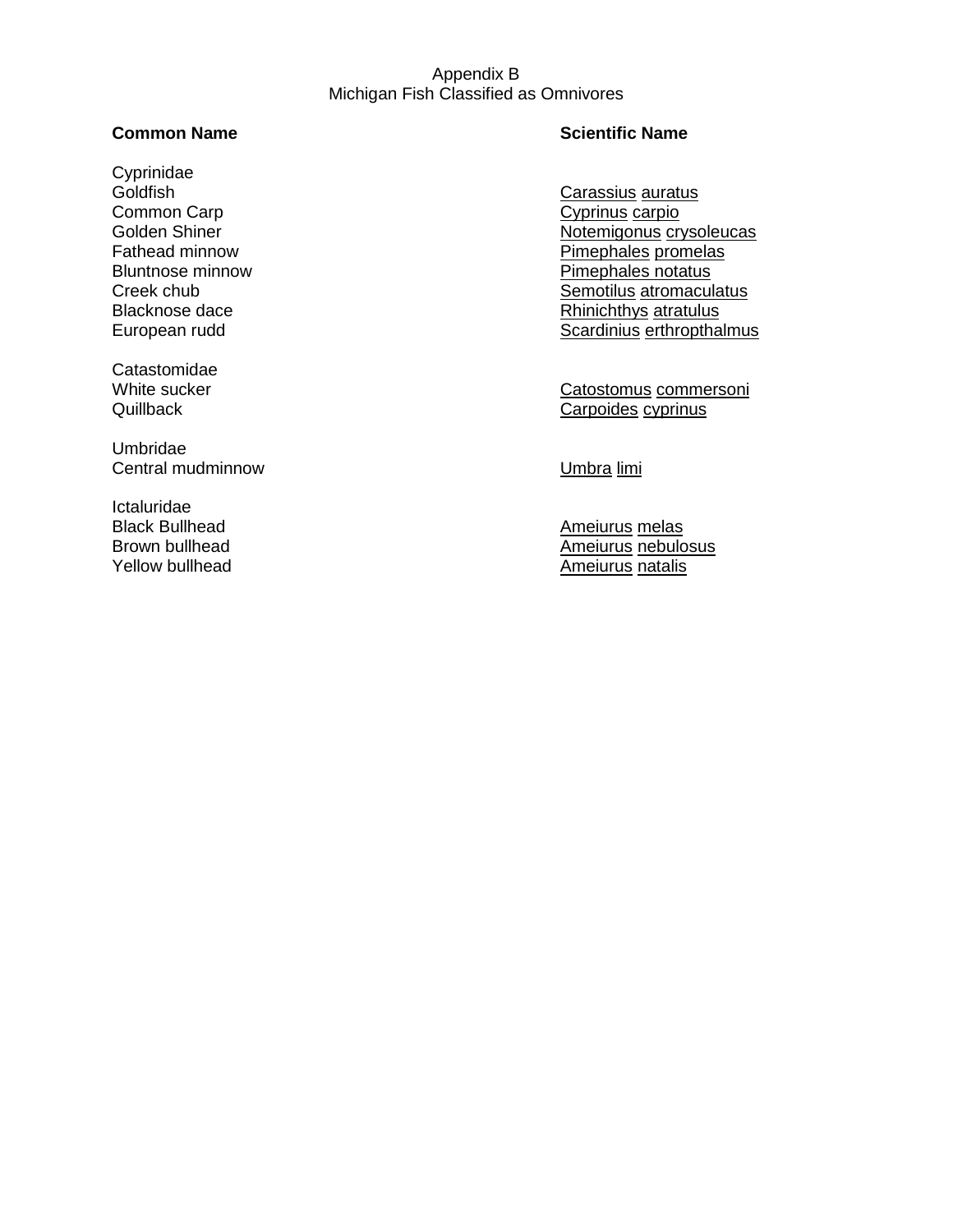# Appendix B
## Michigan Fish Classified as Omnivores

| Common Name | Scientific Name |
| --- | --- |
| Cyprinidae | |
| Goldfish | Carassius auratus |
| Common Carp | Cyprinus carpio |
| Golden Shiner | Notemigonus crysoleucas |
| Fathead minnow | Pimephales promelas |
| Bluntnose minnow | Pimephales notatus |
| Creek chub | Semotilus atromaculatus |
| Blacknose dace | Rhinichthys atratulus |
| European rudd | Scardinius erthropthalmus |
| Catastomidae | |
| White sucker | Catostomus commersoni |
| Quillback | Carpoides cyprinus |
| Umbridae | |
| Central mudminnow | Umbra limi |
| Ictaluridae | |
| Black Bullhead | Ameiurus melas |
| Brown bullhead | Ameiurus nebulosus |
| Yellow bullhead | Ameiurus natalis |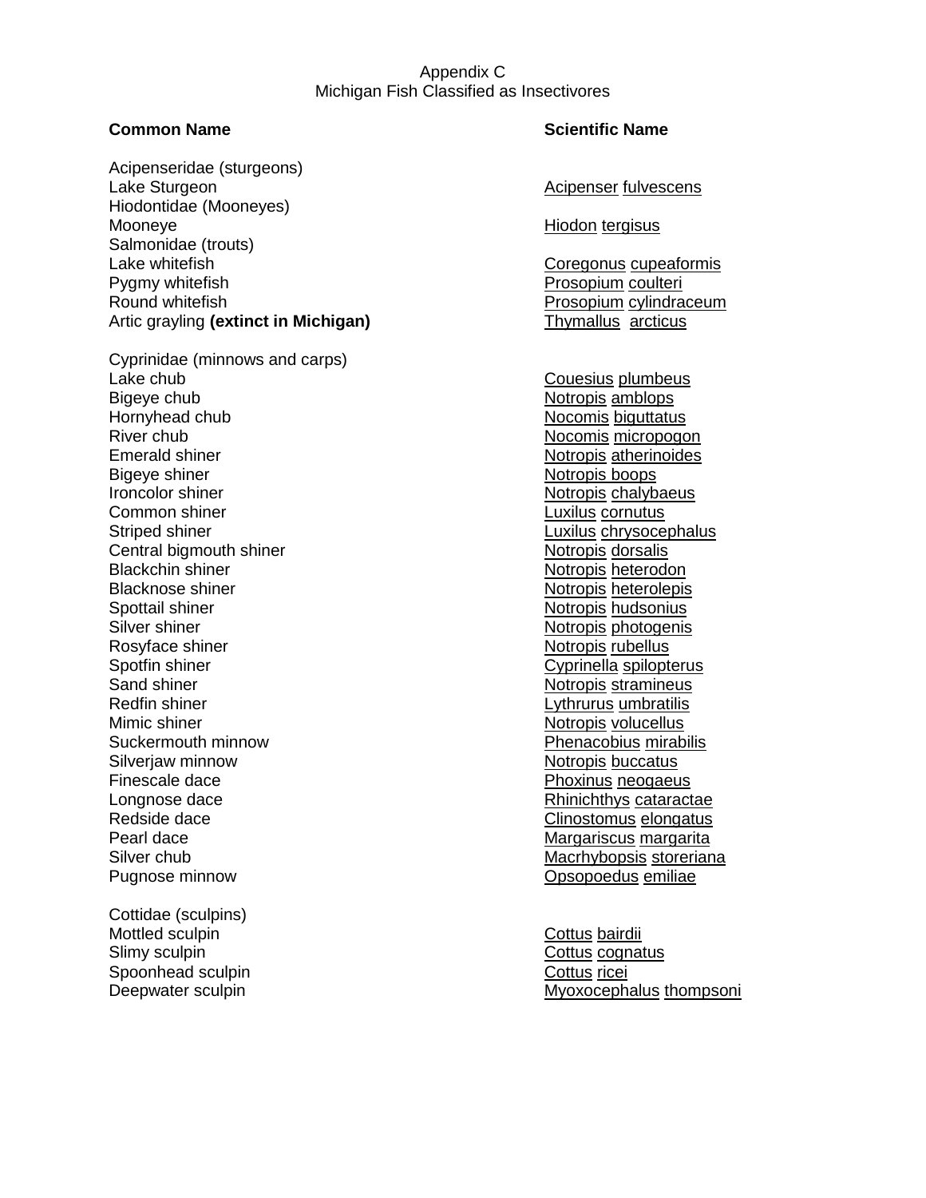Appendix C
Michigan Fish Classified as Insectivores

| **Common Name** | **Scientific Name** |
|---|---|
| Acipenseridae (sturgeons) | |
| Lake Sturgeon | Acipenser fulvescens |
| Hiodontidae (Mooneyes) | |
| Mooneye | Hiodon tergisus |
| Salmonidae (trouts) | |
| Lake whitefish | Coregonus cupeaformis |
| Pygmy whitefish | Prosopium coulteri |
| Round whitefish | Prosopium cylindraceum |
| Artic grayling **(extinct in Michigan)** | Thymallus arcticus |
| | |
| Cyprinidae (minnows and carps) | |
| Lake chub | Couesius plumbeus |
| Bigeye chub | Notropis amblops |
| Hornyhead chub | Nocomis biguttatus |
| River chub | Nocomis micropogon |
| Emerald shiner | Notropis atherinoides |
| Bigeye shiner | Notropis boops |
| Ironcolor shiner | Notropis chalybaeus |
| Common shiner | Luxilus cornutus |
| Striped shiner | Luxilus chrysocephalus |
| Central bigmouth shiner | Notropis dorsalis |
| Blackchin shiner | Notropis heterodon |
| Blacknose shiner | Notropis heterolepis |
| Spottail shiner | Notropis hudsonius |
| Silver shiner | Notropis photogenis |
| Rosyface shiner | Notropis rubellus |
| Spotfin shiner | Cyprinella spilopterus |
| Sand shiner | Notropis stramineus |
| Redfin shiner | Lythrurus umbratilis |
| Mimic shiner | Notropis volucellus |
| Suckermouth minnow | Phenacobius mirabilis |
| Silverjaw minnow | Notropis buccatus |
| Finescale dace | Phoxinus neogaeus |
| Longnose dace | Rhinichthys cataractae |
| Redside dace | Clinostomus elongatus |
| Pearl dace | Margariscus margarita |
| Silver chub | Macrhybopsis storeriana |
| Pugnose minnow | Opsopoedus emiliae |
| | |
| Cottidae (sculpins) | |
| Mottled sculpin | Cottus bairdii |
| Slimy sculpin | Cottus cognatus |
| Spoonhead sculpin | Cottus ricei |
| Deepwater sculpin | Myoxocephalus thompsoni |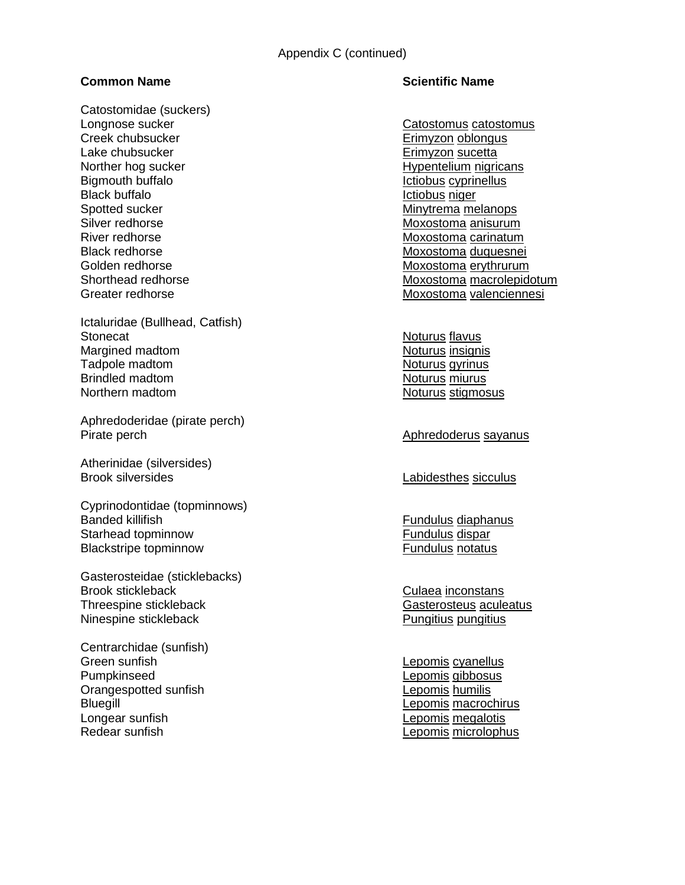Appendix C (continued)

| **Common Name** | **Scientific Name** |
|---|---|
| Catostomidae (suckers) | |
| Longnose sucker | Catostomus catostomus |
| Creek chubsucker | Erimyzon oblongus |
| Lake chubsucker | Erimyzon sucetta |
| Norther hog sucker | Hypentelium nigricans |
| Bigmouth buffalo | Ictiobus cyprinellus |
| Black buffalo | Ictiobus niger |
| Spotted sucker | Minytrema melanops |
| Silver redhorse | Moxostoma anisurum |
| River redhorse | Moxostoma carinatum |
| Black redhorse | Moxostoma duquesnei |
| Golden redhorse | Moxostoma erythrurum |
| Shorthead redhorse | Moxostoma macrolepidotum |
| Greater redhorse | Moxostoma valenciennesi |
| | |
| Ictaluridae (Bullhead, Catfish) | |
| Stonecat | Noturus flavus |
| Margined madtom | Noturus insignis |
| Tadpole madtom | Noturus gyrinus |
| Brindled madtom | Noturus miurus |
| Northern madtom | Noturus stigmosus |
| | |
| Aphredoderidae (pirate perch) | |
| Pirate perch | Aphredoderus sayanus |
| | |
| Atherinidae (silversides) | |
| Brook silversides | Labidesthes sicculus |
| | |
| Cyprinodontidae (topminnows) | |
| Banded killifish | Fundulus diaphanus |
| Starhead topminnow | Fundulus dispar |
| Blackstripe topminnow | Fundulus notatus |
| | |
| Gasterosteidae (sticklebacks) | |
| Brook stickleback | Culaea inconstans |
| Threespine stickleback | Gasterosteus aculeatus |
| Ninespine stickleback | Pungitius pungitius |
| | |
| Centrarchidae (sunfish) | |
| Green sunfish | Lepomis cyanellus |
| Pumpkinseed | Lepomis gibbosus |
| Orangespotted sunfish | Lepomis humilis |
| Bluegill | Lepomis macrochirus |
| Longear sunfish | Lepomis megalotis |
| Redear sunfish | Lepomis microlophus |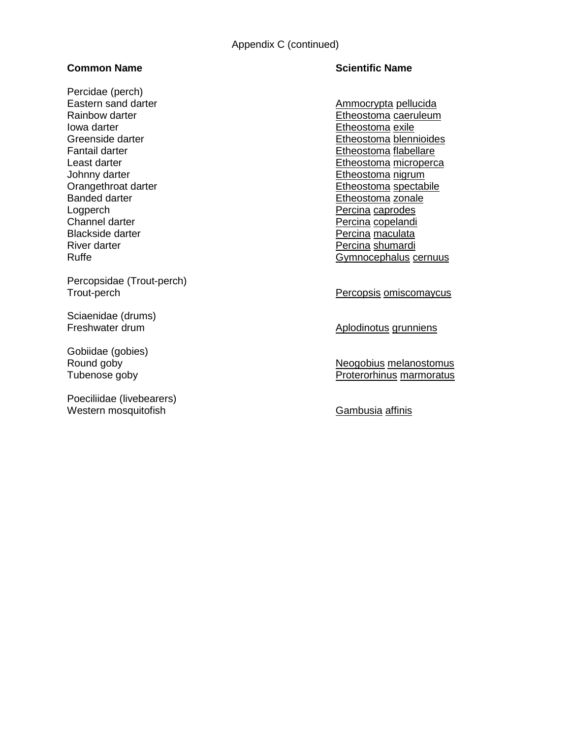Appendix C (continued)

| **Common Name** | **Scientific Name** |
|---|---|
| Percidae (perch) | |
| Eastern sand darter | Ammocrypta pellucida |
| Rainbow darter | Etheostoma caeruleum |
| Iowa darter | Etheostoma exile |
| Greenside darter | Etheostoma blennioides |
| Fantail darter | Etheostoma flabellare |
| Least darter | Etheostoma microperca |
| Johnny darter | Etheostoma nigrum |
| Orangethroat darter | Etheostoma spectabile |
| Banded darter | Etheostoma zonale |
| Logperch | Percina caprodes |
| Channel darter | Percina copelandi |
| Blackside darter | Percina maculata |
| River darter | Percina shumardi |
| Ruffe | Gymnocephalus cernuus |
| Percopsidae (Trout-perch) | |
| Trout-perch | Percopsis omiscomaycus |
| Sciaenidae (drums) | |
| Freshwater drum | Aplodinotus grunniens |
| Gobiidae (gobies) | |
| Round goby | Neogobius melanostomus |
| Tubenose goby | Proterorhinus marmoratus |
| Poeciliidae (livebearers) | |
| Western mosquitofish | Gambusia affinis |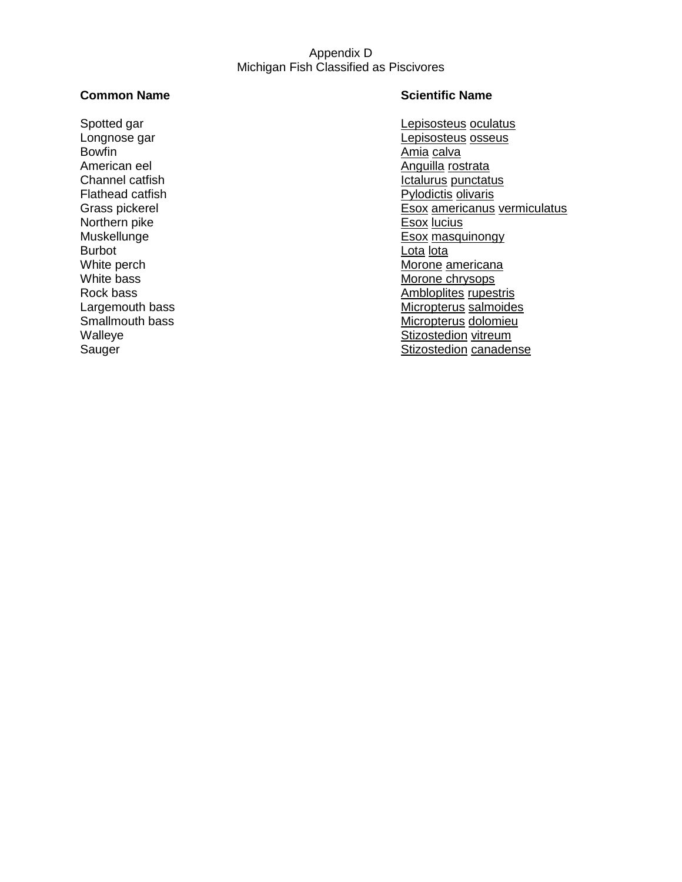# Appendix D
## Michigan Fish Classified as Piscivores

| Common Name | Scientific Name |
|---|---|
| Spotted gar | Lepisosteus oculatus |
| Longnose gar | Lepisosteus osseus |
| Bowfin | Amia calva |
| American eel | Anguilla rostrata |
| Channel catfish | Ictalurus punctatus |
| Flathead catfish | Pylodictis olivaris |
| Grass pickerel | Esox americanus vermiculatus |
| Northern pike | Esox lucius |
| Muskellunge | Esox masquinongy |
| Burbot | Lota lota |
| White perch | Morone americana |
| White bass | Morone chrysops |
| Rock bass | Ambloplites rupestris |
| Largemouth bass | Micropterus salmoides |
| Smallmouth bass | Micropterus dolomieu |
| Walleye | Stizostedion vitreum |
| Sauger | Stizostedion canadense |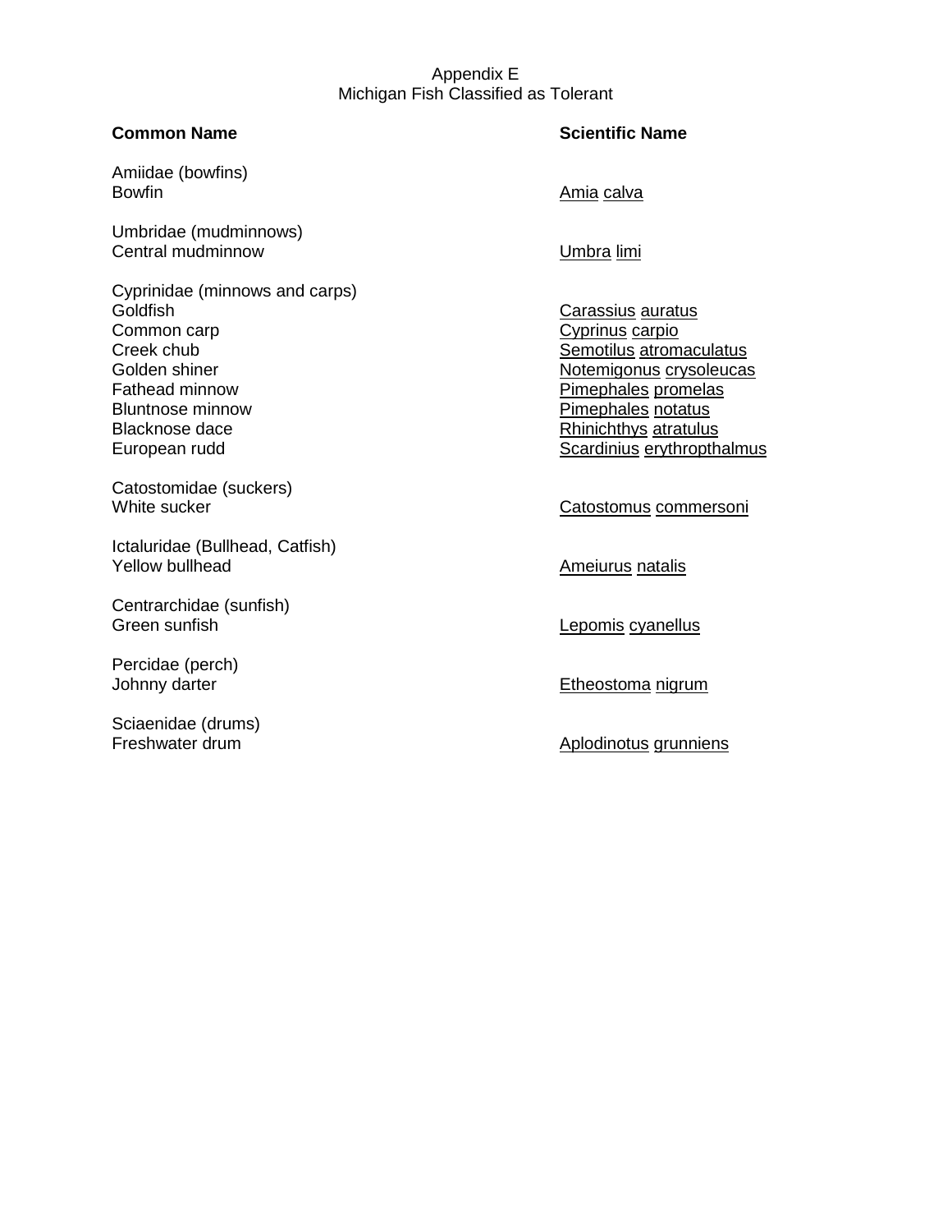Appendix E
Michigan Fish Classified as Tolerant

| **Common Name** | **Scientific Name** |
|---|---|
| Amiidae (bowfins) | |
| Bowfin | Amia calva |
| | |
| Umbridae (mudminnows) | |
| Central mudminnow | Umbra limi |
| | |
| Cyprinidae (minnows and carps) | |
| Goldfish | Carassius auratus |
| Common carp | Cyprinus carpio |
| Creek chub | Semotilus atromaculatus |
| Golden shiner | Notemigonus crysoleucas |
| Fathead minnow | Pimephales promelas |
| Bluntnose minnow | Pimephales notatus |
| Blacknose dace | Rhinichthys atratulus |
| European rudd | Scardinius erythropthalmus |
| | |
| Catostomidae (suckers) | |
| White sucker | Catostomus commersoni |
| | |
| Ictaluridae (Bullhead, Catfish) | |
| Yellow bullhead | Ameiurus natalis |
| | |
| Centrarchidae (sunfish) | |
| Green sunfish | Lepomis cyanellus |
| | |
| Percidae (perch) | |
| Johnny darter | Etheostoma nigrum |
| | |
| Sciaenidae (drums) | |
| Freshwater drum | Aplodinotus grunniens |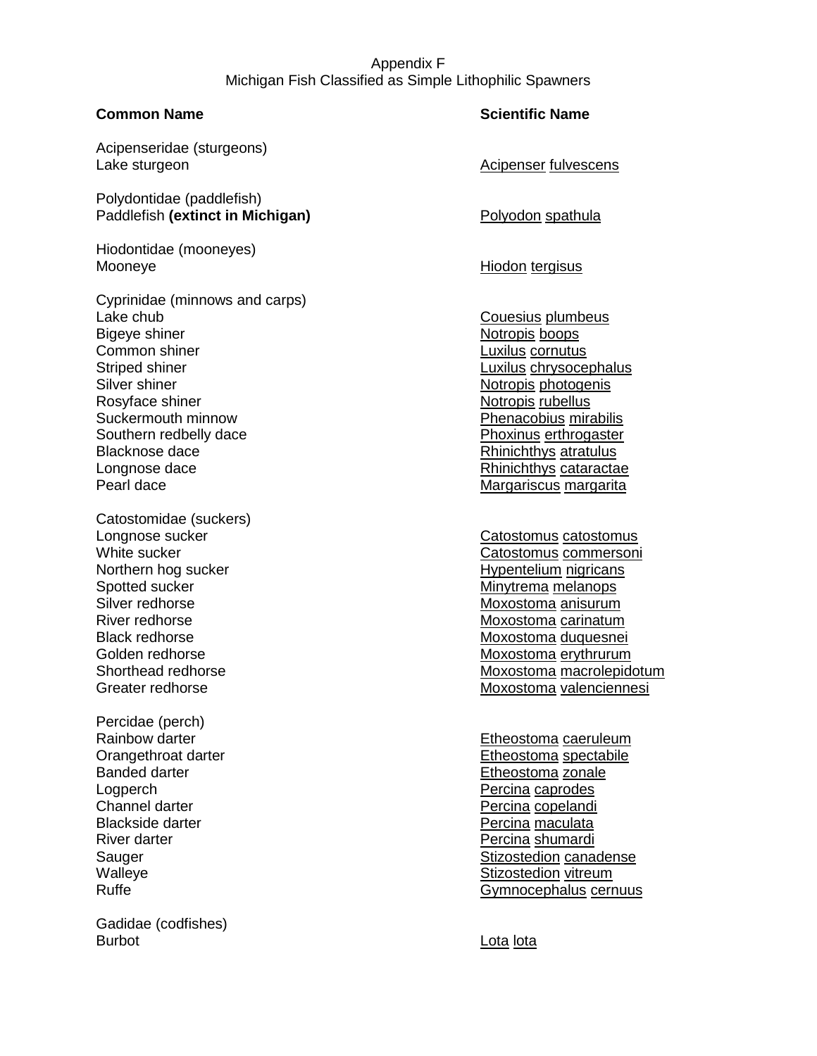# Appendix F
## Michigan Fish Classified as Simple Lithophilic Spawners

| Common Name | Scientific Name |
|---|---|
| Acipenseridae (sturgeons) | |
| Lake sturgeon | Acipenser fulvescens |
| | |
| Polydontidae (paddlefish) | |
| Paddlefish **(extinct in Michigan)** | Polyodon spathula |
| | |
| Hiodontidae (mooneyes) | |
| Mooneye | Hiodon tergisus |
| | |
| Cyprinidae (minnows and carps) | |
| Lake chub | Couesius plumbeus |
| Bigeye shiner | Notropis boops |
| Common shiner | Luxilus cornutus |
| Striped shiner | Luxilus chrysocephalus |
| Silver shiner | Notropis photogenis |
| Rosyface shiner | Notropis rubellus |
| Suckermouth minnow | Phenacobius mirabilis |
| Southern redbelly dace | Phoxinus erthrogaster |
| Blacknose dace | Rhinichthys atratulus |
| Longnose dace | Rhinichthys cataractae |
| Pearl dace | Margariscus margarita |
| | |
| Catostomidae (suckers) | |
| Longnose sucker | Catostomus catostomus |
| White sucker | Catostomus commersoni |
| Northern hog sucker | Hypentelium nigricans |
| Spotted sucker | Minytrema melanops |
| Silver redhorse | Moxostoma anisurum |
| River redhorse | Moxostoma carinatum |
| Black redhorse | Moxostoma duquesnei |
| Golden redhorse | Moxostoma erythrurum |
| Shorthead redhorse | Moxostoma macrolepidotum |
| Greater redhorse | Moxostoma valenciennesi |
| | |
| Percidae (perch) | |
| Rainbow darter | Etheostoma caeruleum |
| Orangethroat darter | Etheostoma spectabile |
| Banded darter | Etheostoma zonale |
| Logperch | Percina caprodes |
| Channel darter | Percina copelandi |
| Blackside darter | Percina maculata |
| River darter | Percina shumardi |
| Sauger | Stizostedion canadense |
| Walleye | Stizostedion vitreum |
| Ruffe | Gymnocephalus cernuus |
| | |
| Gadidae (codfishes) | |
| Burbot | Lota lota |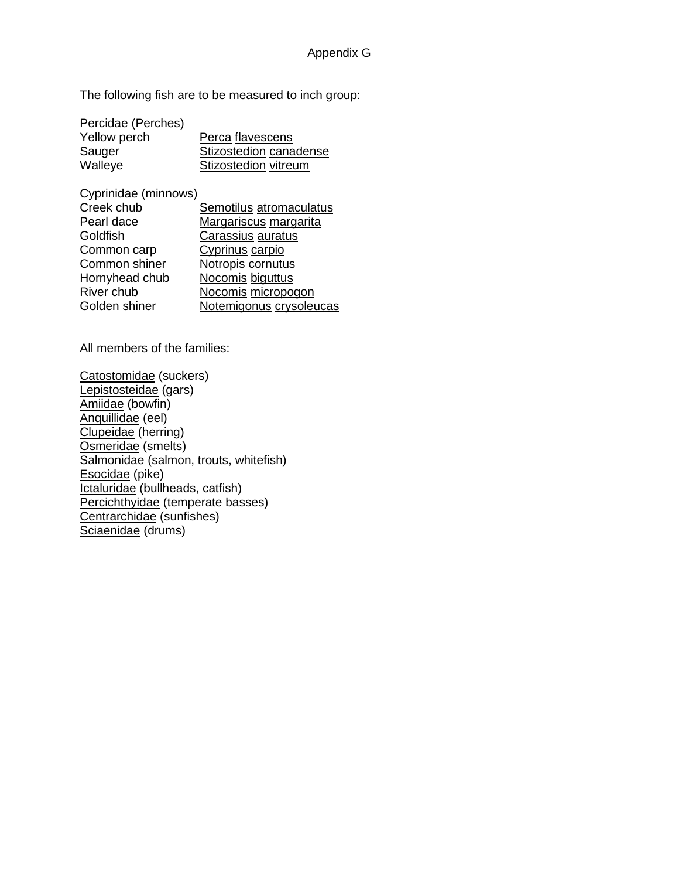# Appendix G

The following fish are to be measured to inch group:

Percidae (Perches)

| | |
|---|---|
| Yellow perch | <u>Perca</u> <u>flavescens</u> |
| Sauger | <u>Stizostedion</u> <u>canadense</u> |
| Walleye | <u>Stizostedion</u> <u>vitreum</u> |

Cyprinidae (minnows)

| | |
|---|---|
| Creek chub | <u>Semotilus</u> <u>atromaculatus</u> |
| Pearl dace | <u>Margariscus</u> <u>margarita</u> |
| Goldfish | <u>Carassius</u> <u>auratus</u> |
| Common carp | <u>Cyprinus</u> <u>carpio</u> |
| Common shiner | <u>Notropis</u> <u>cornutus</u> |
| Hornyhead chub | <u>Nocomis</u> <u>biguttus</u> |
| River chub | <u>Nocomis</u> <u>micropogon</u> |
| Golden shiner | <u>Notemigonus</u> <u>crysoleucas</u> |

All members of the families:

<u>Catostomidae</u> (suckers)
<u>Lepistosteidae</u> (gars)
<u>Amiidae</u> (bowfin)
<u>Anquillidae</u> (eel)
<u>Clupeidae</u> (herring)
<u>Osmeridae</u> (smelts)
<u>Salmonidae</u> (salmon, trouts, whitefish)
<u>Esocidae</u> (pike)
<u>Ictaluridae</u> (bullheads, catfish)
<u>Percichthyidae</u> (temperate basses)
<u>Centrarchidae</u> (sunfishes)
<u>Sciaenidae</u> (drums)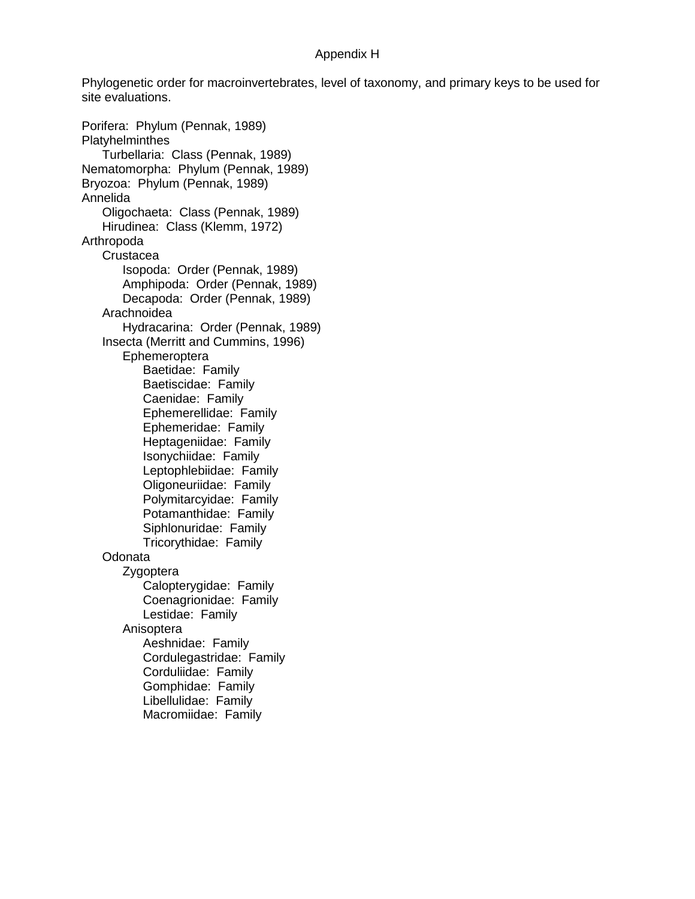Appendix H

Phylogenetic order for macroinvertebrates, level of taxonomy, and primary keys to be used for site evaluations.

- Porifera: Phylum (Pennak, 1989)
- Platyhelminthes
  - Turbellaria: Class (Pennak, 1989)
- Nematomorpha: Phylum (Pennak, 1989)
- Bryozoa: Phylum (Pennak, 1989)
- Annelida
  - Oligochaeta: Class (Pennak, 1989)
  - Hirudinea: Class (Klemm, 1972)
- Arthropoda
  - Crustacea
    - Isopoda: Order (Pennak, 1989)
    - Amphipoda: Order (Pennak, 1989)
    - Decapoda: Order (Pennak, 1989)
  - Arachnoidea
    - Hydracarina: Order (Pennak, 1989)
  - Insecta (Merritt and Cummins, 1996)
    - Ephemeroptera
      - Baetidae: Family
      - Baetiscidae: Family
      - Caenidae: Family
      - Ephemerellidae: Family
      - Ephemeridae: Family
      - Heptageniidae: Family
      - Isonychiidae: Family
      - Leptophlebiidae: Family
      - Oligoneuriidae: Family
      - Polymitarcyidae: Family
      - Potamanthidae: Family
      - Siphlonuridae: Family
      - Tricorythidae: Family
  - Odonata
    - Zygoptera
      - Calopterygidae: Family
      - Coenagrionidae: Family
      - Lestidae: Family
    - Anisoptera
      - Aeshnidae: Family
      - Cordulegastridae: Family
      - Corduliidae: Family
      - Gomphidae: Family
      - Libellulidae: Family
      - Macromiidae: Family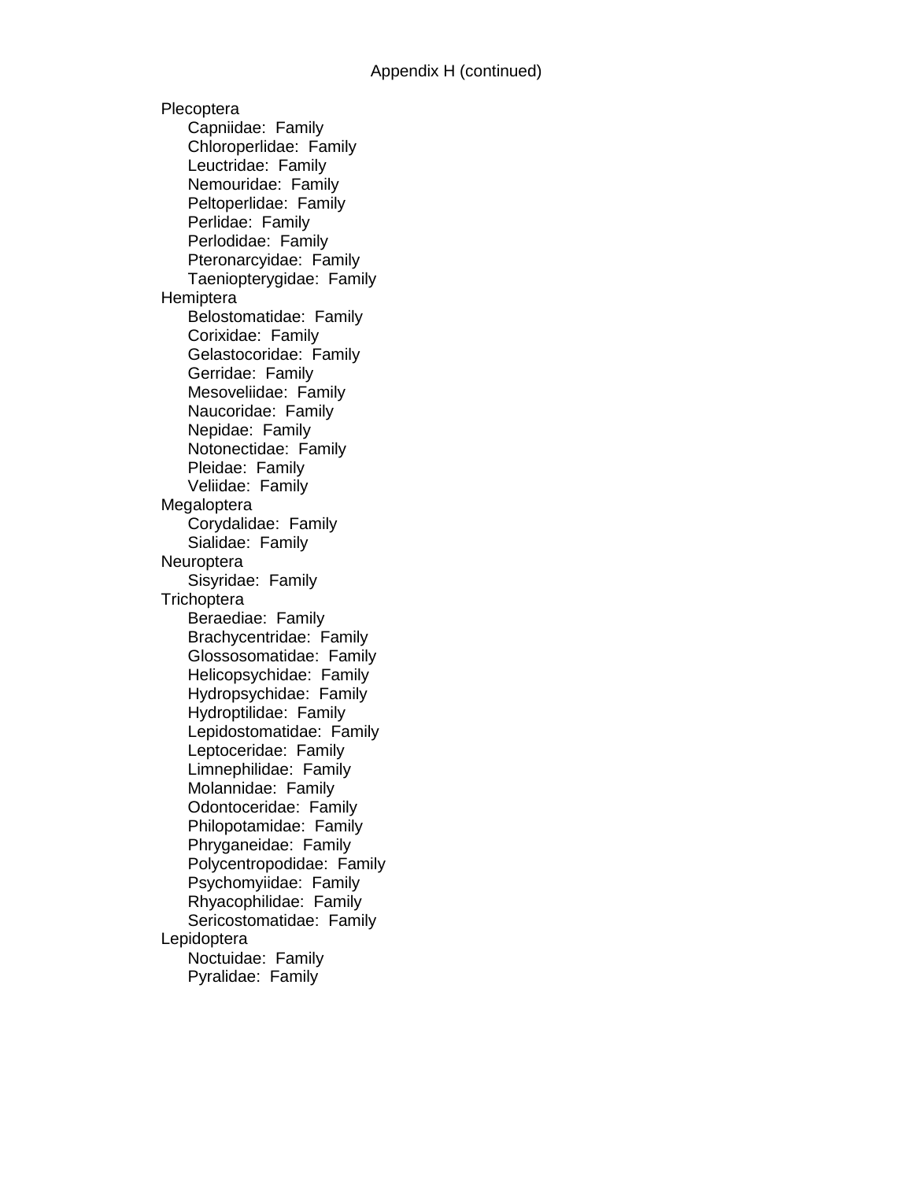Appendix H (continued)

Plecoptera
- Capniidae: Family
- Chloroperlidae: Family
- Leuctridae: Family
- Nemouridae: Family
- Peltoperlidae: Family
- Perlidae: Family
- Perlodidae: Family
- Pteronarcyidae: Family
- Taeniopterygidae: Family

Hemiptera
- Belostomatidae: Family
- Corixidae: Family
- Gelastocoridae: Family
- Gerridae: Family
- Mesoveliidae: Family
- Naucoridae: Family
- Nepidae: Family
- Notonectidae: Family
- Pleidae: Family
- Veliidae: Family

Megaloptera
- Corydalidae: Family
- Sialidae: Family

Neuroptera
- Sisyridae: Family

Trichoptera
- Beraediae: Family
- Brachycentridae: Family
- Glossosomatidae: Family
- Helicopsychidae: Family
- Hydropsychidae: Family
- Hydroptilidae: Family
- Lepidostomatidae: Family
- Leptoceridae: Family
- Limnephilidae: Family
- Molannidae: Family
- Odontoceridae: Family
- Philopotamidae: Family
- Phryganeidae: Family
- Polycentropodidae: Family
- Psychomyiidae: Family
- Rhyacophilidae: Family
- Sericostomatidae: Family

Lepidoptera
- Noctuidae: Family
- Pyralidae: Family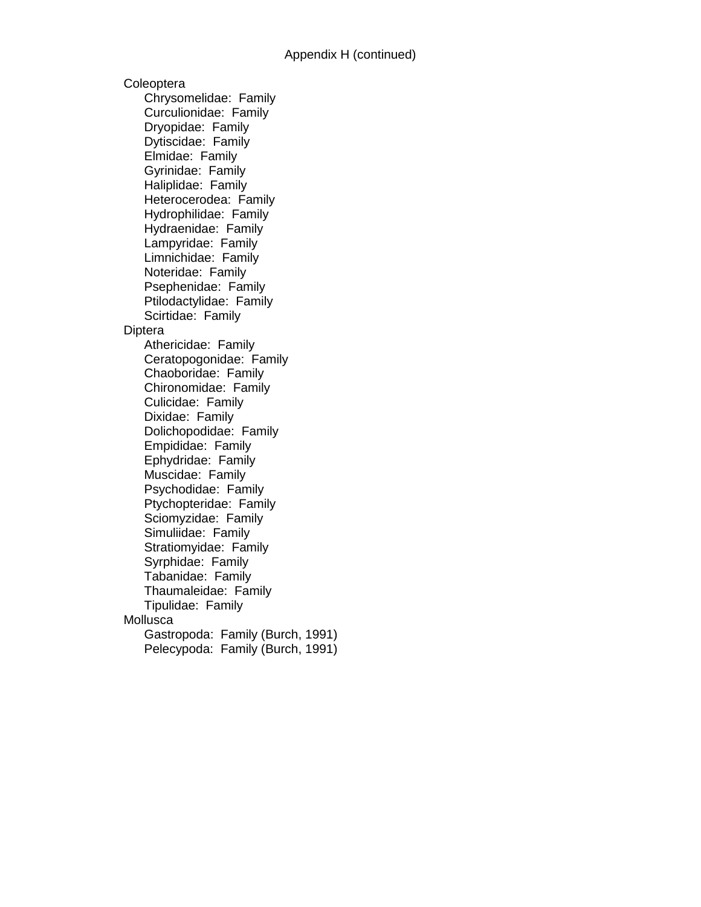Appendix H (continued)

Coleoptera
- Chrysomelidae: Family
- Curculionidae: Family
- Dryopidae: Family
- Dytiscidae: Family
- Elmidae: Family
- Gyrinidae: Family
- Haliplidae: Family
- Heterocerodea: Family
- Hydrophilidae: Family
- Hydraenidae: Family
- Lampyridae: Family
- Limnichidae: Family
- Noteridae: Family
- Psephenidae: Family
- Ptilodactylidae: Family
- Scirtidae: Family

Diptera
- Athericidae: Family
- Ceratopogonidae: Family
- Chaoboridae: Family
- Chironomidae: Family
- Culicidae: Family
- Dixidae: Family
- Dolichopodidae: Family
- Empididae: Family
- Ephydridae: Family
- Muscidae: Family
- Psychodidae: Family
- Ptychopteridae: Family
- Sciomyzidae: Family
- Simuliidae: Family
- Stratiomyidae: Family
- Syrphidae: Family
- Tabanidae: Family
- Thaumaleidae: Family
- Tipulidae: Family

Mollusca
- Gastropoda: Family (Burch, 1991)
- Pelecypoda: Family (Burch, 1991)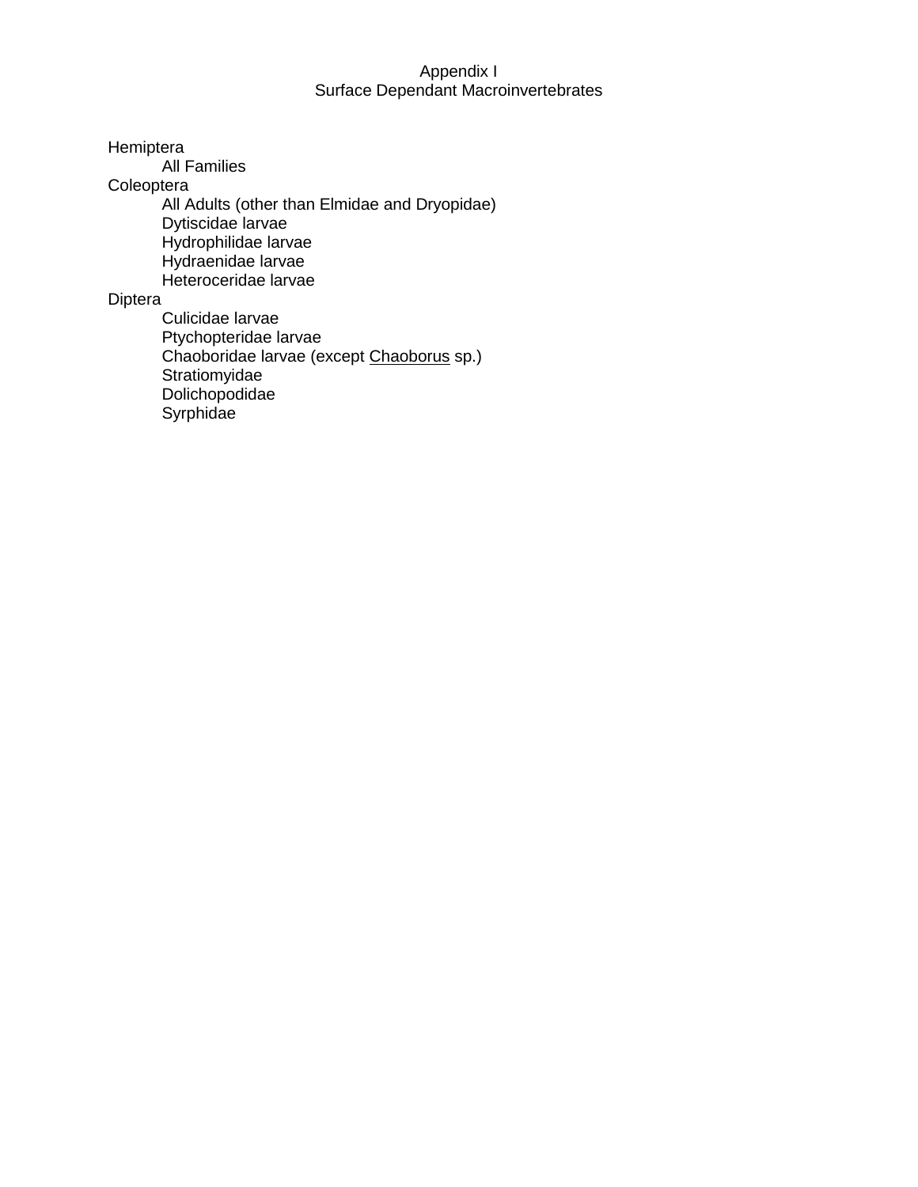# Appendix I
## Surface Dependant Macroinvertebrates

- Hemiptera
  - All Families
- Coleoptera
  - All Adults (other than Elmidae and Dryopidae)
  - Dytiscidae larvae
  - Hydrophilidae larvae
  - Hydraenidae larvae
  - Heteroceridae larvae
- Diptera
  - Culicidae larvae
  - Ptychopteridae larvae
  - Chaoboridae larvae (except Chaoborus sp.)
  - Stratiomyidae
  - Dolichopodidae
  - Syrphidae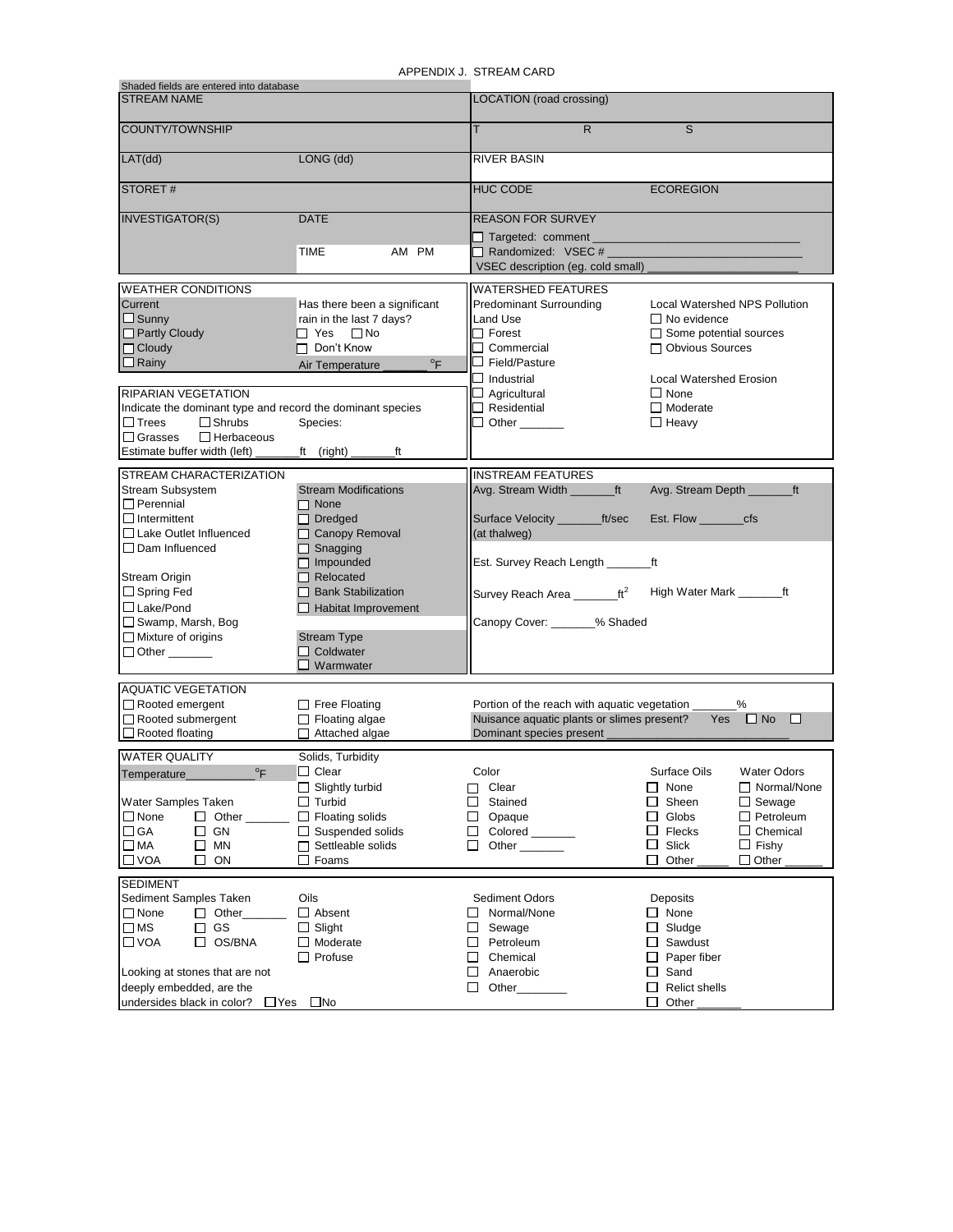# APPENDIX J. STREAM CARD

Shaded fields are entered into database

| STREAM NAME | | LOCATION (road crossing) | |
|---|---|---|---|
| COUNTY/TOWNSHIP | | T R S | |
| LAT(dd) | LONG (dd) | RIVER BASIN | |
| STORET # | | HUC CODE | ECOREGION |
| INVESTIGATOR(S) | DATE<br>TIME AM PM | REASON FOR SURVEY<br>☐ Targeted: comment ____<br>☐ Randomized: VSEC # ____<br>VSEC description (eg. cold small) ____ | |

## WEATHER CONDITIONS

Current
- ☐ Sunny
- ☐ Partly Cloudy
- ☐ Cloudy
- ☐ Rainy

Has there been a significant rain in the last 7 days?
☐ Yes ☐ No
☐ Don't Know

Air Temperature _______ °F

## RIPARIAN VEGETATION

Indicate the dominant type and record the dominant species

☐ Trees ☐ Shrubs Species:
☐ Grasses ☐ Herbaceous

Estimate buffer width (left) _______ft (right) _______ft

## WATERSHED FEATURES

Predominant Surrounding Land Use
- ☐ Forest
- ☐ Commercial
- ☐ Field/Pasture
- ☐ Industrial
- ☐ Agricultural
- ☐ Residential
- ☐ Other _______

Local Watershed NPS Pollution
- ☐ No evidence
- ☐ Some potential sources
- ☐ Obvious Sources

Local Watershed Erosion
- ☐ None
- ☐ Moderate
- ☐ Heavy

## STREAM CHARACTERIZATION

Stream Subsystem
- ☐ Perennial
- ☐ Intermittent
- ☐ Lake Outlet Influenced
- ☐ Dam Influenced

Stream Origin
- ☐ Spring Fed
- ☐ Lake/Pond
- ☐ Swamp, Marsh, Bog
- ☐ Mixture of origins
- ☐ Other _______

Stream Modifications
- ☐ None
- ☐ Dredged
- ☐ Canopy Removal
- ☐ Snagging
- ☐ Impounded
- ☐ Relocated
- ☐ Bank Stabilization
- ☐ Habitat Improvement

Stream Type
- ☐ Coldwater
- ☐ Warmwater

## INSTREAM FEATURES

Avg. Stream Width _______ft Avg. Stream Depth _______ft

Surface Velocity _______ft/sec (at thalweg) Est. Flow _______cfs

Est. Survey Reach Length _______ft

Survey Reach Area _______ft² High Water Mark _______ft

Canopy Cover: _______% Shaded

## AQUATIC VEGETATION

- ☐ Rooted emergent
- ☐ Rooted submergent
- ☐ Rooted floating
- ☐ Free Floating
- ☐ Floating algae
- ☐ Attached algae

Portion of the reach with aquatic vegetation _______%

Nuisance aquatic plants or slimes present? Yes ☐ No ☐

Dominant species present ____________

## WATER QUALITY

Temperature__________°F

Water Samples Taken
- ☐ None ☐ Other _______
- ☐ GA ☐ GN
- ☐ MA ☐ MN
- ☐ VOA ☐ ON

Solids, Turbidity
- ☐ Clear
- ☐ Slightly turbid
- ☐ Turbid
- ☐ Floating solids
- ☐ Suspended solids
- ☐ Settleable solids
- ☐ Foams

Color
- ☐ Clear
- ☐ Stained
- ☐ Opaque
- ☐ Colored _______
- ☐ Other _______

Surface Oils
- ☐ None
- ☐ Sheen
- ☐ Globs
- ☐ Flecks
- ☐ Slick
- ☐ Other _____

Water Odors
- ☐ Normal/None
- ☐ Sewage
- ☐ Petroleum
- ☐ Chemical
- ☐ Fishy
- ☐ Other ______

## SEDIMENT

Sediment Samples Taken
- ☐ None ☐ Other_______
- ☐ MS ☐ GS
- ☐ VOA ☐ OS/BNA

Oils
- ☐ Absent
- ☐ Slight
- ☐ Moderate
- ☐ Profuse

Sediment Odors
- ☐ Normal/None
- ☐ Sewage
- ☐ Petroleum
- ☐ Chemical
- ☐ Anaerobic
- ☐ Other________

Deposits
- ☐ None
- ☐ Sludge
- ☐ Sawdust
- ☐ Paper fiber
- ☐ Sand
- ☐ Relict shells
- ☐ Other _______

Looking at stones that are not deeply embedded, are the undersides black in color? ☐Yes ☐No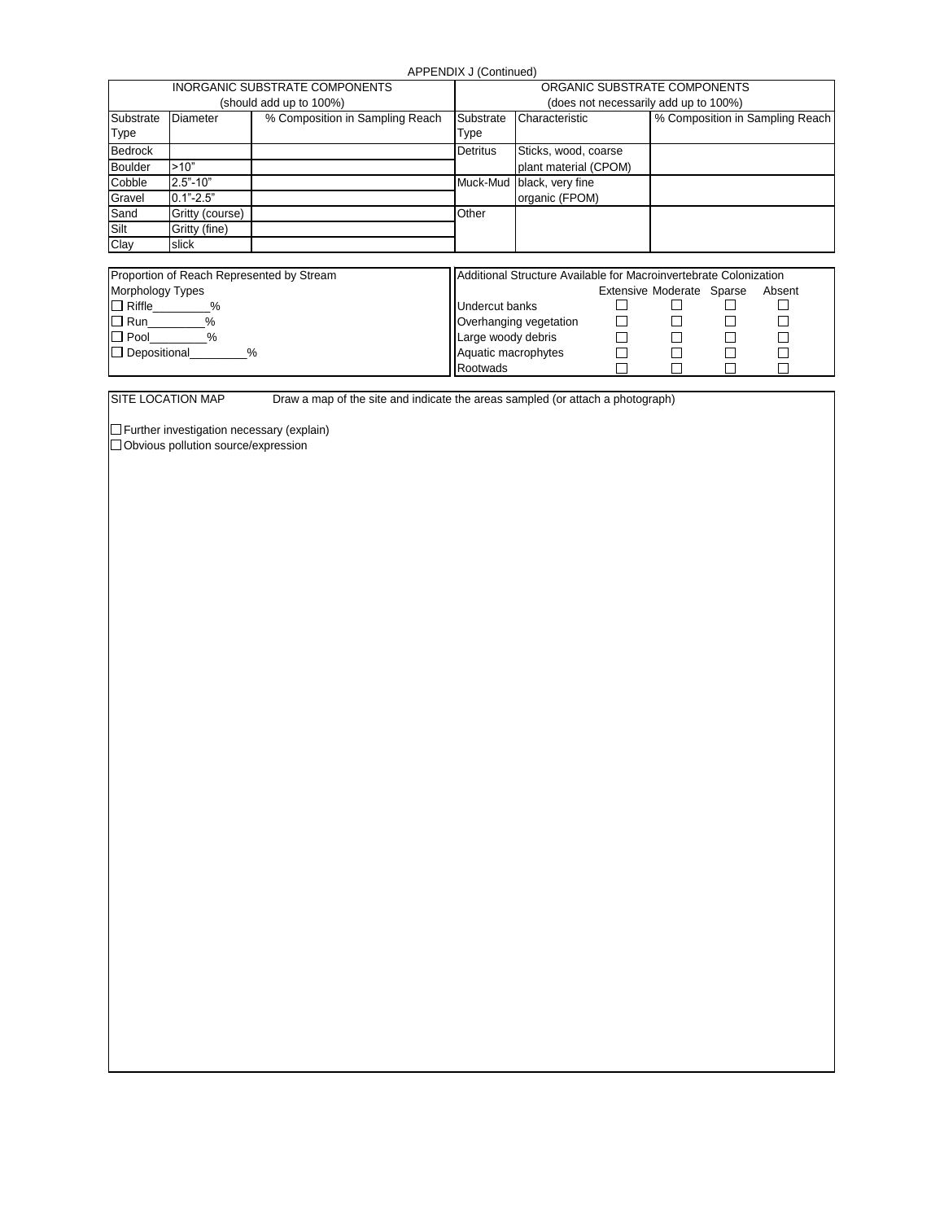APPENDIX J (Continued)

| INORGANIC SUBSTRATE COMPONENTS (should add up to 100%) | | | ORGANIC SUBSTRATE COMPONENTS (does not necessarily add up to 100%) | | |
|---|---|---|---|---|---|
| Substrate Type | Diameter | % Composition in Sampling Reach | Substrate Type | Characteristic | % Composition in Sampling Reach |
| Bedrock | | | Detritus | Sticks, wood, coarse plant material (CPOM) | |
| Boulder | >10" | | | | |
| Cobble | 2.5"-10" | | Muck-Mud | black, very fine organic (FPOM) | |
| Gravel | 0.1"-2.5" | | | | |
| Sand | Gritty (course) | | Other | | |
| Silt | Gritty (fine) | | | | |
| Clay | slick | | | | |

Proportion of Reach Represented by Stream Morphology Types

- ☐ Riffle________%
- ☐ Run________%
- ☐ Pool________%
- ☐ Depositional________%

| Additional Structure Available for Macroinvertebrate Colonization | Extensive | Moderate | Sparse | Absent |
|---|---|---|---|---|
| Undercut banks | ☐ | ☐ | ☐ | ☐ |
| Overhanging vegetation | ☐ | ☐ | ☐ | ☐ |
| Large woody debris | ☐ | ☐ | ☐ | ☐ |
| Aquatic macrophytes | ☐ | ☐ | ☐ | ☐ |
| Rootwads | ☐ | ☐ | ☐ | ☐ |

SITE LOCATION MAP Draw a map of the site and indicate the areas sampled (or attach a photograph)

☐ Further investigation necessary (explain)

☐ Obvious pollution source/expression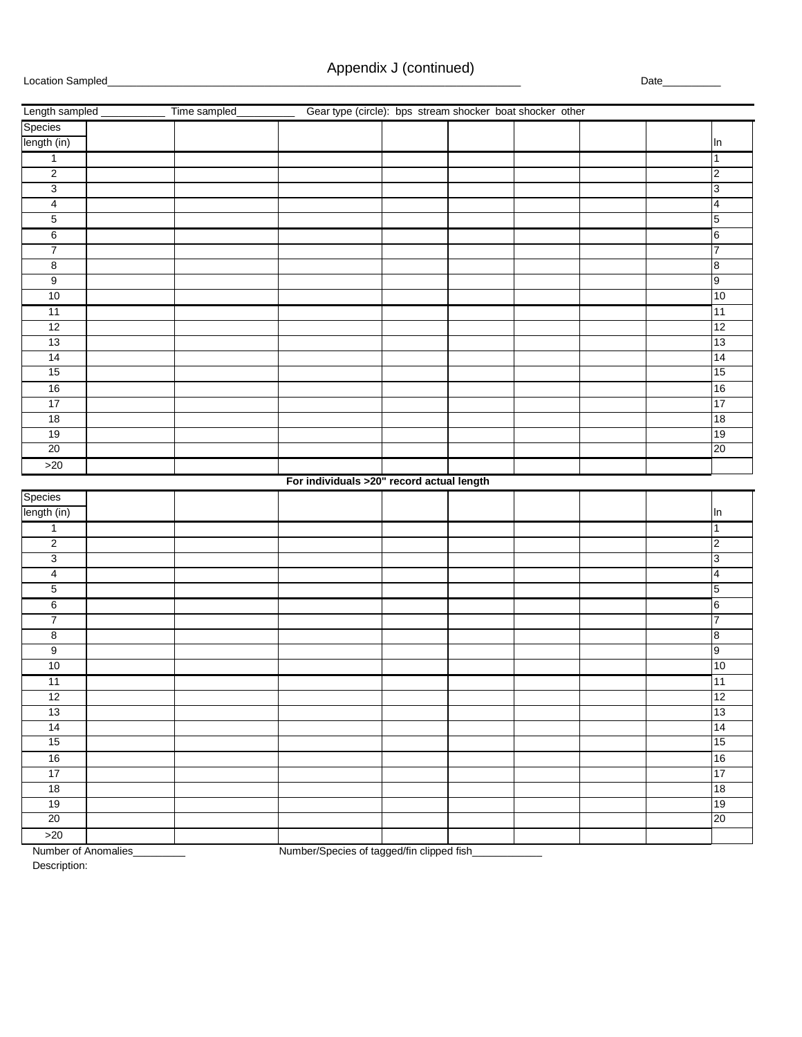# Appendix J (continued)

Location Sampled_________________________________________________________________ Date__________

Length sampled ___________ Time sampled__________ Gear type (circle): bps stream shocker boat shocker other

| Species | | | | | | | | | |
|---|---|---|---|---|---|---|---|---|---|
| length (in) | | | | | | | | | In |
| 1 | | | | | | | | | 1 |
| 2 | | | | | | | | | 2 |
| 3 | | | | | | | | | 3 |
| 4 | | | | | | | | | 4 |
| 5 | | | | | | | | | 5 |
| 6 | | | | | | | | | 6 |
| 7 | | | | | | | | | 7 |
| 8 | | | | | | | | | 8 |
| 9 | | | | | | | | | 9 |
| 10 | | | | | | | | | 10 |
| 11 | | | | | | | | | 11 |
| 12 | | | | | | | | | 12 |
| 13 | | | | | | | | | 13 |
| 14 | | | | | | | | | 14 |
| 15 | | | | | | | | | 15 |
| 16 | | | | | | | | | 16 |
| 17 | | | | | | | | | 17 |
| 18 | | | | | | | | | 18 |
| 19 | | | | | | | | | 19 |
| 20 | | | | | | | | | 20 |
| >20 | | | | | | | | | |

**For individuals >20" record actual length**

| Species | | | | | | | | | |
|---|---|---|---|---|---|---|---|---|---|
| length (in) | | | | | | | | | In |
| 1 | | | | | | | | | 1 |
| 2 | | | | | | | | | 2 |
| 3 | | | | | | | | | 3 |
| 4 | | | | | | | | | 4 |
| 5 | | | | | | | | | 5 |
| 6 | | | | | | | | | 6 |
| 7 | | | | | | | | | 7 |
| 8 | | | | | | | | | 8 |
| 9 | | | | | | | | | 9 |
| 10 | | | | | | | | | 10 |
| 11 | | | | | | | | | 11 |
| 12 | | | | | | | | | 12 |
| 13 | | | | | | | | | 13 |
| 14 | | | | | | | | | 14 |
| 15 | | | | | | | | | 15 |
| 16 | | | | | | | | | 16 |
| 17 | | | | | | | | | 17 |
| 18 | | | | | | | | | 18 |
| 19 | | | | | | | | | 19 |
| 20 | | | | | | | | | 20 |
| >20 | | | | | | | | | |

Number of Anomalies_________ Number/Species of tagged/fin clipped fish____________

Description: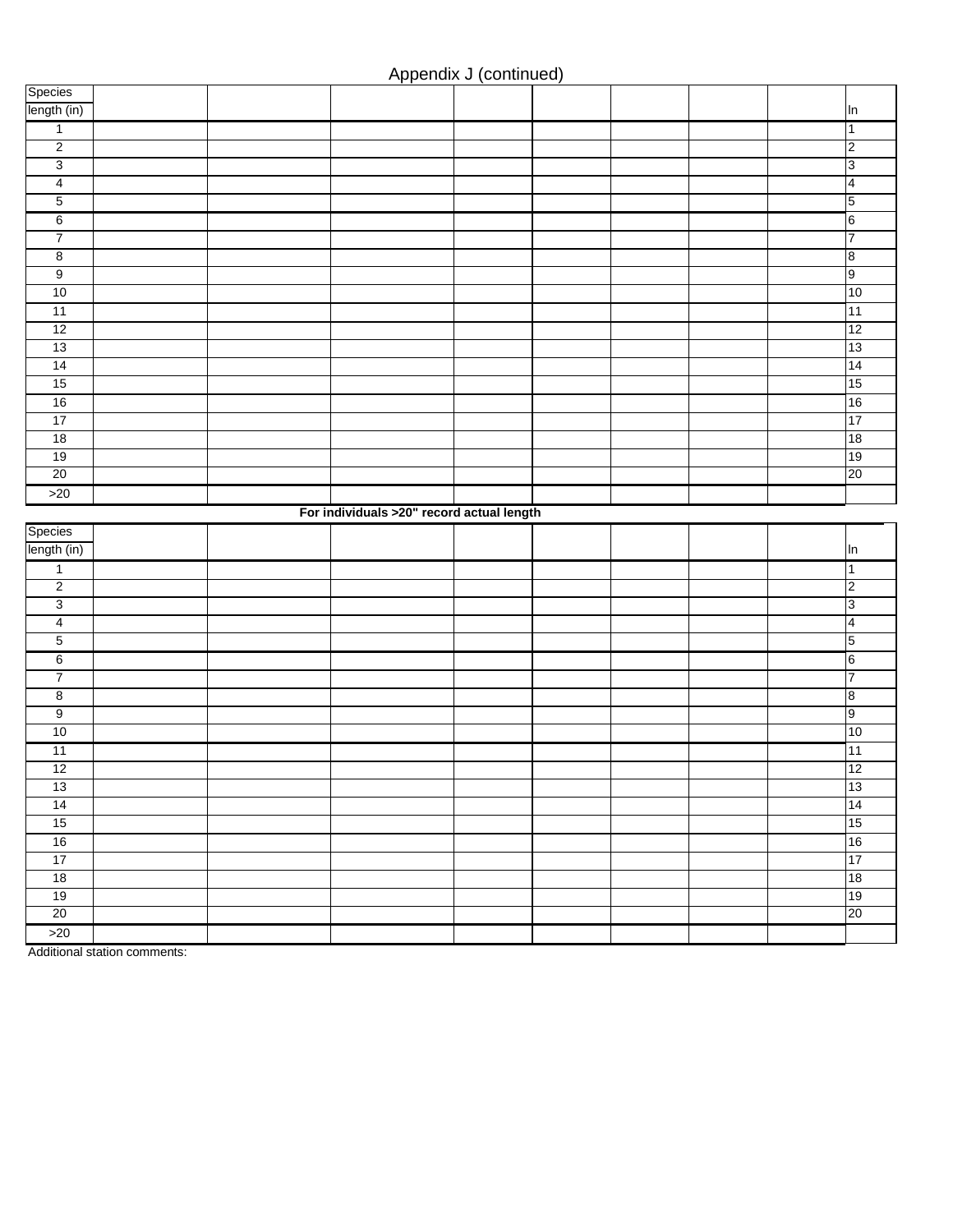Appendix J (continued)

| Species | | | | | | | | | |
|---|---|---|---|---|---|---|---|---|---|
| length (in) | | | | | | | | | In |
| 1 | | | | | | | | | 1 |
| 2 | | | | | | | | | 2 |
| 3 | | | | | | | | | 3 |
| 4 | | | | | | | | | 4 |
| 5 | | | | | | | | | 5 |
| 6 | | | | | | | | | 6 |
| 7 | | | | | | | | | 7 |
| 8 | | | | | | | | | 8 |
| 9 | | | | | | | | | 9 |
| 10 | | | | | | | | | 10 |
| 11 | | | | | | | | | 11 |
| 12 | | | | | | | | | 12 |
| 13 | | | | | | | | | 13 |
| 14 | | | | | | | | | 14 |
| 15 | | | | | | | | | 15 |
| 16 | | | | | | | | | 16 |
| 17 | | | | | | | | | 17 |
| 18 | | | | | | | | | 18 |
| 19 | | | | | | | | | 19 |
| 20 | | | | | | | | | 20 |
| >20 | | | | | | | | | |

**For individuals >20" record actual length**

| Species | | | | | | | | | |
|---|---|---|---|---|---|---|---|---|---|
| length (in) | | | | | | | | | In |
| 1 | | | | | | | | | 1 |
| 2 | | | | | | | | | 2 |
| 3 | | | | | | | | | 3 |
| 4 | | | | | | | | | 4 |
| 5 | | | | | | | | | 5 |
| 6 | | | | | | | | | 6 |
| 7 | | | | | | | | | 7 |
| 8 | | | | | | | | | 8 |
| 9 | | | | | | | | | 9 |
| 10 | | | | | | | | | 10 |
| 11 | | | | | | | | | 11 |
| 12 | | | | | | | | | 12 |
| 13 | | | | | | | | | 13 |
| 14 | | | | | | | | | 14 |
| 15 | | | | | | | | | 15 |
| 16 | | | | | | | | | 16 |
| 17 | | | | | | | | | 17 |
| 18 | | | | | | | | | 18 |
| 19 | | | | | | | | | 19 |
| 20 | | | | | | | | | 20 |
| >20 | | | | | | | | | |

Additional station comments: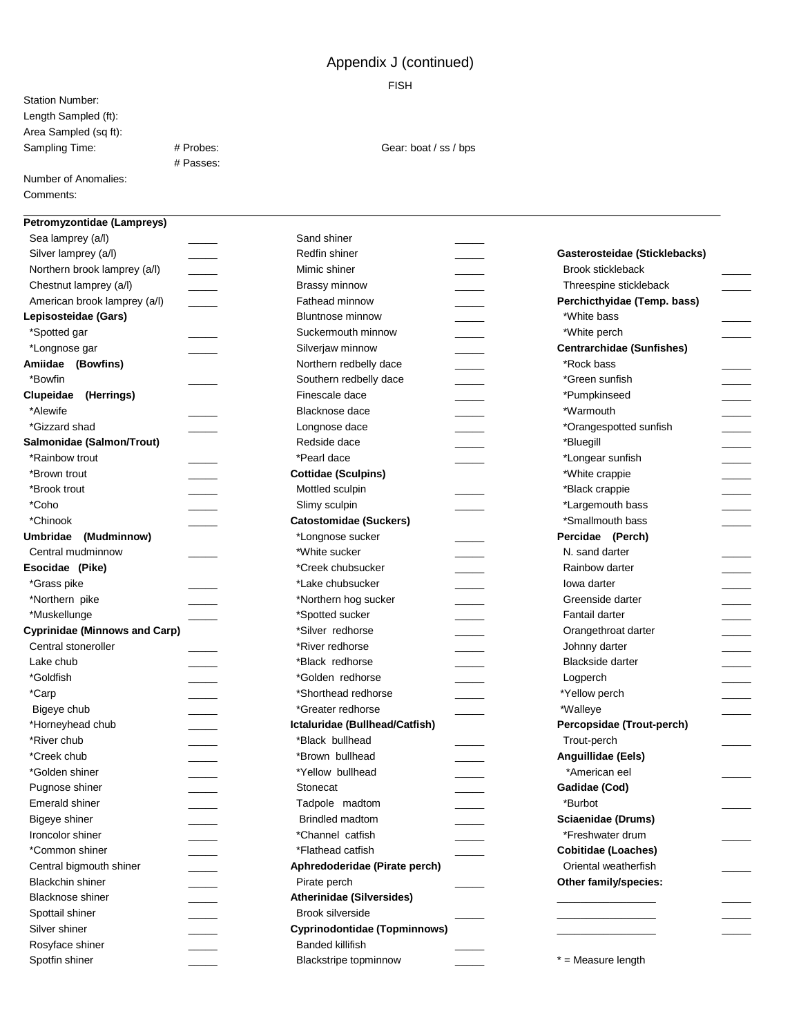# Appendix J (continued)

## FISH

Station Number:

Length Sampled (ft):

Area Sampled (sq ft):

Sampling Time: # Probes: Gear: boat / ss / bps

# Passes:

Number of Anomalies:

Comments:

---

**Petromyzontidae (Lampreys)**

- Sea lamprey (a/l) _____
- Silver lamprey (a/l) _____
- Northern brook lamprey (a/l) _____
- Chestnut lamprey (a/l) _____
- American brook lamprey (a/l) _____

**Lepisosteidae (Gars)**

- *Spotted gar _____
- *Longnose gar _____

**Amiidae (Bowfins)**

- *Bowfin _____

**Clupeidae (Herrings)**

- *Alewife _____
- *Gizzard shad _____

**Salmonidae (Salmon/Trout)**

- *Rainbow trout _____
- *Brown trout _____
- *Brook trout _____
- *Coho _____
- *Chinook _____

**Umbridae (Mudminnow)**

- Central mudminnow _____

**Esocidae (Pike)**

- *Grass pike _____
- *Northern pike _____
- *Muskellunge _____

**Cyprinidae (Minnows and Carp)**

- Central stoneroller _____
- Lake chub _____
- *Goldfish _____
- *Carp _____
- Bigeye chub _____
- *Horneyhead chub _____
- *River chub _____
- *Creek chub _____
- *Golden shiner _____
- Pugnose shiner _____
- Emerald shiner _____
- Bigeye shiner _____
- Ironcolor shiner _____
- *Common shiner _____
- Central bigmouth shiner _____
- Blackchin shiner _____
- Blacknose shiner _____
- Spottail shiner _____
- Silver shiner _____
- Rosyface shiner _____
- Spotfin shiner _____
- Sand shiner _____
- Redfin shiner _____
- Mimic shiner _____
- Brassy minnow _____
- Fathead minnow _____
- Bluntnose minnow _____
- Suckermouth minnow _____
- Silverjaw minnow _____
- Northern redbelly dace _____
- Southern redbelly dace _____
- Finescale dace _____
- Blacknose dace _____
- Longnose dace _____
- Redside dace _____
- *Pearl dace _____

**Cottidae (Sculpins)**

- Mottled sculpin _____
- Slimy sculpin _____

**Catostomidae (Suckers)**

- *Longnose sucker _____
- *White sucker _____
- *Creek chubsucker _____
- *Lake chubsucker _____
- *Northern hog sucker _____
- *Spotted sucker _____
- *Silver redhorse _____
- *River redhorse _____
- *Black redhorse _____
- *Golden redhorse _____
- *Shorthead redhorse _____
- *Greater redhorse _____

**Ictaluridae (Bullhead/Catfish)**

- *Black bullhead _____
- *Brown bullhead _____
- *Yellow bullhead _____
- Stonecat _____
- Tadpole madtom _____
- Brindled madtom _____
- *Channel catfish _____
- *Flathead catfish _____

**Aphredoderidae (Pirate perch)**

- Pirate perch _____

**Atherinidae (Silversides)**

- Brook silverside _____

**Cyprinodontidae (Topminnows)**

- Banded killifish _____
- Blackstripe topminnow _____

**Gasterosteidae (Sticklebacks)**

- Brook stickleback _____
- Threespine stickleback _____

**Perchicthyidae (Temp. bass)**

- *White bass _____
- *White perch _____

**Centrarchidae (Sunfishes)**

- *Rock bass _____
- *Green sunfish _____
- *Pumpkinseed _____
- *Warmouth _____
- *Orangespotted sunfish _____
- *Bluegill _____
- *Longear sunfish _____
- *White crappie _____
- *Black crappie _____
- *Largemouth bass _____
- *Smallmouth bass _____

**Percidae (Perch)**

- N. sand darter _____
- Rainbow darter _____
- Iowa darter _____
- Greenside darter _____
- Fantail darter _____
- Orangethroat darter _____
- Johnny darter _____
- Blackside darter _____
- Logperch _____
- *Yellow perch _____
- *Walleye _____

**Percopsidae (Trout-perch)**

- Trout-perch _____

**Anguillidae (Eels)**

- *American eel _____

**Gadidae (Cod)**

- *Burbot _____

**Sciaenidae (Drums)**

- *Freshwater drum _____

**Cobitidae (Loaches)**

- Oriental weatherfish _____

**Other family/species:**

- ________________ _____
- ________________ _____
- ________________ _____

* = Measure length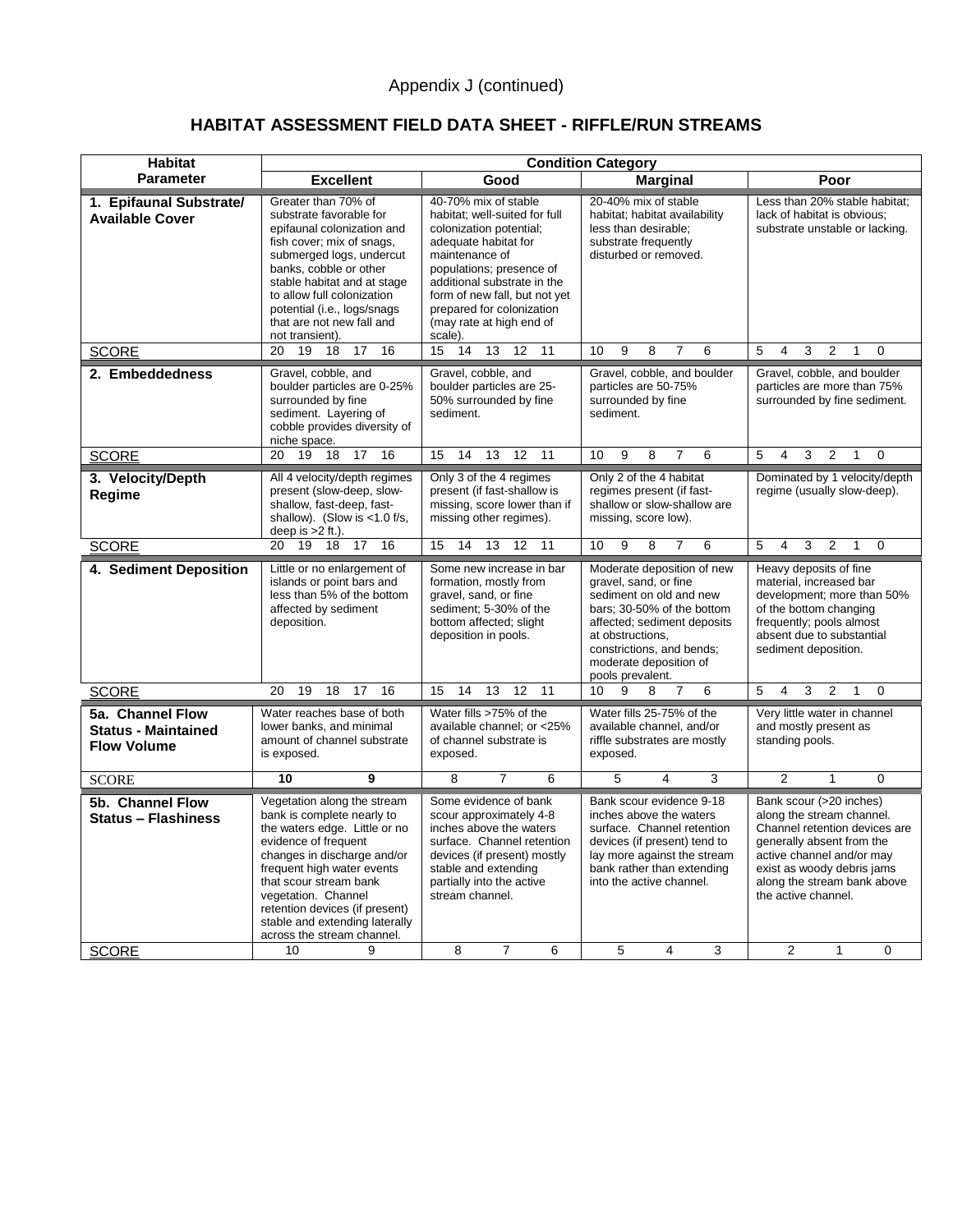Appendix J (continued)

## HABITAT ASSESSMENT FIELD DATA SHEET - RIFFLE/RUN STREAMS

| Habitat Parameter | Condition Category | | | |
|---|---|---|---|---|
| | Excellent | Good | Marginal | Poor |
| **1. Epifaunal Substrate/ Available Cover** | Greater than 70% of substrate favorable for epifaunal colonization and fish cover; mix of snags, submerged logs, undercut banks, cobble or other stable habitat and at stage to allow full colonization potential (i.e., logs/snags that are not new fall and not transient). | 40-70% mix of stable habitat; well-suited for full colonization potential; adequate habitat for maintenance of populations; presence of additional substrate in the form of new fall, but not yet prepared for colonization (may rate at high end of scale). | 20-40% mix of stable habitat; habitat availability less than desirable; substrate frequently disturbed or removed. | Less than 20% stable habitat; lack of habitat is obvious; substrate unstable or lacking. |
| SCORE | 20 19 18 17 16 | 15 14 13 12 11 | 10 9 8 7 6 | 5 4 3 2 1 0 |
| **2. Embeddedness** | Gravel, cobble, and boulder particles are 0-25% surrounded by fine sediment. Layering of cobble provides diversity of niche space. | Gravel, cobble, and boulder particles are 25-50% surrounded by fine sediment. | Gravel, cobble, and boulder particles are 50-75% surrounded by fine sediment. | Gravel, cobble, and boulder particles are more than 75% surrounded by fine sediment. |
| SCORE | 20 19 18 17 16 | 15 14 13 12 11 | 10 9 8 7 6 | 5 4 3 2 1 0 |
| **3. Velocity/Depth Regime** | All 4 velocity/depth regimes present (slow-deep, slow-shallow, fast-deep, fast-shallow). (Slow is <1.0 f/s, deep is >2 ft.). | Only 3 of the 4 regimes present (if fast-shallow is missing, score lower than if missing other regimes). | Only 2 of the 4 habitat regimes present (if fast-shallow or slow-shallow are missing, score low). | Dominated by 1 velocity/depth regime (usually slow-deep). |
| SCORE | 20 19 18 17 16 | 15 14 13 12 11 | 10 9 8 7 6 | 5 4 3 2 1 0 |
| **4. Sediment Deposition** | Little or no enlargement of islands or point bars and less than 5% of the bottom affected by sediment deposition. | Some new increase in bar formation, mostly from gravel, sand, or fine sediment; 5-30% of the bottom affected; slight deposition in pools. | Moderate deposition of new gravel, sand, or fine sediment on old and new bars; 30-50% of the bottom affected; sediment deposits at obstructions, constrictions, and bends; moderate deposition of pools prevalent. | Heavy deposits of fine material, increased bar development; more than 50% of the bottom changing frequently; pools almost absent due to substantial sediment deposition. |
| SCORE | 20 19 18 17 16 | 15 14 13 12 11 | 10 9 8 7 6 | 5 4 3 2 1 0 |
| **5a. Channel Flow Status - Maintained Flow Volume** | Water reaches base of both lower banks, and minimal amount of channel substrate is exposed. | Water fills >75% of the available channel; or <25% of channel substrate is exposed. | Water fills 25-75% of the available channel, and/or riffle substrates are mostly exposed. | Very little water in channel and mostly present as standing pools. |
| SCORE | **10 9** | 8 7 6 | 5 4 3 | 2 1 0 |
| **5b. Channel Flow Status – Flashiness** | Vegetation along the stream bank is complete nearly to the waters edge. Little or no evidence of frequent changes in discharge and/or frequent high water events that scour stream bank vegetation. Channel retention devices (if present) stable and extending laterally across the stream channel. | Some evidence of bank scour approximately 4-8 inches above the waters surface. Channel retention devices (if present) mostly stable and extending partially into the active stream channel. | Bank scour evidence 9-18 inches above the waters surface. Channel retention devices (if present) tend to lay more against the stream bank rather than extending into the active channel. | Bank scour (>20 inches) along the stream channel. Channel retention devices are generally absent from the active channel and/or may exist as woody debris jams along the stream bank above the active channel. |
| SCORE | 10 9 | 8 7 6 | 5 4 3 | 2 1 0 |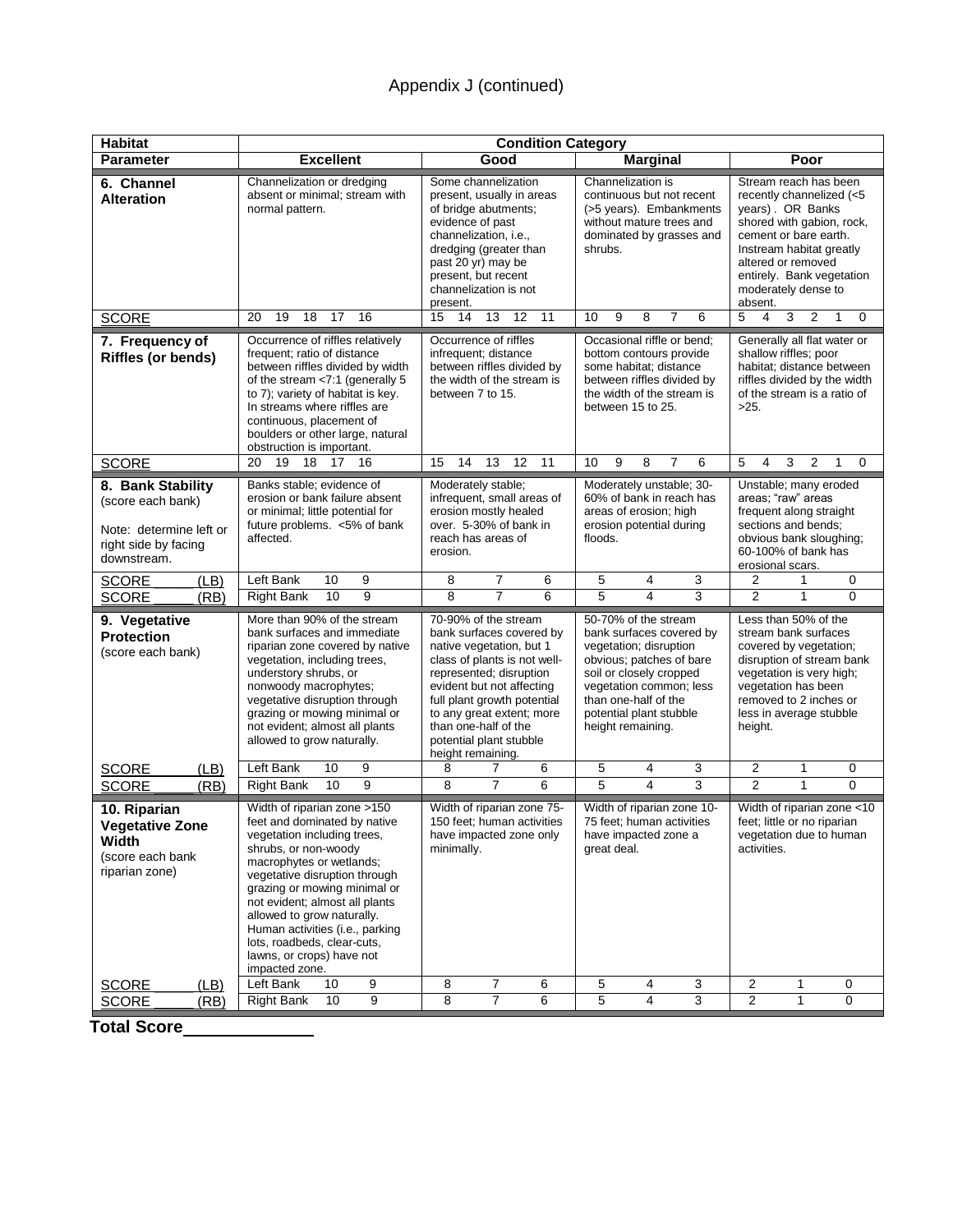# Appendix J (continued)

| Habitat Parameter | Condition Category | | | |
|---|---|---|---|---|
| | **Excellent** | **Good** | **Marginal** | **Poor** |
| **6. Channel Alteration** | Channelization or dredging absent or minimal; stream with normal pattern. | Some channelization present, usually in areas of bridge abutments; evidence of past channelization, i.e., dredging (greater than past 20 yr) may be present, but recent channelization is not present. | Channelization is continuous but not recent (>5 years). Embankments without mature trees and dominated by grasses and shrubs. | Stream reach has been recently channelized (<5 years) . OR Banks shored with gabion, rock, cement or bare earth. Instream habitat greatly altered or removed entirely. Bank vegetation moderately dense to absent. |
| SCORE | 20 19 18 17 16 | 15 14 13 12 11 | 10 9 8 7 6 | 5 4 3 2 1 0 |
| **7. Frequency of Riffles (or bends)** | Occurrence of riffles relatively frequent; ratio of distance between riffles divided by width of the stream <7:1 (generally 5 to 7); variety of habitat is key. In streams where riffles are continuous, placement of boulders or other large, natural obstruction is important. | Occurrence of riffles infrequent; distance between riffles divided by the width of the stream is between 7 to 15. | Occasional riffle or bend; bottom contours provide some habitat; distance between riffles divided by the width of the stream is between 15 to 25. | Generally all flat water or shallow riffles; poor habitat; distance between riffles divided by the width of the stream is a ratio of >25. |
| SCORE | 20 19 18 17 16 | 15 14 13 12 11 | 10 9 8 7 6 | 5 4 3 2 1 0 |
| **8. Bank Stability** (score each bank) Note: determine left or right side by facing downstream. | Banks stable; evidence of erosion or bank failure absent or minimal; little potential for future problems. <5% of bank affected. | Moderately stable; infrequent, small areas of erosion mostly healed over. 5-30% of bank in reach has areas of erosion. | Moderately unstable; 30-60% of bank in reach has areas of erosion; high erosion potential during floods. | Unstable; many eroded areas; "raw" areas frequent along straight sections and bends; obvious bank sloughing; 60-100% of bank has erosional scars. |
| SCORE ____ (LB) | Left Bank 10 9 | 8 7 6 | 5 4 3 | 2 1 0 |
| SCORE ____ (RB) | Right Bank 10 9 | 8 7 6 | 5 4 3 | 2 1 0 |
| **9. Vegetative Protection** (score each bank) | More than 90% of the stream bank surfaces and immediate riparian zone covered by native vegetation, including trees, understory shrubs, or nonwoody macrophytes; vegetative disruption through grazing or mowing minimal or not evident; almost all plants allowed to grow naturally. | 70-90% of the stream bank surfaces covered by native vegetation, but 1 class of plants is not well-represented; disruption evident but not affecting full plant growth potential to any great extent; more than one-half of the potential plant stubble height remaining. | 50-70% of the stream bank surfaces covered by vegetation; disruption obvious; patches of bare soil or closely cropped vegetation common; less than one-half of the potential plant stubble height remaining. | Less than 50% of the stream bank surfaces covered by vegetation; disruption of stream bank vegetation is very high; vegetation has been removed to 2 inches or less in average stubble height. |
| SCORE ____ (LB) | Left Bank 10 9 | 8 7 6 | 5 4 3 | 2 1 0 |
| SCORE ____ (RB) | Right Bank 10 9 | 8 7 6 | 5 4 3 | 2 1 0 |
| **10. Riparian Vegetative Zone Width** (score each bank riparian zone) | Width of riparian zone >150 feet and dominated by native vegetation including trees, shrubs, or non-woody macrophytes or wetlands; vegetative disruption through grazing or mowing minimal or not evident; almost all plants allowed to grow naturally. Human activities (i.e., parking lots, roadbeds, clear-cuts, lawns, or crops) have not impacted zone. | Width of riparian zone 75-150 feet; human activities have impacted zone only minimally. | Width of riparian zone 10-75 feet; human activities have impacted zone a great deal. | Width of riparian zone <10 feet; little or no riparian vegetation due to human activities. |
| SCORE ____ (LB) | Left Bank 10 9 | 8 7 6 | 5 4 3 | 2 1 0 |
| SCORE ____ (RB) | Right Bank 10 9 | 8 7 6 | 5 4 3 | 2 1 0 |

**Total Score____________**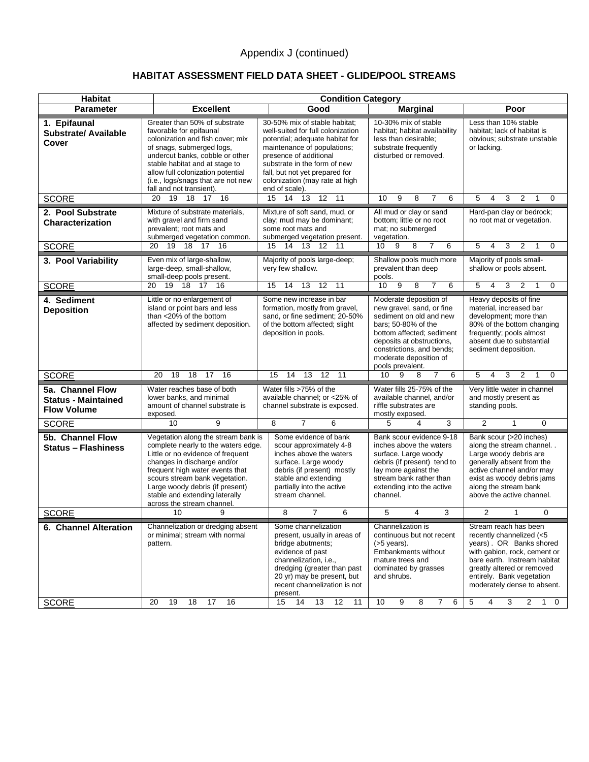Appendix J (continued)

## HABITAT ASSESSMENT FIELD DATA SHEET - GLIDE/POOL STREAMS

| Habitat | Condition Category | | | |
|---|---|---|---|---|
| **Parameter** | **Excellent** | **Good** | **Marginal** | **Poor** |
| **1. Epifaunal Substrate/ Available Cover** | Greater than 50% of substrate favorable for epifaunal colonization and fish cover; mix of snags, submerged logs, undercut banks, cobble or other stable habitat and at stage to allow full colonization potential (i.e., logs/snags that are not new fall and not transient). | 30-50% mix of stable habitat; well-suited for full colonization potential; adequate habitat for maintenance of populations; presence of additional substrate in the form of new fall, but not yet prepared for colonization (may rate at high end of scale). | 10-30% mix of stable habitat; habitat availability less than desirable; substrate frequently disturbed or removed. | Less than 10% stable habitat; lack of habitat is obvious; substrate unstable or lacking. |
| SCORE | 20 19 18 17 16 | 15 14 13 12 11 | 10 9 8 7 6 | 5 4 3 2 1 0 |
| **2. Pool Substrate Characterization** | Mixture of substrate materials, with gravel and firm sand prevalent; root mats and submerged vegetation common. | Mixture of soft sand, mud, or clay; mud may be dominant; some root mats and submerged vegetation present. | All mud or clay or sand bottom; little or no root mat; no submerged vegetation. | Hard-pan clay or bedrock; no root mat or vegetation. |
| SCORE | 20 19 18 17 16 | 15 14 13 12 11 | 10 9 8 7 6 | 5 4 3 2 1 0 |
| **3. Pool Variability** | Even mix of large-shallow, large-deep, small-shallow, small-deep pools present. | Majority of pools large-deep; very few shallow. | Shallow pools much more prevalent than deep pools. | Majority of pools small-shallow or pools absent. |
| SCORE | 20 19 18 17 16 | 15 14 13 12 11 | 10 9 8 7 6 | 5 4 3 2 1 0 |
| **4. Sediment Deposition** | Little or no enlargement of island or point bars and less than <20% of the bottom affected by sediment deposition. | Some new increase in bar formation, mostly from gravel, sand, or fine sediment; 20-50% of the bottom affected; slight deposition in pools. | Moderate deposition of new gravel, sand, or fine sediment on old and new bars; 50-80% of the bottom affected; sediment deposits at obstructions, constrictions, and bends; moderate deposition of pools prevalent. | Heavy deposits of fine material, increased bar development; more than 80% of the bottom changing frequently; pools almost absent due to substantial sediment deposition. |
| SCORE | 20 19 18 17 16 | 15 14 13 12 11 | 10 9 8 7 6 | 5 4 3 2 1 0 |
| **5a. Channel Flow Status - Maintained Flow Volume** | Water reaches base of both lower banks, and minimal amount of channel substrate is exposed. | Water fills >75% of the available channel; or <25% of channel substrate is exposed. | Water fills 25-75% of the available channel, and/or riffle substrates are mostly exposed. | Very little water in channel and mostly present as standing pools. |
| SCORE | 10 9 | 8 7 6 | 5 4 3 | 2 1 0 |
| **5b. Channel Flow Status – Flashiness** | Vegetation along the stream bank is complete nearly to the waters edge. Little or no evidence of frequent changes in discharge and/or frequent high water events that scours stream bank vegetation. Large woody debris (if present) stable and extending laterally across the stream channel. | Some evidence of bank scour approximately 4-8 inches above the waters surface. Large woody debris (if present) mostly stable and extending partially into the active stream channel. | Bank scour evidence 9-18 inches above the waters surface. Large woody debris (if present) tend to lay more against the stream bank rather than extending into the active channel. | Bank scour (>20 inches) along the stream channel. . Large woody debris are generally absent from the active channel and/or may exist as woody debris jams along the stream bank above the active channel. |
| SCORE | 10 9 | 8 7 6 | 5 4 3 | 2 1 0 |
| **6. Channel Alteration** | Channelization or dredging absent or minimal; stream with normal pattern. | Some channelization present, usually in areas of bridge abutments; evidence of past channelization, i.e., dredging (greater than past 20 yr) may be present, but recent channelization is not present. | Channelization is continuous but not recent (>5 years). Embankments without mature trees and dominated by grasses and shrubs. | Stream reach has been recently channelized (<5 years) . OR Banks shored with gabion, rock, cement or bare earth. Instream habitat greatly altered or removed entirely. Bank vegetation moderately dense to absent. |
| SCORE | 20 19 18 17 16 | 15 14 13 12 11 | 10 9 8 7 6 | 5 4 3 2 1 0 |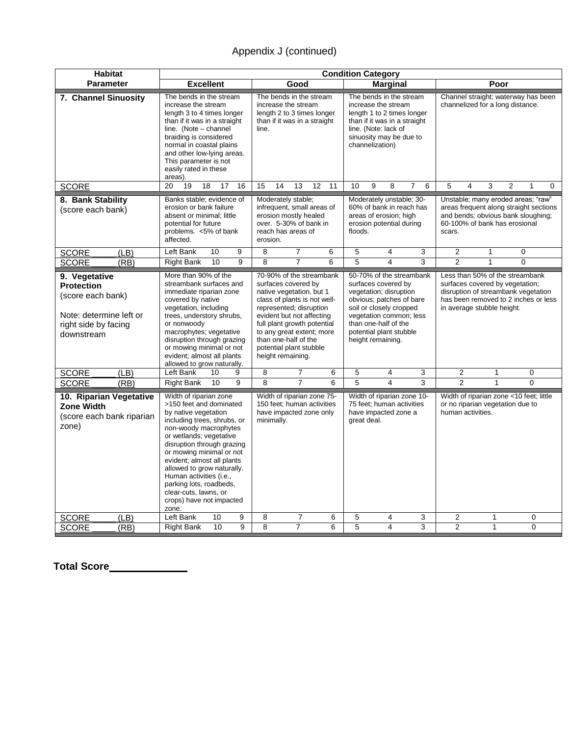Appendix J (continued)

| Habitat Parameter | Condition Category | | | |
|---|---|---|---|---|
| | **Excellent** | **Good** | **Marginal** | **Poor** |
| **7. Channel Sinuosity** | The bends in the stream increase the stream length 3 to 4 times longer than if it was in a straight line. (Note – channel braiding is considered normal in coastal plains and other low-lying areas. This parameter is not easily rated in these areas). | The bends in the stream increase the stream length 2 to 3 times longer than if it was in a straight line. | The bends in the stream increase the stream length 1 to 2 times longer than if it was in a straight line. (Note: lack of sinuosity may be due to channelization) | Channel straight; waterway has been channelized for a long distance. |
| SCORE | 20 19 18 17 16 | 15 14 13 12 11 | 10 9 8 7 6 | 5 4 3 2 1 0 |
| **8. Bank Stability** (score each bank) | Banks stable; evidence of erosion or bank failure absent or minimal; little potential for future problems. <5% of bank affected. | Moderately stable; infrequent, small areas of erosion mostly healed over. 5-30% of bank in reach has areas of erosion. | Moderately unstable; 30-60% of bank in reach has areas of erosion; high erosion potential during floods. | Unstable; many eroded areas; "raw" areas frequent along straight sections and bends; obvious bank sloughing; 60-100% of bank has erosional scars. |
| SCORE _____ (LB) | Left Bank 10 9 | 8 7 6 | 5 4 3 | 2 1 0 |
| SCORE _____ (RB) | Right Bank 10 9 | 8 7 6 | 5 4 3 | 2 1 0 |
| **9. Vegetative Protection** (score each bank) Note: determine left or right side by facing downstream | More than 90% of the streambank surfaces and immediate riparian zone covered by native vegetation, including trees, understory shrubs, or nonwoody macrophytes; vegetative disruption through grazing or mowing minimal or not evident; almost all plants allowed to grow naturally. | 70-90% of the streambank surfaces covered by native vegetation, but 1 class of plants is not well-represented; disruption evident but not affecting full plant growth potential to any great extent; more than one-half of the potential plant stubble height remaining. | 50-70% of the streambank surfaces covered by vegetation; disruption obvious; patches of bare soil or closely cropped vegetation common; less than one-half of the potential plant stubble height remaining. | Less than 50% of the streambank surfaces covered by vegetation; disruption of streambank vegetation has been removed to 2 inches or less in average stubble height. |
| SCORE _____ (LB) | Left Bank 10 9 | 8 7 6 | 5 4 3 | 2 1 0 |
| SCORE _____ (RB) | Right Bank 10 9 | 8 7 6 | 5 4 3 | 2 1 0 |
| **10. Riparian Vegetative Zone Width** (score each bank riparian zone) | Width of riparian zone >150 feet and dominated by native vegetation including trees, shrubs, or non-woody macrophytes or wetlands; vegetative disruption through grazing or mowing minimal or not evident; almost all plants allowed to grow naturally. Human activities (i.e., parking lots, roadbeds, clear-cuts, lawns, or crops) have not impacted zone. | Width of riparian zone 75-150 feet; human activities have impacted zone only minimally. | Width of riparian zone 10-75 feet; human activities have impacted zone a great deal. | Width of riparian zone <10 feet; little or no riparian vegetation due to human activities. |
| SCORE _____ (LB) | Left Bank 10 9 | 8 7 6 | 5 4 3 | 2 1 0 |
| SCORE _____ (RB) | Right Bank 10 9 | 8 7 6 | 5 4 3 | 2 1 0 |

**Total Score_____________**